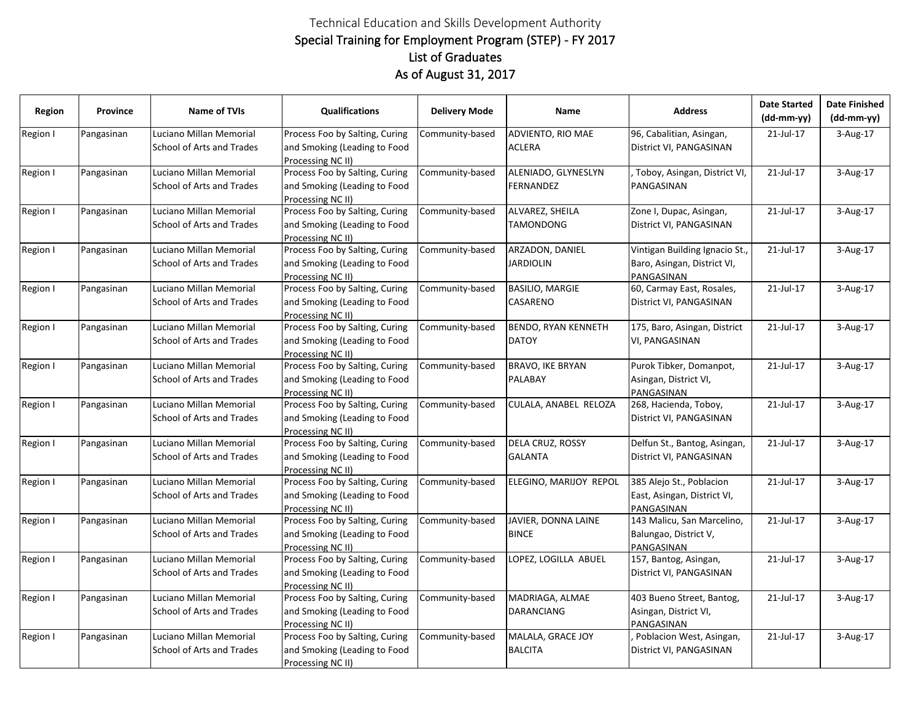# Technical Education and Skills Development Authority

## Special Training for Employment Program (STEP) - FY 2017

## List of Graduates

## As of August 31, 2017

| Region | Province | Name of TVIs | Qualifications | Delivery Mode | Name | Address | Date Started (dd-mm-yy) | Date Finished (dd-mm-yy) |
|---|---|---|---|---|---|---|---|---|
| Region I | Pangasinan | Luciano Millan Memorial School of Arts and Trades | Process Foo by Salting, Curing and Smoking (Leading to Food Processing NC II) | Community-based | ADVIENTO, RIO MAE ACLERA | 96, Cabalitian, Asingan, District VI, PANGASINAN | 21-Jul-17 | 3-Aug-17 |
| Region I | Pangasinan | Luciano Millan Memorial School of Arts and Trades | Process Foo by Salting, Curing and Smoking (Leading to Food Processing NC II) | Community-based | ALENIADO, GLYNESLYN FERNANDEZ | , Toboy, Asingan, District VI, PANGASINAN | 21-Jul-17 | 3-Aug-17 |
| Region I | Pangasinan | Luciano Millan Memorial School of Arts and Trades | Process Foo by Salting, Curing and Smoking (Leading to Food Processing NC II) | Community-based | ALVAREZ, SHEILA TAMONDONG | Zone I, Dupac, Asingan, District VI, PANGASINAN | 21-Jul-17 | 3-Aug-17 |
| Region I | Pangasinan | Luciano Millan Memorial School of Arts and Trades | Process Foo by Salting, Curing and Smoking (Leading to Food Processing NC II) | Community-based | ARZADON, DANIEL JARDIOLIN | Vintigan Building Ignacio St., Baro, Asingan, District VI, PANGASINAN | 21-Jul-17 | 3-Aug-17 |
| Region I | Pangasinan | Luciano Millan Memorial School of Arts and Trades | Process Foo by Salting, Curing and Smoking (Leading to Food Processing NC II) | Community-based | BASILIO, MARGIE CASARENO | 60, Carmay East, Rosales, District VI, PANGASINAN | 21-Jul-17 | 3-Aug-17 |
| Region I | Pangasinan | Luciano Millan Memorial School of Arts and Trades | Process Foo by Salting, Curing and Smoking (Leading to Food Processing NC II) | Community-based | BENDO, RYAN KENNETH DATOY | 175, Baro, Asingan, District VI, PANGASINAN | 21-Jul-17 | 3-Aug-17 |
| Region I | Pangasinan | Luciano Millan Memorial School of Arts and Trades | Process Foo by Salting, Curing and Smoking (Leading to Food Processing NC II) | Community-based | BRAVO, IKE BRYAN PALABAY | Purok Tibker, Domanpot, Asingan, District VI, PANGASINAN | 21-Jul-17 | 3-Aug-17 |
| Region I | Pangasinan | Luciano Millan Memorial School of Arts and Trades | Process Foo by Salting, Curing and Smoking (Leading to Food Processing NC II) | Community-based | CULALA, ANABEL RELOZA | 268, Hacienda, Toboy, District VI, PANGASINAN | 21-Jul-17 | 3-Aug-17 |
| Region I | Pangasinan | Luciano Millan Memorial School of Arts and Trades | Process Foo by Salting, Curing and Smoking (Leading to Food Processing NC II) | Community-based | DELA CRUZ, ROSSY GALANTA | Delfun St., Bantog, Asingan, District VI, PANGASINAN | 21-Jul-17 | 3-Aug-17 |
| Region I | Pangasinan | Luciano Millan Memorial School of Arts and Trades | Process Foo by Salting, Curing and Smoking (Leading to Food Processing NC II) | Community-based | ELEGINO, MARIJOY REPOL | 385 Alejo St., Poblacion East, Asingan, District VI, PANGASINAN | 21-Jul-17 | 3-Aug-17 |
| Region I | Pangasinan | Luciano Millan Memorial School of Arts and Trades | Process Foo by Salting, Curing and Smoking (Leading to Food Processing NC II) | Community-based | JAVIER, DONNA LAINE BINCE | 143 Malicu, San Marcelino, Balungao, District V, PANGASINAN | 21-Jul-17 | 3-Aug-17 |
| Region I | Pangasinan | Luciano Millan Memorial School of Arts and Trades | Process Foo by Salting, Curing and Smoking (Leading to Food Processing NC II) | Community-based | LOPEZ, LOGILLA ABUEL | 157, Bantog, Asingan, District VI, PANGASINAN | 21-Jul-17 | 3-Aug-17 |
| Region I | Pangasinan | Luciano Millan Memorial School of Arts and Trades | Process Foo by Salting, Curing and Smoking (Leading to Food Processing NC II) | Community-based | MADRIAGA, ALMAE DARANCIANG | 403 Bueno Street, Bantog, Asingan, District VI, PANGASINAN | 21-Jul-17 | 3-Aug-17 |
| Region I | Pangasinan | Luciano Millan Memorial School of Arts and Trades | Process Foo by Salting, Curing and Smoking (Leading to Food Processing NC II) | Community-based | MALALA, GRACE JOY BALCITA | , Poblacion West, Asingan, District VI, PANGASINAN | 21-Jul-17 | 3-Aug-17 |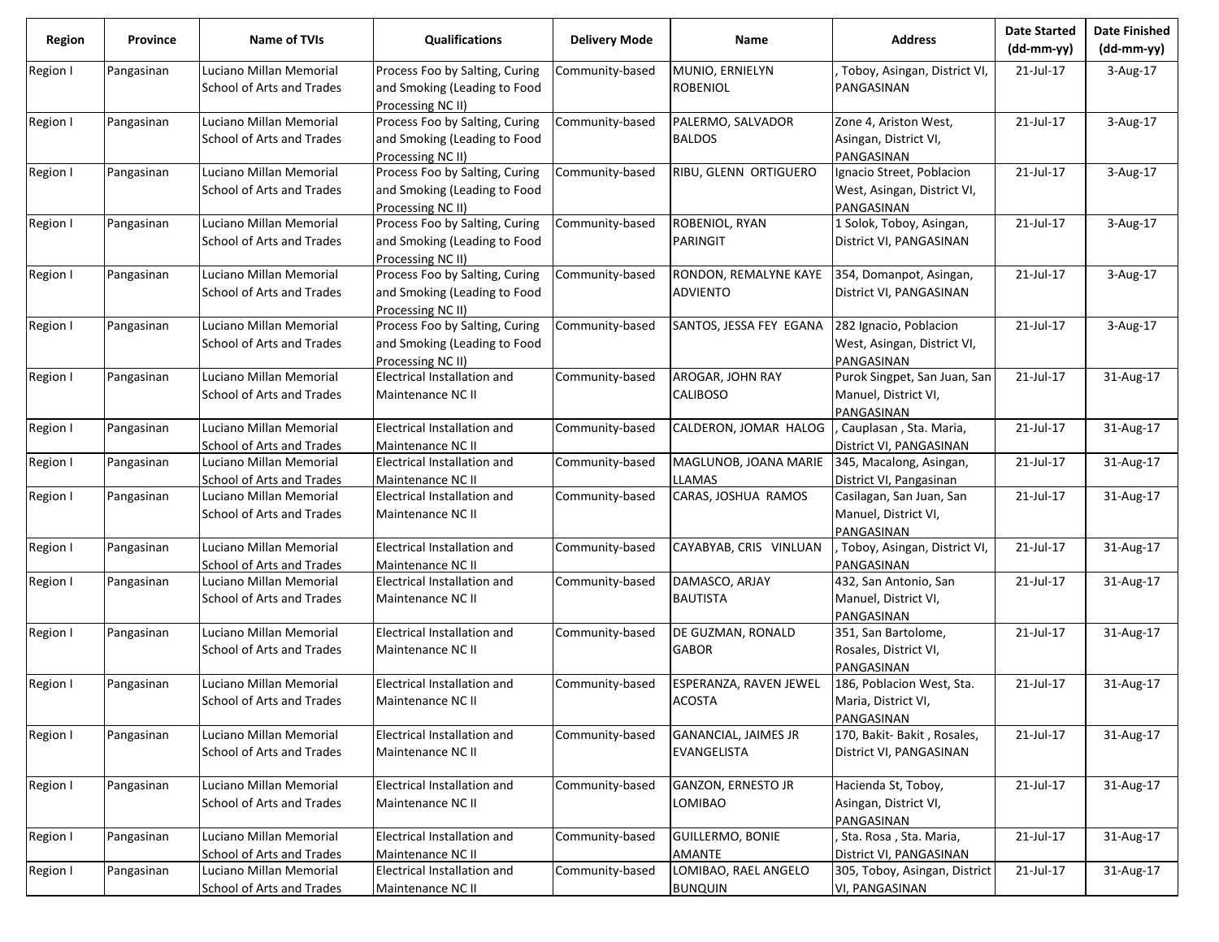| Region | Province | Name of TVIs | Qualifications | Delivery Mode | Name | Address | Date Started (dd-mm-yy) | Date Finished (dd-mm-yy) |
|---|---|---|---|---|---|---|---|---|
| Region I | Pangasinan | Luciano Millan Memorial School of Arts and Trades | Process Foo by Salting, Curing and Smoking (Leading to Food Processing NC II) | Community-based | MUNIO, ERNIELYN ROBENIOL | , Toboy, Asingan, District VI, PANGASINAN | 21-Jul-17 | 3-Aug-17 |
| Region I | Pangasinan | Luciano Millan Memorial School of Arts and Trades | Process Foo by Salting, Curing and Smoking (Leading to Food Processing NC II) | Community-based | PALERMO, SALVADOR BALDOS | Zone 4, Ariston West, Asingan, District VI, PANGASINAN | 21-Jul-17 | 3-Aug-17 |
| Region I | Pangasinan | Luciano Millan Memorial School of Arts and Trades | Process Foo by Salting, Curing and Smoking (Leading to Food Processing NC II) | Community-based | RIBU, GLENN ORTIGUERO | Ignacio Street, Poblacion West, Asingan, District VI, PANGASINAN | 21-Jul-17 | 3-Aug-17 |
| Region I | Pangasinan | Luciano Millan Memorial School of Arts and Trades | Process Foo by Salting, Curing and Smoking (Leading to Food Processing NC II) | Community-based | ROBENIOL, RYAN PARINGIT | 1 Solok, Toboy, Asingan, District VI, PANGASINAN | 21-Jul-17 | 3-Aug-17 |
| Region I | Pangasinan | Luciano Millan Memorial School of Arts and Trades | Process Foo by Salting, Curing and Smoking (Leading to Food Processing NC II) | Community-based | RONDON, REMALYNE KAYE ADVIENTO | 354, Domanpot, Asingan, District VI, PANGASINAN | 21-Jul-17 | 3-Aug-17 |
| Region I | Pangasinan | Luciano Millan Memorial School of Arts and Trades | Process Foo by Salting, Curing and Smoking (Leading to Food Processing NC II) | Community-based | SANTOS, JESSA FEY EGANA | 282 Ignacio, Poblacion West, Asingan, District VI, PANGASINAN | 21-Jul-17 | 3-Aug-17 |
| Region I | Pangasinan | Luciano Millan Memorial School of Arts and Trades | Electrical Installation and Maintenance NC II | Community-based | AROGAR, JOHN RAY CALIBOSO | Purok Singpet, San Juan, San Manuel, District VI, PANGASINAN | 21-Jul-17 | 31-Aug-17 |
| Region I | Pangasinan | Luciano Millan Memorial School of Arts and Trades | Electrical Installation and Maintenance NC II | Community-based | CALDERON, JOMAR HALOG | , Cauplasan , Sta. Maria, District VI, PANGASINAN | 21-Jul-17 | 31-Aug-17 |
| Region I | Pangasinan | Luciano Millan Memorial School of Arts and Trades | Electrical Installation and Maintenance NC II | Community-based | MAGLUNOB, JOANA MARIE LLAMAS | 345, Macalong, Asingan, District VI, Pangasinan | 21-Jul-17 | 31-Aug-17 |
| Region I | Pangasinan | Luciano Millan Memorial School of Arts and Trades | Electrical Installation and Maintenance NC II | Community-based | CARAS, JOSHUA RAMOS | Casilagan, San Juan, San Manuel, District VI, PANGASINAN | 21-Jul-17 | 31-Aug-17 |
| Region I | Pangasinan | Luciano Millan Memorial School of Arts and Trades | Electrical Installation and Maintenance NC II | Community-based | CAYABYAB, CRIS VINLUAN | , Toboy, Asingan, District VI, PANGASINAN | 21-Jul-17 | 31-Aug-17 |
| Region I | Pangasinan | Luciano Millan Memorial School of Arts and Trades | Electrical Installation and Maintenance NC II | Community-based | DAMASCO, ARJAY BAUTISTA | 432, San Antonio, San Manuel, District VI, PANGASINAN | 21-Jul-17 | 31-Aug-17 |
| Region I | Pangasinan | Luciano Millan Memorial School of Arts and Trades | Electrical Installation and Maintenance NC II | Community-based | DE GUZMAN, RONALD GABOR | 351, San Bartolome, Rosales, District VI, PANGASINAN | 21-Jul-17 | 31-Aug-17 |
| Region I | Pangasinan | Luciano Millan Memorial School of Arts and Trades | Electrical Installation and Maintenance NC II | Community-based | ESPERANZA, RAVEN JEWEL ACOSTA | 186, Poblacion West, Sta. Maria, District VI, PANGASINAN | 21-Jul-17 | 31-Aug-17 |
| Region I | Pangasinan | Luciano Millan Memorial School of Arts and Trades | Electrical Installation and Maintenance NC II | Community-based | GANANCIAL, JAIMES JR EVANGELISTA | 170, Bakit- Bakit , Rosales, District VI, PANGASINAN | 21-Jul-17 | 31-Aug-17 |
| Region I | Pangasinan | Luciano Millan Memorial School of Arts and Trades | Electrical Installation and Maintenance NC II | Community-based | GANZON, ERNESTO JR LOMIBAO | Hacienda St, Toboy, Asingan, District VI, PANGASINAN | 21-Jul-17 | 31-Aug-17 |
| Region I | Pangasinan | Luciano Millan Memorial School of Arts and Trades | Electrical Installation and Maintenance NC II | Community-based | GUILLERMO, BONIE AMANTE | , Sta. Rosa , Sta. Maria, District VI, PANGASINAN | 21-Jul-17 | 31-Aug-17 |
| Region I | Pangasinan | Luciano Millan Memorial School of Arts and Trades | Electrical Installation and Maintenance NC II | Community-based | LOMIBAO, RAEL ANGELO BUNQUIN | 305, Toboy, Asingan, District VI, PANGASINAN | 21-Jul-17 | 31-Aug-17 |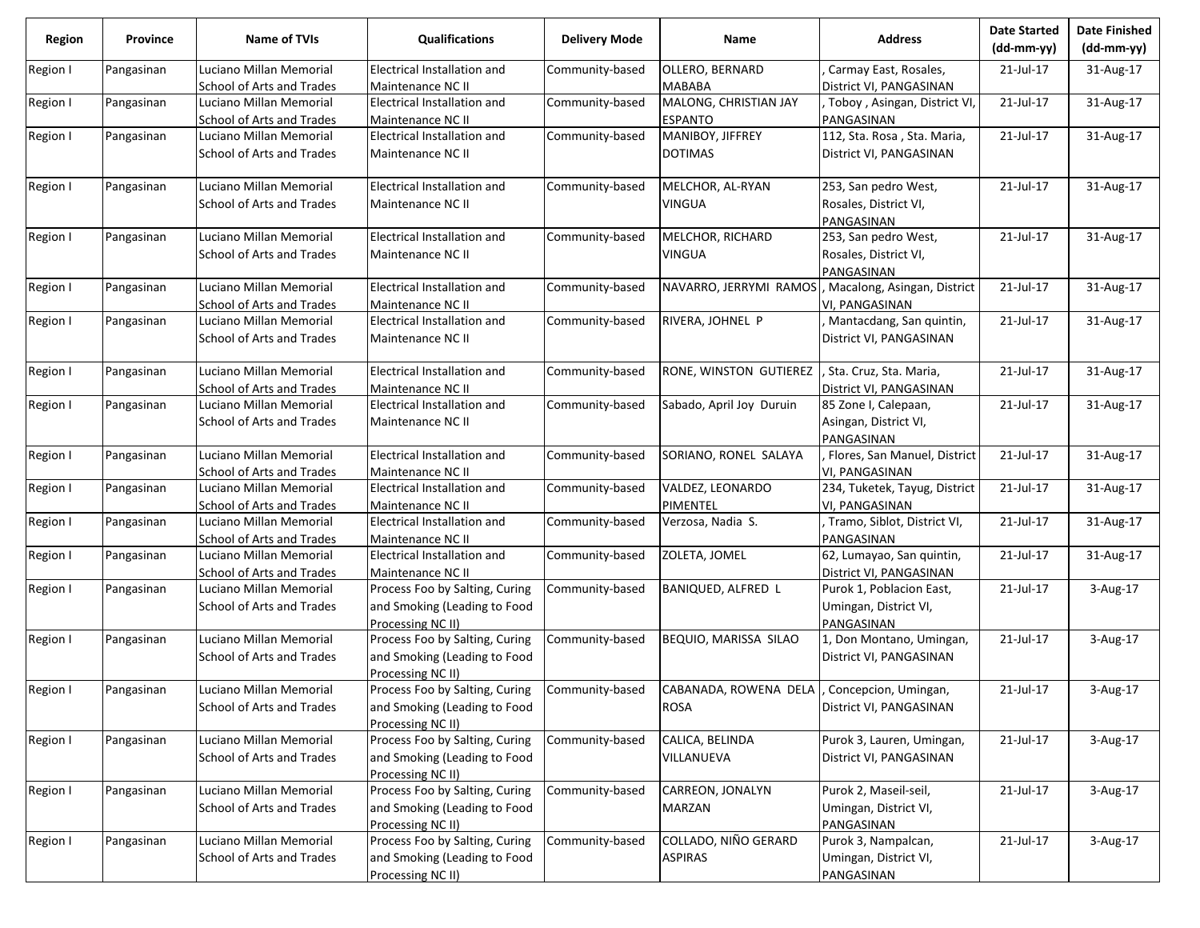| Region | Province | Name of TVIs | Qualifications | Delivery Mode | Name | Address | Date Started (dd-mm-yy) | Date Finished (dd-mm-yy) |
|---|---|---|---|---|---|---|---|---|
| Region I | Pangasinan | Luciano Millan Memorial School of Arts and Trades | Electrical Installation and Maintenance NC II | Community-based | OLLERO, BERNARD MABABA | , Carmay East, Rosales, District VI, PANGASINAN | 21-Jul-17 | 31-Aug-17 |
| Region I | Pangasinan | Luciano Millan Memorial School of Arts and Trades | Electrical Installation and Maintenance NC II | Community-based | MALONG, CHRISTIAN JAY ESPANTO | , Toboy , Asingan, District VI, PANGASINAN | 21-Jul-17 | 31-Aug-17 |
| Region I | Pangasinan | Luciano Millan Memorial School of Arts and Trades | Electrical Installation and Maintenance NC II | Community-based | MANIBOY, JIFFREY DOTIMAS | 112, Sta. Rosa , Sta. Maria, District VI, PANGASINAN | 21-Jul-17 | 31-Aug-17 |
| Region I | Pangasinan | Luciano Millan Memorial School of Arts and Trades | Electrical Installation and Maintenance NC II | Community-based | MELCHOR, AL-RYAN VINGUA | 253, San pedro West, Rosales, District VI, PANGASINAN | 21-Jul-17 | 31-Aug-17 |
| Region I | Pangasinan | Luciano Millan Memorial School of Arts and Trades | Electrical Installation and Maintenance NC II | Community-based | MELCHOR, RICHARD VINGUA | 253, San pedro West, Rosales, District VI, PANGASINAN | 21-Jul-17 | 31-Aug-17 |
| Region I | Pangasinan | Luciano Millan Memorial School of Arts and Trades | Electrical Installation and Maintenance NC II | Community-based | NAVARRO, JERRYMI RAMOS | , Macalong, Asingan, District VI, PANGASINAN | 21-Jul-17 | 31-Aug-17 |
| Region I | Pangasinan | Luciano Millan Memorial School of Arts and Trades | Electrical Installation and Maintenance NC II | Community-based | RIVERA, JOHNEL P | , Mantacdang, San quintin, District VI, PANGASINAN | 21-Jul-17 | 31-Aug-17 |
| Region I | Pangasinan | Luciano Millan Memorial School of Arts and Trades | Electrical Installation and Maintenance NC II | Community-based | RONE, WINSTON GUTIEREZ | , Sta. Cruz, Sta. Maria, District VI, PANGASINAN | 21-Jul-17 | 31-Aug-17 |
| Region I | Pangasinan | Luciano Millan Memorial School of Arts and Trades | Electrical Installation and Maintenance NC II | Community-based | Sabado, April Joy Duruin | 85 Zone I, Calepaan, Asingan, District VI, PANGASINAN | 21-Jul-17 | 31-Aug-17 |
| Region I | Pangasinan | Luciano Millan Memorial School of Arts and Trades | Electrical Installation and Maintenance NC II | Community-based | SORIANO, RONEL SALAYA | , Flores, San Manuel, District VI, PANGASINAN | 21-Jul-17 | 31-Aug-17 |
| Region I | Pangasinan | Luciano Millan Memorial School of Arts and Trades | Electrical Installation and Maintenance NC II | Community-based | VALDEZ, LEONARDO PIMENTEL | 234, Tuketek, Tayug, District VI, PANGASINAN | 21-Jul-17 | 31-Aug-17 |
| Region I | Pangasinan | Luciano Millan Memorial School of Arts and Trades | Electrical Installation and Maintenance NC II | Community-based | Verzosa, Nadia S. | , Tramo, Siblot, District VI, PANGASINAN | 21-Jul-17 | 31-Aug-17 |
| Region I | Pangasinan | Luciano Millan Memorial School of Arts and Trades | Electrical Installation and Maintenance NC II | Community-based | ZOLETA, JOMEL | 62, Lumayao, San quintin, District VI, PANGASINAN | 21-Jul-17 | 31-Aug-17 |
| Region I | Pangasinan | Luciano Millan Memorial School of Arts and Trades | Process Foo by Salting, Curing and Smoking (Leading to Food Processing NC II) | Community-based | BANIQUED, ALFRED L | Purok 1, Poblacion East, Umingan, District VI, PANGASINAN | 21-Jul-17 | 3-Aug-17 |
| Region I | Pangasinan | Luciano Millan Memorial School of Arts and Trades | Process Foo by Salting, Curing and Smoking (Leading to Food Processing NC II) | Community-based | BEQUIO, MARISSA SILAO | 1, Don Montano, Umingan, District VI, PANGASINAN | 21-Jul-17 | 3-Aug-17 |
| Region I | Pangasinan | Luciano Millan Memorial School of Arts and Trades | Process Foo by Salting, Curing and Smoking (Leading to Food Processing NC II) | Community-based | CABANADA, ROWENA DELA ROSA | , Concepcion, Umingan, District VI, PANGASINAN | 21-Jul-17 | 3-Aug-17 |
| Region I | Pangasinan | Luciano Millan Memorial School of Arts and Trades | Process Foo by Salting, Curing and Smoking (Leading to Food Processing NC II) | Community-based | CALICA, BELINDA VILLANUEVA | Purok 3, Lauren, Umingan, District VI, PANGASINAN | 21-Jul-17 | 3-Aug-17 |
| Region I | Pangasinan | Luciano Millan Memorial School of Arts and Trades | Process Foo by Salting, Curing and Smoking (Leading to Food Processing NC II) | Community-based | CARREON, JONALYN MARZAN | Purok 2, Maseil-seil, Umingan, District VI, PANGASINAN | 21-Jul-17 | 3-Aug-17 |
| Region I | Pangasinan | Luciano Millan Memorial School of Arts and Trades | Process Foo by Salting, Curing and Smoking (Leading to Food Processing NC II) | Community-based | COLLADO, NIÑO GERARD ASPIRAS | Purok 3, Nampalcan, Umingan, District VI, PANGASINAN | 21-Jul-17 | 3-Aug-17 |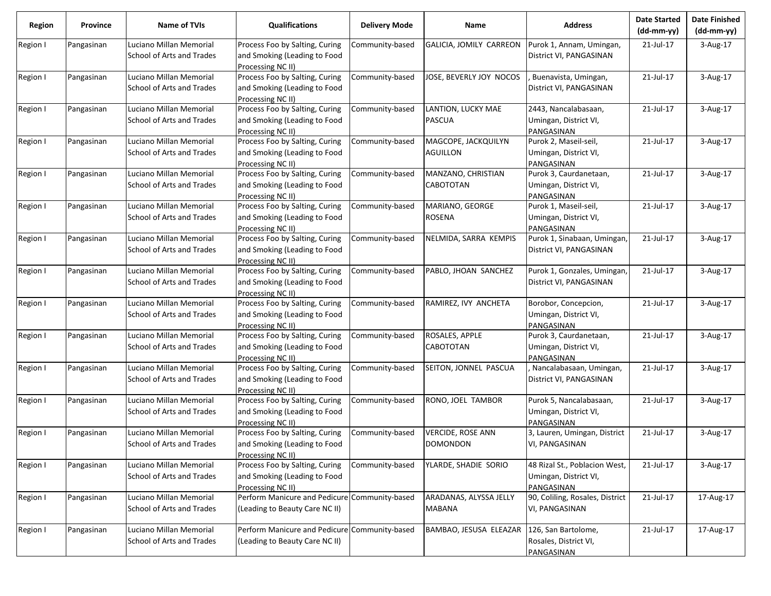| Region | Province | Name of TVIs | Qualifications | Delivery Mode | Name | Address | Date Started (dd-mm-yy) | Date Finished (dd-mm-yy) |
|---|---|---|---|---|---|---|---|---|
| Region I | Pangasinan | Luciano Millan Memorial School of Arts and Trades | Process Foo by Salting, Curing and Smoking (Leading to Food Processing NC II) | Community-based | GALICIA, JOMILY CARREON | Purok 1, Annam, Umingan, District VI, PANGASINAN | 21-Jul-17 | 3-Aug-17 |
| Region I | Pangasinan | Luciano Millan Memorial School of Arts and Trades | Process Foo by Salting, Curing and Smoking (Leading to Food Processing NC II) | Community-based | JOSE, BEVERLY JOY NOCOS | , Buenavista, Umingan, District VI, PANGASINAN | 21-Jul-17 | 3-Aug-17 |
| Region I | Pangasinan | Luciano Millan Memorial School of Arts and Trades | Process Foo by Salting, Curing and Smoking (Leading to Food Processing NC II) | Community-based | LANTION, LUCKY MAE PASCUA | 2443, Nancalabasaan, Umingan, District VI, PANGASINAN | 21-Jul-17 | 3-Aug-17 |
| Region I | Pangasinan | Luciano Millan Memorial School of Arts and Trades | Process Foo by Salting, Curing and Smoking (Leading to Food Processing NC II) | Community-based | MAGCOPE, JACKQUILYN AGUILLON | Purok 2, Maseil-seil, Umingan, District VI, PANGASINAN | 21-Jul-17 | 3-Aug-17 |
| Region I | Pangasinan | Luciano Millan Memorial School of Arts and Trades | Process Foo by Salting, Curing and Smoking (Leading to Food Processing NC II) | Community-based | MANZANO, CHRISTIAN CABOTOTAN | Purok 3, Caurdanetaan, Umingan, District VI, PANGASINAN | 21-Jul-17 | 3-Aug-17 |
| Region I | Pangasinan | Luciano Millan Memorial School of Arts and Trades | Process Foo by Salting, Curing and Smoking (Leading to Food Processing NC II) | Community-based | MARIANO, GEORGE ROSENA | Purok 1, Maseil-seil, Umingan, District VI, PANGASINAN | 21-Jul-17 | 3-Aug-17 |
| Region I | Pangasinan | Luciano Millan Memorial School of Arts and Trades | Process Foo by Salting, Curing and Smoking (Leading to Food Processing NC II) | Community-based | NELMIDA, SARRA KEMPIS | Purok 1, Sinabaan, Umingan, District VI, PANGASINAN | 21-Jul-17 | 3-Aug-17 |
| Region I | Pangasinan | Luciano Millan Memorial School of Arts and Trades | Process Foo by Salting, Curing and Smoking (Leading to Food Processing NC II) | Community-based | PABLO, JHOAN SANCHEZ | Purok 1, Gonzales, Umingan, District VI, PANGASINAN | 21-Jul-17 | 3-Aug-17 |
| Region I | Pangasinan | Luciano Millan Memorial School of Arts and Trades | Process Foo by Salting, Curing and Smoking (Leading to Food Processing NC II) | Community-based | RAMIREZ, IVY ANCHETA | Borobor, Concepcion, Umingan, District VI, PANGASINAN | 21-Jul-17 | 3-Aug-17 |
| Region I | Pangasinan | Luciano Millan Memorial School of Arts and Trades | Process Foo by Salting, Curing and Smoking (Leading to Food Processing NC II) | Community-based | ROSALES, APPLE CABOTOTAN | Purok 3, Caurdanetaan, Umingan, District VI, PANGASINAN | 21-Jul-17 | 3-Aug-17 |
| Region I | Pangasinan | Luciano Millan Memorial School of Arts and Trades | Process Foo by Salting, Curing and Smoking (Leading to Food Processing NC II) | Community-based | SEITON, JONNEL PASCUA | , Nancalabasaan, Umingan, District VI, PANGASINAN | 21-Jul-17 | 3-Aug-17 |
| Region I | Pangasinan | Luciano Millan Memorial School of Arts and Trades | Process Foo by Salting, Curing and Smoking (Leading to Food Processing NC II) | Community-based | RONO, JOEL TAMBOR | Purok 5, Nancalabasaan, Umingan, District VI, PANGASINAN | 21-Jul-17 | 3-Aug-17 |
| Region I | Pangasinan | Luciano Millan Memorial School of Arts and Trades | Process Foo by Salting, Curing and Smoking (Leading to Food Processing NC II) | Community-based | VERCIDE, ROSE ANN DOMONDON | 3, Lauren, Umingan, District VI, PANGASINAN | 21-Jul-17 | 3-Aug-17 |
| Region I | Pangasinan | Luciano Millan Memorial School of Arts and Trades | Process Foo by Salting, Curing and Smoking (Leading to Food Processing NC II) | Community-based | YLARDE, SHADIE SORIO | 48 Rizal St., Poblacion West, Umingan, District VI, PANGASINAN | 21-Jul-17 | 3-Aug-17 |
| Region I | Pangasinan | Luciano Millan Memorial School of Arts and Trades | Perform Manicure and Pedicure (Leading to Beauty Care NC II) | Community-based | ARADANAS, ALYSSA JELLY MABANA | 90, Coliling, Rosales, District VI, PANGASINAN | 21-Jul-17 | 17-Aug-17 |
| Region I | Pangasinan | Luciano Millan Memorial School of Arts and Trades | Perform Manicure and Pedicure (Leading to Beauty Care NC II) | Community-based | BAMBAO, JESUSA ELEAZAR | 126, San Bartolome, Rosales, District VI, PANGASINAN | 21-Jul-17 | 17-Aug-17 |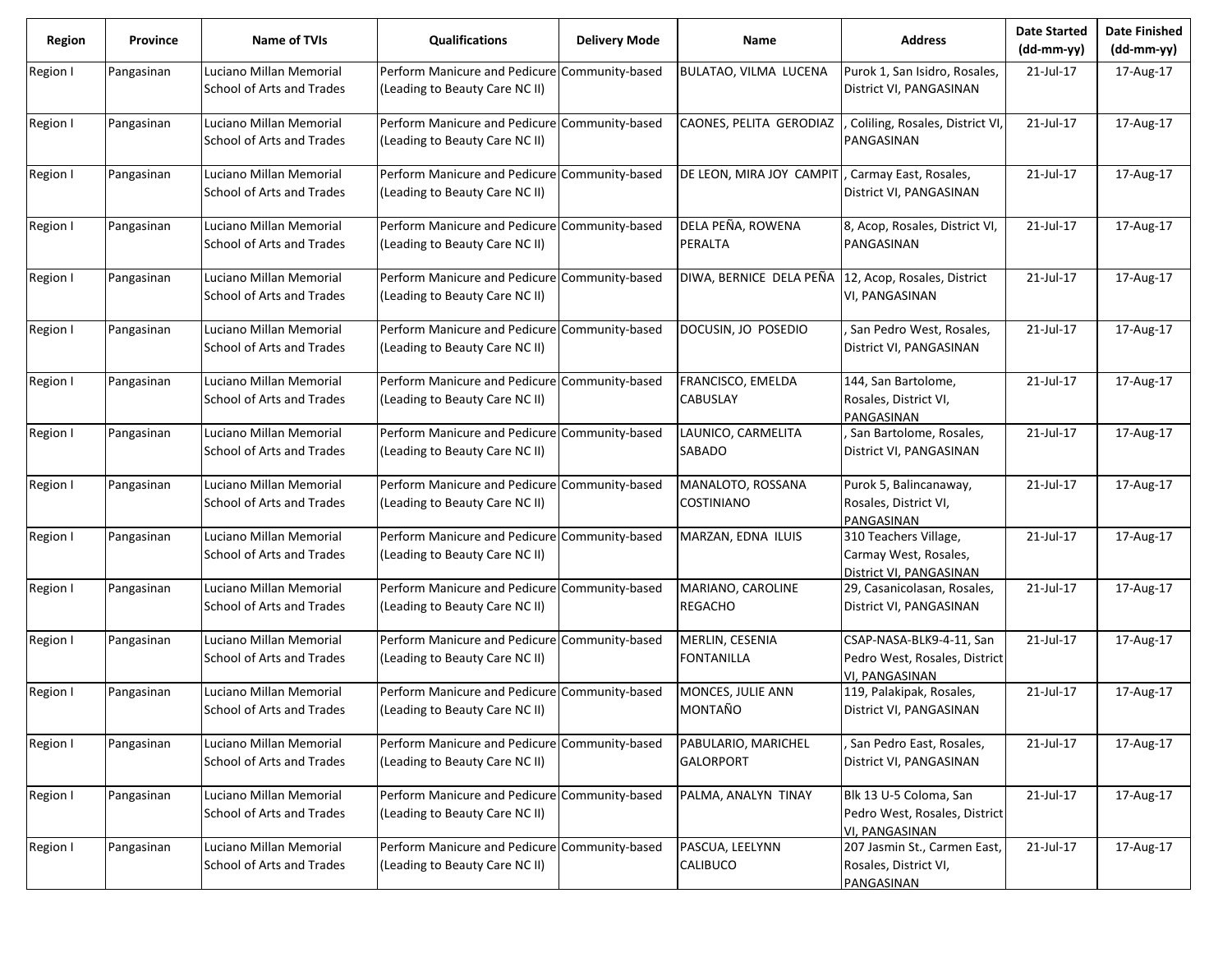| Region | Province | Name of TVIs | Qualifications | Delivery Mode | Name | Address | Date Started (dd-mm-yy) | Date Finished (dd-mm-yy) |
|---|---|---|---|---|---|---|---|---|
| Region I | Pangasinan | Luciano Millan Memorial School of Arts and Trades | Perform Manicure and Pedicure (Leading to Beauty Care NC II) | Community-based | BULATAO, VILMA LUCENA | Purok 1, San Isidro, Rosales, District VI, PANGASINAN | 21-Jul-17 | 17-Aug-17 |
| Region I | Pangasinan | Luciano Millan Memorial School of Arts and Trades | Perform Manicure and Pedicure (Leading to Beauty Care NC II) | Community-based | CAONES, PELITA GERODIAZ | , Coliling, Rosales, District VI, PANGASINAN | 21-Jul-17 | 17-Aug-17 |
| Region I | Pangasinan | Luciano Millan Memorial School of Arts and Trades | Perform Manicure and Pedicure (Leading to Beauty Care NC II) | Community-based | DE LEON, MIRA JOY CAMPIT | , Carmay East, Rosales, District VI, PANGASINAN | 21-Jul-17 | 17-Aug-17 |
| Region I | Pangasinan | Luciano Millan Memorial School of Arts and Trades | Perform Manicure and Pedicure (Leading to Beauty Care NC II) | Community-based | DELA PEÑA, ROWENA PERALTA | 8, Acop, Rosales, District VI, PANGASINAN | 21-Jul-17 | 17-Aug-17 |
| Region I | Pangasinan | Luciano Millan Memorial School of Arts and Trades | Perform Manicure and Pedicure (Leading to Beauty Care NC II) | Community-based | DIWA, BERNICE DELA PEÑA | 12, Acop, Rosales, District VI, PANGASINAN | 21-Jul-17 | 17-Aug-17 |
| Region I | Pangasinan | Luciano Millan Memorial School of Arts and Trades | Perform Manicure and Pedicure (Leading to Beauty Care NC II) | Community-based | DOCUSIN, JO POSEDIO | , San Pedro West, Rosales, District VI, PANGASINAN | 21-Jul-17 | 17-Aug-17 |
| Region I | Pangasinan | Luciano Millan Memorial School of Arts and Trades | Perform Manicure and Pedicure (Leading to Beauty Care NC II) | Community-based | FRANCISCO, EMELDA CABUSLAY | 144, San Bartolome, Rosales, District VI, PANGASINAN | 21-Jul-17 | 17-Aug-17 |
| Region I | Pangasinan | Luciano Millan Memorial School of Arts and Trades | Perform Manicure and Pedicure (Leading to Beauty Care NC II) | Community-based | LAUNICO, CARMELITA SABADO | , San Bartolome, Rosales, District VI, PANGASINAN | 21-Jul-17 | 17-Aug-17 |
| Region I | Pangasinan | Luciano Millan Memorial School of Arts and Trades | Perform Manicure and Pedicure (Leading to Beauty Care NC II) | Community-based | MANALOTO, ROSSANA COSTINIANO | Purok 5, Balincanaway, Rosales, District VI, PANGASINAN | 21-Jul-17 | 17-Aug-17 |
| Region I | Pangasinan | Luciano Millan Memorial School of Arts and Trades | Perform Manicure and Pedicure (Leading to Beauty Care NC II) | Community-based | MARZAN, EDNA ILUIS | 310 Teachers Village, Carmay West, Rosales, District VI, PANGASINAN | 21-Jul-17 | 17-Aug-17 |
| Region I | Pangasinan | Luciano Millan Memorial School of Arts and Trades | Perform Manicure and Pedicure (Leading to Beauty Care NC II) | Community-based | MARIANO, CAROLINE REGACHO | 29, Casanicolasan, Rosales, District VI, PANGASINAN | 21-Jul-17 | 17-Aug-17 |
| Region I | Pangasinan | Luciano Millan Memorial School of Arts and Trades | Perform Manicure and Pedicure (Leading to Beauty Care NC II) | Community-based | MERLIN, CESENIA FONTANILLA | CSAP-NASA-BLK9-4-11, San Pedro West, Rosales, District VI, PANGASINAN | 21-Jul-17 | 17-Aug-17 |
| Region I | Pangasinan | Luciano Millan Memorial School of Arts and Trades | Perform Manicure and Pedicure (Leading to Beauty Care NC II) | Community-based | MONCES, JULIE ANN MONTAÑO | 119, Palakipak, Rosales, District VI, PANGASINAN | 21-Jul-17 | 17-Aug-17 |
| Region I | Pangasinan | Luciano Millan Memorial School of Arts and Trades | Perform Manicure and Pedicure (Leading to Beauty Care NC II) | Community-based | PABULARIO, MARICHEL GALORPORT | , San Pedro East, Rosales, District VI, PANGASINAN | 21-Jul-17 | 17-Aug-17 |
| Region I | Pangasinan | Luciano Millan Memorial School of Arts and Trades | Perform Manicure and Pedicure (Leading to Beauty Care NC II) | Community-based | PALMA, ANALYN TINAY | Blk 13 U-5 Coloma, San Pedro West, Rosales, District VI, PANGASINAN | 21-Jul-17 | 17-Aug-17 |
| Region I | Pangasinan | Luciano Millan Memorial School of Arts and Trades | Perform Manicure and Pedicure (Leading to Beauty Care NC II) | Community-based | PASCUA, LEELYNN CALIBUCO | 207 Jasmin St., Carmen East, Rosales, District VI, PANGASINAN | 21-Jul-17 | 17-Aug-17 |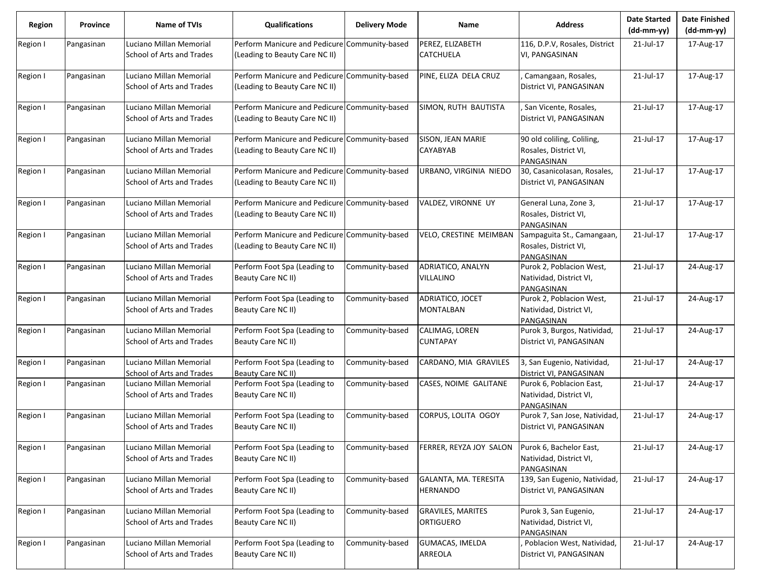| Region | Province | Name of TVIs | Qualifications | Delivery Mode | Name | Address | Date Started (dd-mm-yy) | Date Finished (dd-mm-yy) |
|---|---|---|---|---|---|---|---|---|
| Region I | Pangasinan | Luciano Millan Memorial School of Arts and Trades | Perform Manicure and Pedicure (Leading to Beauty Care NC II) | Community-based | PEREZ, ELIZABETH CATCHUELA | 116, D.P.V, Rosales, District VI, PANGASINAN | 21-Jul-17 | 17-Aug-17 |
| Region I | Pangasinan | Luciano Millan Memorial School of Arts and Trades | Perform Manicure and Pedicure (Leading to Beauty Care NC II) | Community-based | PINE, ELIZA DELA CRUZ | , Camangaan, Rosales, District VI, PANGASINAN | 21-Jul-17 | 17-Aug-17 |
| Region I | Pangasinan | Luciano Millan Memorial School of Arts and Trades | Perform Manicure and Pedicure (Leading to Beauty Care NC II) | Community-based | SIMON, RUTH BAUTISTA | , San Vicente, Rosales, District VI, PANGASINAN | 21-Jul-17 | 17-Aug-17 |
| Region I | Pangasinan | Luciano Millan Memorial School of Arts and Trades | Perform Manicure and Pedicure (Leading to Beauty Care NC II) | Community-based | SISON, JEAN MARIE CAYABYAB | 90 old coliling, Coliling, Rosales, District VI, PANGASINAN | 21-Jul-17 | 17-Aug-17 |
| Region I | Pangasinan | Luciano Millan Memorial School of Arts and Trades | Perform Manicure and Pedicure (Leading to Beauty Care NC II) | Community-based | URBANO, VIRGINIA NIEDO | 30, Casanicolasan, Rosales, District VI, PANGASINAN | 21-Jul-17 | 17-Aug-17 |
| Region I | Pangasinan | Luciano Millan Memorial School of Arts and Trades | Perform Manicure and Pedicure (Leading to Beauty Care NC II) | Community-based | VALDEZ, VIRONNE UY | General Luna, Zone 3, Rosales, District VI, PANGASINAN | 21-Jul-17 | 17-Aug-17 |
| Region I | Pangasinan | Luciano Millan Memorial School of Arts and Trades | Perform Manicure and Pedicure (Leading to Beauty Care NC II) | Community-based | VELO, CRESTINE MEIMBAN | Sampaguita St., Camangaan, Rosales, District VI, PANGASINAN | 21-Jul-17 | 17-Aug-17 |
| Region I | Pangasinan | Luciano Millan Memorial School of Arts and Trades | Perform Foot Spa (Leading to Beauty Care NC II) | Community-based | ADRIATICO, ANALYN VILLALINO | Purok 2, Poblacion West, Natividad, District VI, PANGASINAN | 21-Jul-17 | 24-Aug-17 |
| Region I | Pangasinan | Luciano Millan Memorial School of Arts and Trades | Perform Foot Spa (Leading to Beauty Care NC II) | Community-based | ADRIATICO, JOCET MONTALBAN | Purok 2, Poblacion West, Natividad, District VI, PANGASINAN | 21-Jul-17 | 24-Aug-17 |
| Region I | Pangasinan | Luciano Millan Memorial School of Arts and Trades | Perform Foot Spa (Leading to Beauty Care NC II) | Community-based | CALIMAG, LOREN CUNTAPAY | Purok 3, Burgos, Natividad, District VI, PANGASINAN | 21-Jul-17 | 24-Aug-17 |
| Region I | Pangasinan | Luciano Millan Memorial School of Arts and Trades | Perform Foot Spa (Leading to Beauty Care NC II) | Community-based | CARDANO, MIA GRAVILES | 3, San Eugenio, Natividad, District VI, PANGASINAN | 21-Jul-17 | 24-Aug-17 |
| Region I | Pangasinan | Luciano Millan Memorial School of Arts and Trades | Perform Foot Spa (Leading to Beauty Care NC II) | Community-based | CASES, NOIME GALITANE | Purok 6, Poblacion East, Natividad, District VI, PANGASINAN | 21-Jul-17 | 24-Aug-17 |
| Region I | Pangasinan | Luciano Millan Memorial School of Arts and Trades | Perform Foot Spa (Leading to Beauty Care NC II) | Community-based | CORPUS, LOLITA OGOY | Purok 7, San Jose, Natividad, District VI, PANGASINAN | 21-Jul-17 | 24-Aug-17 |
| Region I | Pangasinan | Luciano Millan Memorial School of Arts and Trades | Perform Foot Spa (Leading to Beauty Care NC II) | Community-based | FERRER, REYZA JOY SALON | Purok 6, Bachelor East, Natividad, District VI, PANGASINAN | 21-Jul-17 | 24-Aug-17 |
| Region I | Pangasinan | Luciano Millan Memorial School of Arts and Trades | Perform Foot Spa (Leading to Beauty Care NC II) | Community-based | GALANTA, MA. TERESITA HERNANDO | 139, San Eugenio, Natividad, District VI, PANGASINAN | 21-Jul-17 | 24-Aug-17 |
| Region I | Pangasinan | Luciano Millan Memorial School of Arts and Trades | Perform Foot Spa (Leading to Beauty Care NC II) | Community-based | GRAVILES, MARITES ORTIGUERO | Purok 3, San Eugenio, Natividad, District VI, PANGASINAN | 21-Jul-17 | 24-Aug-17 |
| Region I | Pangasinan | Luciano Millan Memorial School of Arts and Trades | Perform Foot Spa (Leading to Beauty Care NC II) | Community-based | GUMACAS, IMELDA ARREOLA | , Poblacion West, Natividad, District VI, PANGASINAN | 21-Jul-17 | 24-Aug-17 |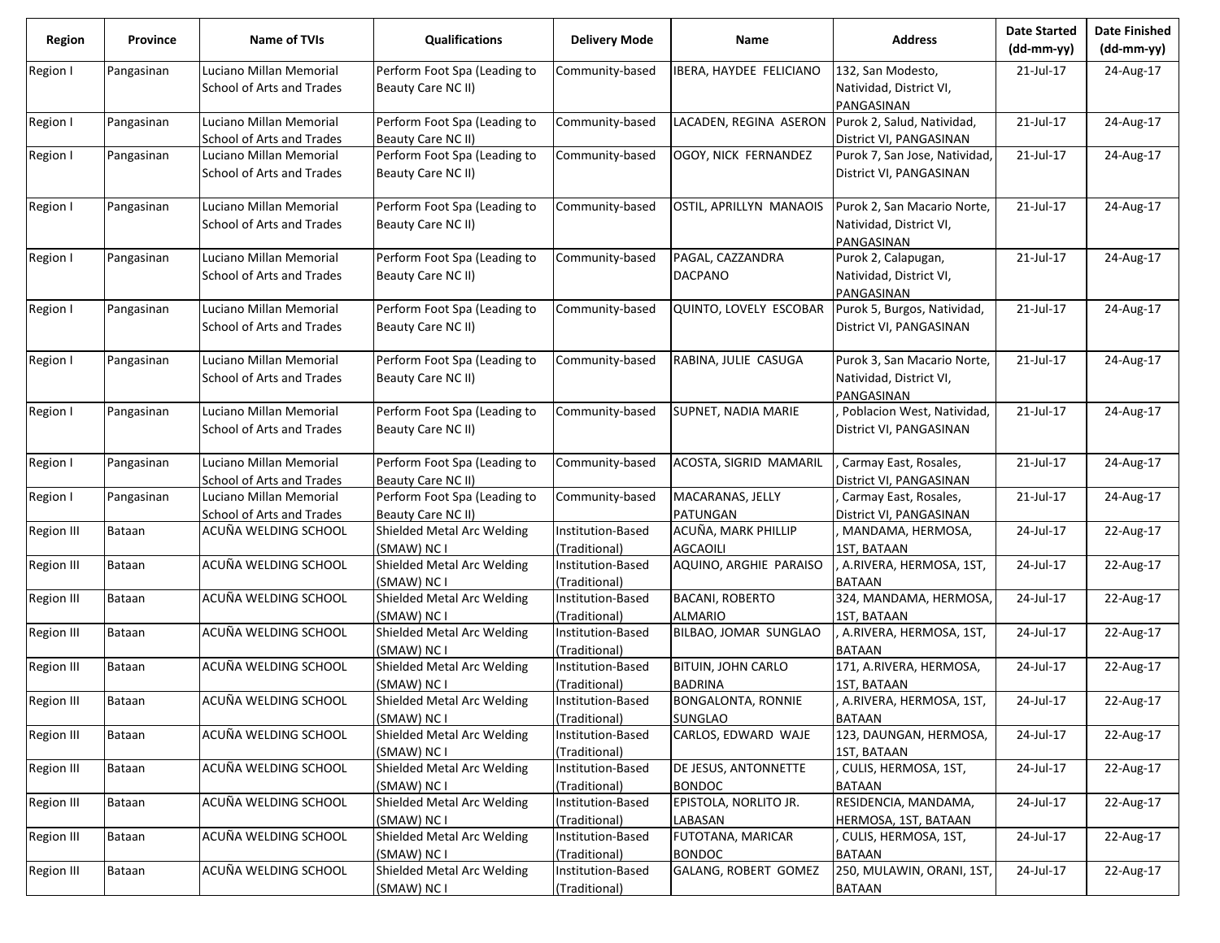| Region | Province | Name of TVIs | Qualifications | Delivery Mode | Name | Address | Date Started (dd-mm-yy) | Date Finished (dd-mm-yy) |
|---|---|---|---|---|---|---|---|---|
| Region I | Pangasinan | Luciano Millan Memorial School of Arts and Trades | Perform Foot Spa (Leading to Beauty Care NC II) | Community-based | IBERA, HAYDEE FELICIANO | 132, San Modesto, Natividad, District VI, PANGASINAN | 21-Jul-17 | 24-Aug-17 |
| Region I | Pangasinan | Luciano Millan Memorial School of Arts and Trades | Perform Foot Spa (Leading to Beauty Care NC II) | Community-based | LACADEN, REGINA ASERON | Purok 2, Salud, Natividad, District VI, PANGASINAN | 21-Jul-17 | 24-Aug-17 |
| Region I | Pangasinan | Luciano Millan Memorial School of Arts and Trades | Perform Foot Spa (Leading to Beauty Care NC II) | Community-based | OGOY, NICK FERNANDEZ | Purok 7, San Jose, Natividad, District VI, PANGASINAN | 21-Jul-17 | 24-Aug-17 |
| Region I | Pangasinan | Luciano Millan Memorial School of Arts and Trades | Perform Foot Spa (Leading to Beauty Care NC II) | Community-based | OSTIL, APRILLYN MANAOIS | Purok 2, San Macario Norte, Natividad, District VI, PANGASINAN | 21-Jul-17 | 24-Aug-17 |
| Region I | Pangasinan | Luciano Millan Memorial School of Arts and Trades | Perform Foot Spa (Leading to Beauty Care NC II) | Community-based | PAGAL, CAZZANDRA DACPANO | Purok 2, Calapugan, Natividad, District VI, PANGASINAN | 21-Jul-17 | 24-Aug-17 |
| Region I | Pangasinan | Luciano Millan Memorial School of Arts and Trades | Perform Foot Spa (Leading to Beauty Care NC II) | Community-based | QUINTO, LOVELY ESCOBAR | Purok 5, Burgos, Natividad, District VI, PANGASINAN | 21-Jul-17 | 24-Aug-17 |
| Region I | Pangasinan | Luciano Millan Memorial School of Arts and Trades | Perform Foot Spa (Leading to Beauty Care NC II) | Community-based | RABINA, JULIE CASUGA | Purok 3, San Macario Norte, Natividad, District VI, PANGASINAN | 21-Jul-17 | 24-Aug-17 |
| Region I | Pangasinan | Luciano Millan Memorial School of Arts and Trades | Perform Foot Spa (Leading to Beauty Care NC II) | Community-based | SUPNET, NADIA MARIE | , Poblacion West, Natividad, District VI, PANGASINAN | 21-Jul-17 | 24-Aug-17 |
| Region I | Pangasinan | Luciano Millan Memorial School of Arts and Trades | Perform Foot Spa (Leading to Beauty Care NC II) | Community-based | ACOSTA, SIGRID MAMARIL | , Carmay East, Rosales, District VI, PANGASINAN | 21-Jul-17 | 24-Aug-17 |
| Region I | Pangasinan | Luciano Millan Memorial School of Arts and Trades | Perform Foot Spa (Leading to Beauty Care NC II) | Community-based | MACARANAS, JELLY PATUNGAN | , Carmay East, Rosales, District VI, PANGASINAN | 21-Jul-17 | 24-Aug-17 |
| Region III | Bataan | ACUÑA WELDING SCHOOL | Shielded Metal Arc Welding (SMAW) NC I | Institution-Based (Traditional) | ACUÑA, MARK PHILLIP AGCAOILI | , MANDAMA, HERMOSA, 1ST, BATAAN | 24-Jul-17 | 22-Aug-17 |
| Region III | Bataan | ACUÑA WELDING SCHOOL | Shielded Metal Arc Welding (SMAW) NC I | Institution-Based (Traditional) | AQUINO, ARGHIE PARAISO | , A.RIVERA, HERMOSA, 1ST, BATAAN | 24-Jul-17 | 22-Aug-17 |
| Region III | Bataan | ACUÑA WELDING SCHOOL | Shielded Metal Arc Welding (SMAW) NC I | Institution-Based (Traditional) | BACANI, ROBERTO ALMARIO | 324, MANDAMA, HERMOSA, 1ST, BATAAN | 24-Jul-17 | 22-Aug-17 |
| Region III | Bataan | ACUÑA WELDING SCHOOL | Shielded Metal Arc Welding (SMAW) NC I | Institution-Based (Traditional) | BILBAO, JOMAR SUNGLAO | , A.RIVERA, HERMOSA, 1ST, BATAAN | 24-Jul-17 | 22-Aug-17 |
| Region III | Bataan | ACUÑA WELDING SCHOOL | Shielded Metal Arc Welding (SMAW) NC I | Institution-Based (Traditional) | BITUIN, JOHN CARLO BADRINA | 171, A.RIVERA, HERMOSA, 1ST, BATAAN | 24-Jul-17 | 22-Aug-17 |
| Region III | Bataan | ACUÑA WELDING SCHOOL | Shielded Metal Arc Welding (SMAW) NC I | Institution-Based (Traditional) | BONGALONTA, RONNIE SUNGLAO | , A.RIVERA, HERMOSA, 1ST, BATAAN | 24-Jul-17 | 22-Aug-17 |
| Region III | Bataan | ACUÑA WELDING SCHOOL | Shielded Metal Arc Welding (SMAW) NC I | Institution-Based (Traditional) | CARLOS, EDWARD WAJE | 123, DAUNGAN, HERMOSA, 1ST, BATAAN | 24-Jul-17 | 22-Aug-17 |
| Region III | Bataan | ACUÑA WELDING SCHOOL | Shielded Metal Arc Welding (SMAW) NC I | Institution-Based (Traditional) | DE JESUS, ANTONNETTE BONDOC | , CULIS, HERMOSA, 1ST, BATAAN | 24-Jul-17 | 22-Aug-17 |
| Region III | Bataan | ACUÑA WELDING SCHOOL | Shielded Metal Arc Welding (SMAW) NC I | Institution-Based (Traditional) | EPISTOLA, NORLITO JR. LABASAN | RESIDENCIA, MANDAMA, HERMOSA, 1ST, BATAAN | 24-Jul-17 | 22-Aug-17 |
| Region III | Bataan | ACUÑA WELDING SCHOOL | Shielded Metal Arc Welding (SMAW) NC I | Institution-Based (Traditional) | FUTOTANA, MARICAR BONDOC | , CULIS, HERMOSA, 1ST, BATAAN | 24-Jul-17 | 22-Aug-17 |
| Region III | Bataan | ACUÑA WELDING SCHOOL | Shielded Metal Arc Welding (SMAW) NC I | Institution-Based (Traditional) | GALANG, ROBERT GOMEZ | 250, MULAWIN, ORANI, 1ST, BATAAN | 24-Jul-17 | 22-Aug-17 |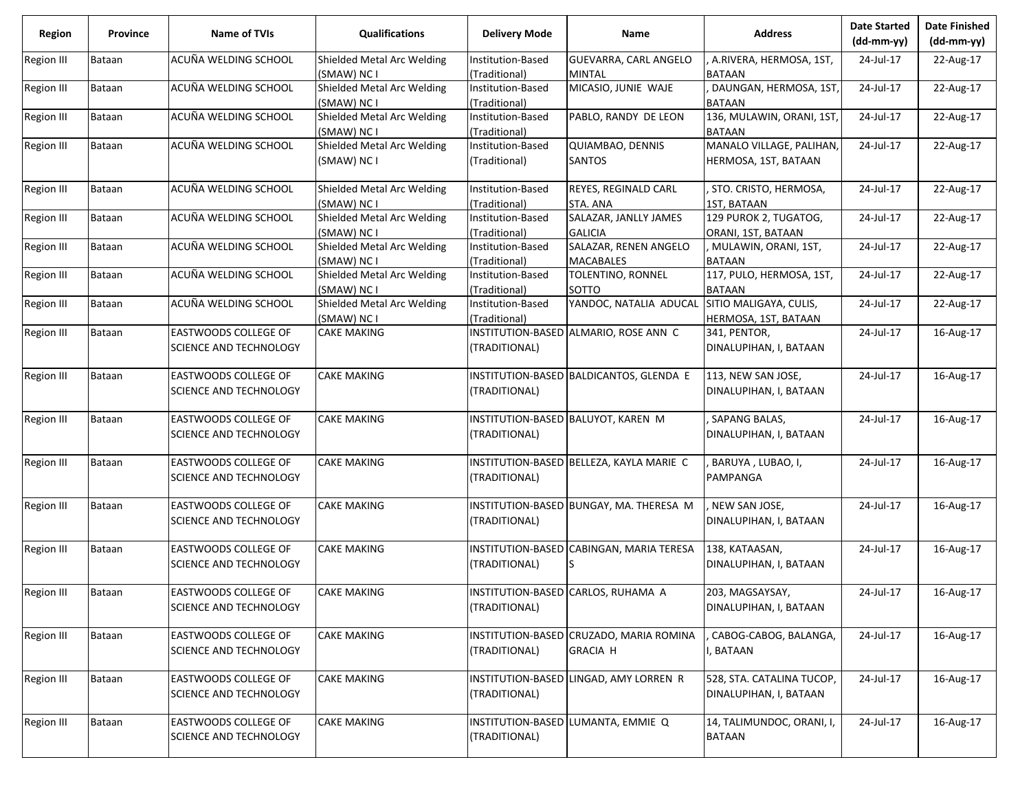| Region | Province | Name of TVIs | Qualifications | Delivery Mode | Name | Address | Date Started (dd-mm-yy) | Date Finished (dd-mm-yy) |
|---|---|---|---|---|---|---|---|---|
| Region III | Bataan | ACUÑA WELDING SCHOOL | Shielded Metal Arc Welding (SMAW) NC I | Institution-Based (Traditional) | GUEVARRA, CARL ANGELO MINTAL | , A.RIVERA, HERMOSA, 1ST, BATAAN | 24-Jul-17 | 22-Aug-17 |
| Region III | Bataan | ACUÑA WELDING SCHOOL | Shielded Metal Arc Welding (SMAW) NC I | Institution-Based (Traditional) | MICASIO, JUNIE WAJE | , DAUNGAN, HERMOSA, 1ST, BATAAN | 24-Jul-17 | 22-Aug-17 |
| Region III | Bataan | ACUÑA WELDING SCHOOL | Shielded Metal Arc Welding (SMAW) NC I | Institution-Based (Traditional) | PABLO, RANDY DE LEON | 136, MULAWIN, ORANI, 1ST, BATAAN | 24-Jul-17 | 22-Aug-17 |
| Region III | Bataan | ACUÑA WELDING SCHOOL | Shielded Metal Arc Welding (SMAW) NC I | Institution-Based (Traditional) | QUIAMBAO, DENNIS SANTOS | MANALO VILLAGE, PALIHAN, HERMOSA, 1ST, BATAAN | 24-Jul-17 | 22-Aug-17 |
| Region III | Bataan | ACUÑA WELDING SCHOOL | Shielded Metal Arc Welding (SMAW) NC I | Institution-Based (Traditional) | REYES, REGINALD CARL STA. ANA | , STO. CRISTO, HERMOSA, 1ST, BATAAN | 24-Jul-17 | 22-Aug-17 |
| Region III | Bataan | ACUÑA WELDING SCHOOL | Shielded Metal Arc Welding (SMAW) NC I | Institution-Based (Traditional) | SALAZAR, JANLLY JAMES GALICIA | 129 PUROK 2, TUGATOG, ORANI, 1ST, BATAAN | 24-Jul-17 | 22-Aug-17 |
| Region III | Bataan | ACUÑA WELDING SCHOOL | Shielded Metal Arc Welding (SMAW) NC I | Institution-Based (Traditional) | SALAZAR, RENEN ANGELO MACABALES | , MULAWIN, ORANI, 1ST, BATAAN | 24-Jul-17 | 22-Aug-17 |
| Region III | Bataan | ACUÑA WELDING SCHOOL | Shielded Metal Arc Welding (SMAW) NC I | Institution-Based (Traditional) | TOLENTINO, RONNEL SOTTO | 117, PULO, HERMOSA, 1ST, BATAAN | 24-Jul-17 | 22-Aug-17 |
| Region III | Bataan | ACUÑA WELDING SCHOOL | Shielded Metal Arc Welding (SMAW) NC I | Institution-Based (Traditional) | YANDOC, NATALIA ADUCAL | SITIO MALIGAYA, CULIS, HERMOSA, 1ST, BATAAN | 24-Jul-17 | 22-Aug-17 |
| Region III | Bataan | EASTWOODS COLLEGE OF SCIENCE AND TECHNOLOGY | CAKE MAKING | INSTITUTION-BASED (TRADITIONAL) | ALMARIO, ROSE ANN C | 341, PENTOR, DINALUPIHAN, I, BATAAN | 24-Jul-17 | 16-Aug-17 |
| Region III | Bataan | EASTWOODS COLLEGE OF SCIENCE AND TECHNOLOGY | CAKE MAKING | INSTITUTION-BASED (TRADITIONAL) | BALDICANTOS, GLENDA E | 113, NEW SAN JOSE, DINALUPIHAN, I, BATAAN | 24-Jul-17 | 16-Aug-17 |
| Region III | Bataan | EASTWOODS COLLEGE OF SCIENCE AND TECHNOLOGY | CAKE MAKING | INSTITUTION-BASED (TRADITIONAL) | BALUYOT, KAREN M | , SAPANG BALAS, DINALUPIHAN, I, BATAAN | 24-Jul-17 | 16-Aug-17 |
| Region III | Bataan | EASTWOODS COLLEGE OF SCIENCE AND TECHNOLOGY | CAKE MAKING | INSTITUTION-BASED (TRADITIONAL) | BELLEZA, KAYLA MARIE C | , BARUYA , LUBAO, I, PAMPANGA | 24-Jul-17 | 16-Aug-17 |
| Region III | Bataan | EASTWOODS COLLEGE OF SCIENCE AND TECHNOLOGY | CAKE MAKING | INSTITUTION-BASED (TRADITIONAL) | BUNGAY, MA. THERESA M | , NEW SAN JOSE, DINALUPIHAN, I, BATAAN | 24-Jul-17 | 16-Aug-17 |
| Region III | Bataan | EASTWOODS COLLEGE OF SCIENCE AND TECHNOLOGY | CAKE MAKING | INSTITUTION-BASED (TRADITIONAL) | CABINGAN, MARIA TERESA S | 138, KATAASAN, DINALUPIHAN, I, BATAAN | 24-Jul-17 | 16-Aug-17 |
| Region III | Bataan | EASTWOODS COLLEGE OF SCIENCE AND TECHNOLOGY | CAKE MAKING | INSTITUTION-BASED (TRADITIONAL) | CARLOS, RUHAMA A | 203, MAGSAYSAY, DINALUPIHAN, I, BATAAN | 24-Jul-17 | 16-Aug-17 |
| Region III | Bataan | EASTWOODS COLLEGE OF SCIENCE AND TECHNOLOGY | CAKE MAKING | INSTITUTION-BASED (TRADITIONAL) | CRUZADO, MARIA ROMINA GRACIA H | , CABOG-CABOG, BALANGA, I, BATAAN | 24-Jul-17 | 16-Aug-17 |
| Region III | Bataan | EASTWOODS COLLEGE OF SCIENCE AND TECHNOLOGY | CAKE MAKING | INSTITUTION-BASED (TRADITIONAL) | LINGAD, AMY LORREN R | 528, STA. CATALINA TUCOP, DINALUPIHAN, I, BATAAN | 24-Jul-17 | 16-Aug-17 |
| Region III | Bataan | EASTWOODS COLLEGE OF SCIENCE AND TECHNOLOGY | CAKE MAKING | INSTITUTION-BASED (TRADITIONAL) | LUMANTA, EMMIE Q | 14, TALIMUNDOC, ORANI, I, BATAAN | 24-Jul-17 | 16-Aug-17 |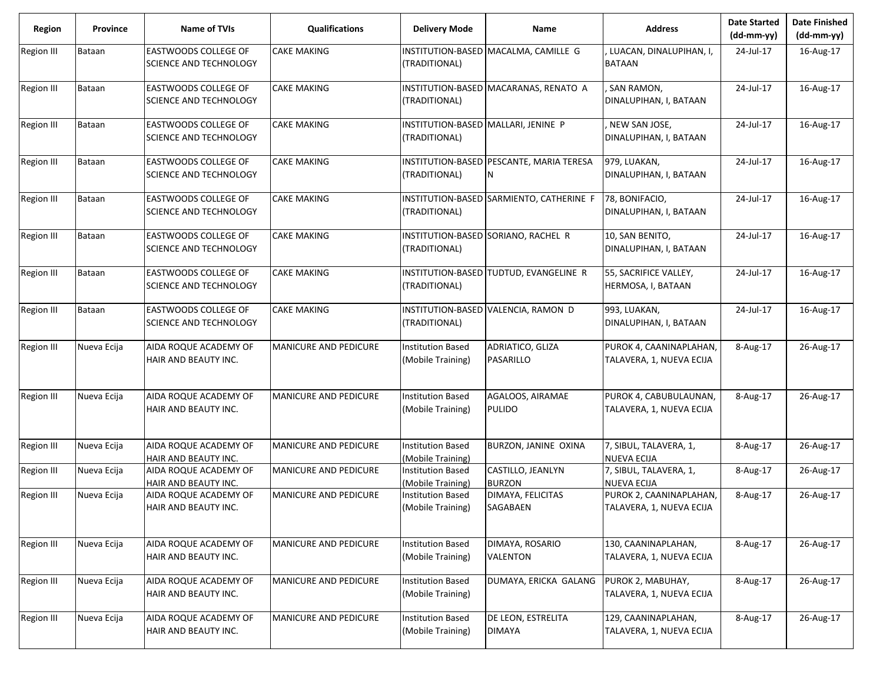| Region | Province | Name of TVIs | Qualifications | Delivery Mode | Name | Address | Date Started (dd-mm-yy) | Date Finished (dd-mm-yy) |
|---|---|---|---|---|---|---|---|---|
| Region III | Bataan | EASTWOODS COLLEGE OF SCIENCE AND TECHNOLOGY | CAKE MAKING | INSTITUTION-BASED (TRADITIONAL) | MACALMA, CAMILLE G | , LUACAN, DINALUPIHAN, I, BATAAN | 24-Jul-17 | 16-Aug-17 |
| Region III | Bataan | EASTWOODS COLLEGE OF SCIENCE AND TECHNOLOGY | CAKE MAKING | INSTITUTION-BASED (TRADITIONAL) | MACARANAS, RENATO A | , SAN RAMON, DINALUPIHAN, I, BATAAN | 24-Jul-17 | 16-Aug-17 |
| Region III | Bataan | EASTWOODS COLLEGE OF SCIENCE AND TECHNOLOGY | CAKE MAKING | INSTITUTION-BASED (TRADITIONAL) | MALLARI, JENINE P | , NEW SAN JOSE, DINALUPIHAN, I, BATAAN | 24-Jul-17 | 16-Aug-17 |
| Region III | Bataan | EASTWOODS COLLEGE OF SCIENCE AND TECHNOLOGY | CAKE MAKING | INSTITUTION-BASED (TRADITIONAL) | PESCANTE, MARIA TERESA N | 979, LUAKAN, DINALUPIHAN, I, BATAAN | 24-Jul-17 | 16-Aug-17 |
| Region III | Bataan | EASTWOODS COLLEGE OF SCIENCE AND TECHNOLOGY | CAKE MAKING | INSTITUTION-BASED (TRADITIONAL) | SARMIENTO, CATHERINE F | 78, BONIFACIO, DINALUPIHAN, I, BATAAN | 24-Jul-17 | 16-Aug-17 |
| Region III | Bataan | EASTWOODS COLLEGE OF SCIENCE AND TECHNOLOGY | CAKE MAKING | INSTITUTION-BASED (TRADITIONAL) | SORIANO, RACHEL R | 10, SAN BENITO, DINALUPIHAN, I, BATAAN | 24-Jul-17 | 16-Aug-17 |
| Region III | Bataan | EASTWOODS COLLEGE OF SCIENCE AND TECHNOLOGY | CAKE MAKING | INSTITUTION-BASED (TRADITIONAL) | TUDTUD, EVANGELINE R | 55, SACRIFICE VALLEY, HERMOSA, I, BATAAN | 24-Jul-17 | 16-Aug-17 |
| Region III | Bataan | EASTWOODS COLLEGE OF SCIENCE AND TECHNOLOGY | CAKE MAKING | INSTITUTION-BASED (TRADITIONAL) | VALENCIA, RAMON D | 993, LUAKAN, DINALUPIHAN, I, BATAAN | 24-Jul-17 | 16-Aug-17 |
| Region III | Nueva Ecija | AIDA ROQUE ACADEMY OF HAIR AND BEAUTY INC. | MANICURE AND PEDICURE | Institution Based (Mobile Training) | ADRIATICO, GLIZA PASARILLO | PUROK 4, CAANINAPLAHAN, TALAVERA, 1, NUEVA ECIJA | 8-Aug-17 | 26-Aug-17 |
| Region III | Nueva Ecija | AIDA ROQUE ACADEMY OF HAIR AND BEAUTY INC. | MANICURE AND PEDICURE | Institution Based (Mobile Training) | AGALOOS, AIRAMAE PULIDO | PUROK 4, CABUBULAUNAN, TALAVERA, 1, NUEVA ECIJA | 8-Aug-17 | 26-Aug-17 |
| Region III | Nueva Ecija | AIDA ROQUE ACADEMY OF HAIR AND BEAUTY INC. | MANICURE AND PEDICURE | Institution Based (Mobile Training) | BURZON, JANINE OXINA | 7, SIBUL, TALAVERA, 1, NUEVA ECIJA | 8-Aug-17 | 26-Aug-17 |
| Region III | Nueva Ecija | AIDA ROQUE ACADEMY OF HAIR AND BEAUTY INC. | MANICURE AND PEDICURE | Institution Based (Mobile Training) | CASTILLO, JEANLYN BURZON | 7, SIBUL, TALAVERA, 1, NUEVA ECIJA | 8-Aug-17 | 26-Aug-17 |
| Region III | Nueva Ecija | AIDA ROQUE ACADEMY OF HAIR AND BEAUTY INC. | MANICURE AND PEDICURE | Institution Based (Mobile Training) | DIMAYA, FELICITAS SAGABAEN | PUROK 2, CAANINAPLAHAN, TALAVERA, 1, NUEVA ECIJA | 8-Aug-17 | 26-Aug-17 |
| Region III | Nueva Ecija | AIDA ROQUE ACADEMY OF HAIR AND BEAUTY INC. | MANICURE AND PEDICURE | Institution Based (Mobile Training) | DIMAYA, ROSARIO VALENTON | 130, CAANINAPLAHAN, TALAVERA, 1, NUEVA ECIJA | 8-Aug-17 | 26-Aug-17 |
| Region III | Nueva Ecija | AIDA ROQUE ACADEMY OF HAIR AND BEAUTY INC. | MANICURE AND PEDICURE | Institution Based (Mobile Training) | DUMAYA, ERICKA GALANG | PUROK 2, MABUHAY, TALAVERA, 1, NUEVA ECIJA | 8-Aug-17 | 26-Aug-17 |
| Region III | Nueva Ecija | AIDA ROQUE ACADEMY OF HAIR AND BEAUTY INC. | MANICURE AND PEDICURE | Institution Based (Mobile Training) | DE LEON, ESTRELITA DIMAYA | 129, CAANINAPLAHAN, TALAVERA, 1, NUEVA ECIJA | 8-Aug-17 | 26-Aug-17 |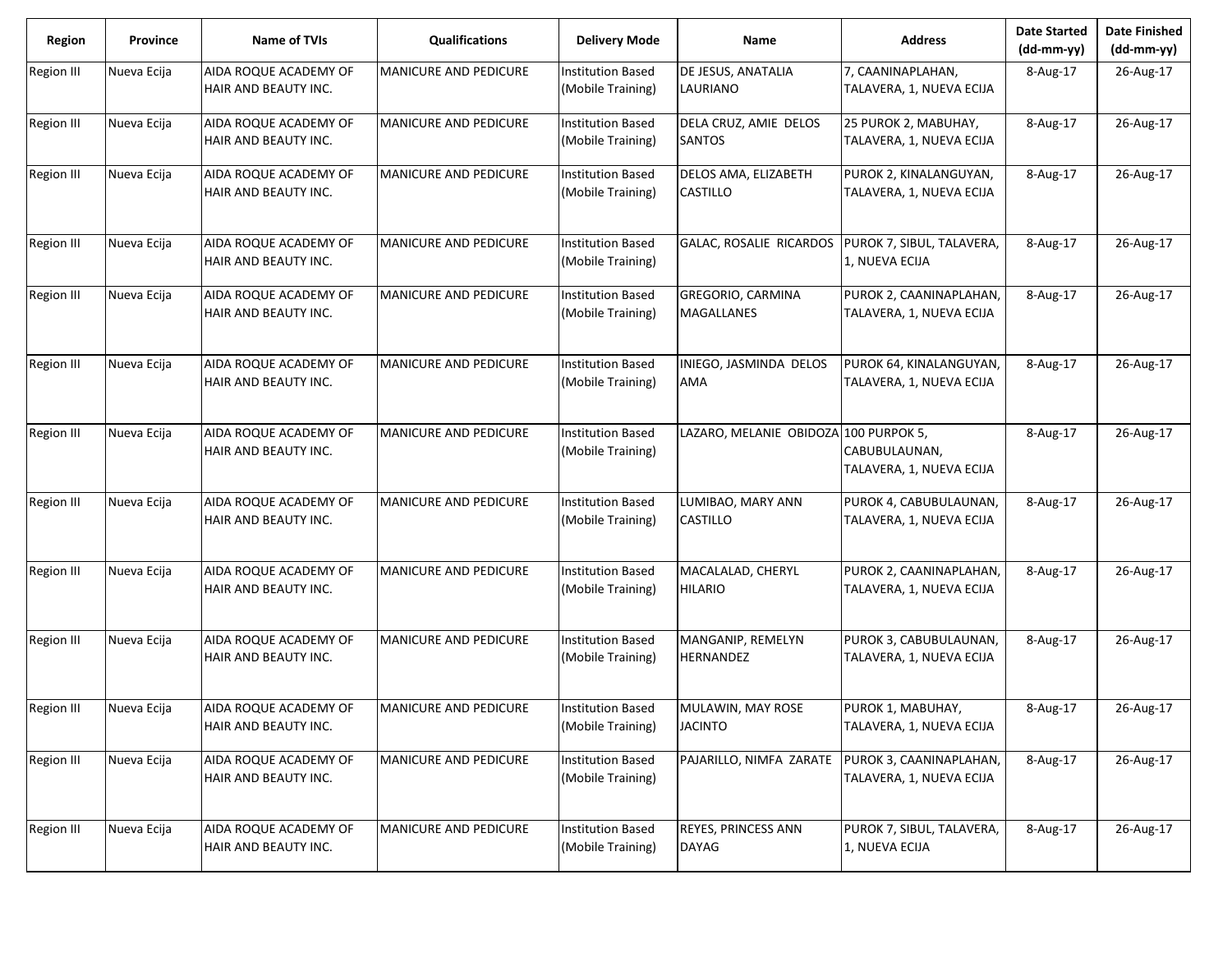| Region | Province | Name of TVIs | Qualifications | Delivery Mode | Name | Address | Date Started (dd-mm-yy) | Date Finished (dd-mm-yy) |
|---|---|---|---|---|---|---|---|---|
| Region III | Nueva Ecija | AIDA ROQUE ACADEMY OF HAIR AND BEAUTY INC. | MANICURE AND PEDICURE | Institution Based (Mobile Training) | DE JESUS, ANATALIA LAURIANO | 7, CAANINAPLAHAN, TALAVERA, 1, NUEVA ECIJA | 8-Aug-17 | 26-Aug-17 |
| Region III | Nueva Ecija | AIDA ROQUE ACADEMY OF HAIR AND BEAUTY INC. | MANICURE AND PEDICURE | Institution Based (Mobile Training) | DELA CRUZ, AMIE DELOS SANTOS | 25 PUROK 2, MABUHAY, TALAVERA, 1, NUEVA ECIJA | 8-Aug-17 | 26-Aug-17 |
| Region III | Nueva Ecija | AIDA ROQUE ACADEMY OF HAIR AND BEAUTY INC. | MANICURE AND PEDICURE | Institution Based (Mobile Training) | DELOS AMA, ELIZABETH CASTILLO | PUROK 2, KINALANGUYAN, TALAVERA, 1, NUEVA ECIJA | 8-Aug-17 | 26-Aug-17 |
| Region III | Nueva Ecija | AIDA ROQUE ACADEMY OF HAIR AND BEAUTY INC. | MANICURE AND PEDICURE | Institution Based (Mobile Training) | GALAC, ROSALIE RICARDOS | PUROK 7, SIBUL, TALAVERA, 1, NUEVA ECIJA | 8-Aug-17 | 26-Aug-17 |
| Region III | Nueva Ecija | AIDA ROQUE ACADEMY OF HAIR AND BEAUTY INC. | MANICURE AND PEDICURE | Institution Based (Mobile Training) | GREGORIO, CARMINA MAGALLANES | PUROK 2, CAANINAPLAHAN, TALAVERA, 1, NUEVA ECIJA | 8-Aug-17 | 26-Aug-17 |
| Region III | Nueva Ecija | AIDA ROQUE ACADEMY OF HAIR AND BEAUTY INC. | MANICURE AND PEDICURE | Institution Based (Mobile Training) | INIEGO, JASMINDA DELOS AMA | PUROK 64, KINALANGUYAN, TALAVERA, 1, NUEVA ECIJA | 8-Aug-17 | 26-Aug-17 |
| Region III | Nueva Ecija | AIDA ROQUE ACADEMY OF HAIR AND BEAUTY INC. | MANICURE AND PEDICURE | Institution Based (Mobile Training) | LAZARO, MELANIE OBIDOZA | 100 PURPOK 5, CABUBULAUNAN, TALAVERA, 1, NUEVA ECIJA | 8-Aug-17 | 26-Aug-17 |
| Region III | Nueva Ecija | AIDA ROQUE ACADEMY OF HAIR AND BEAUTY INC. | MANICURE AND PEDICURE | Institution Based (Mobile Training) | LUMIBAO, MARY ANN CASTILLO | PUROK 4, CABUBULAUNAN, TALAVERA, 1, NUEVA ECIJA | 8-Aug-17 | 26-Aug-17 |
| Region III | Nueva Ecija | AIDA ROQUE ACADEMY OF HAIR AND BEAUTY INC. | MANICURE AND PEDICURE | Institution Based (Mobile Training) | MACALALAD, CHERYL HILARIO | PUROK 2, CAANINAPLAHAN, TALAVERA, 1, NUEVA ECIJA | 8-Aug-17 | 26-Aug-17 |
| Region III | Nueva Ecija | AIDA ROQUE ACADEMY OF HAIR AND BEAUTY INC. | MANICURE AND PEDICURE | Institution Based (Mobile Training) | MANGANIP, REMELYN HERNANDEZ | PUROK 3, CABUBULAUNAN, TALAVERA, 1, NUEVA ECIJA | 8-Aug-17 | 26-Aug-17 |
| Region III | Nueva Ecija | AIDA ROQUE ACADEMY OF HAIR AND BEAUTY INC. | MANICURE AND PEDICURE | Institution Based (Mobile Training) | MULAWIN, MAY ROSE JACINTO | PUROK 1, MABUHAY, TALAVERA, 1, NUEVA ECIJA | 8-Aug-17 | 26-Aug-17 |
| Region III | Nueva Ecija | AIDA ROQUE ACADEMY OF HAIR AND BEAUTY INC. | MANICURE AND PEDICURE | Institution Based (Mobile Training) | PAJARILLO, NIMFA ZARATE | PUROK 3, CAANINAPLAHAN, TALAVERA, 1, NUEVA ECIJA | 8-Aug-17 | 26-Aug-17 |
| Region III | Nueva Ecija | AIDA ROQUE ACADEMY OF HAIR AND BEAUTY INC. | MANICURE AND PEDICURE | Institution Based (Mobile Training) | REYES, PRINCESS ANN DAYAG | PUROK 7, SIBUL, TALAVERA, 1, NUEVA ECIJA | 8-Aug-17 | 26-Aug-17 |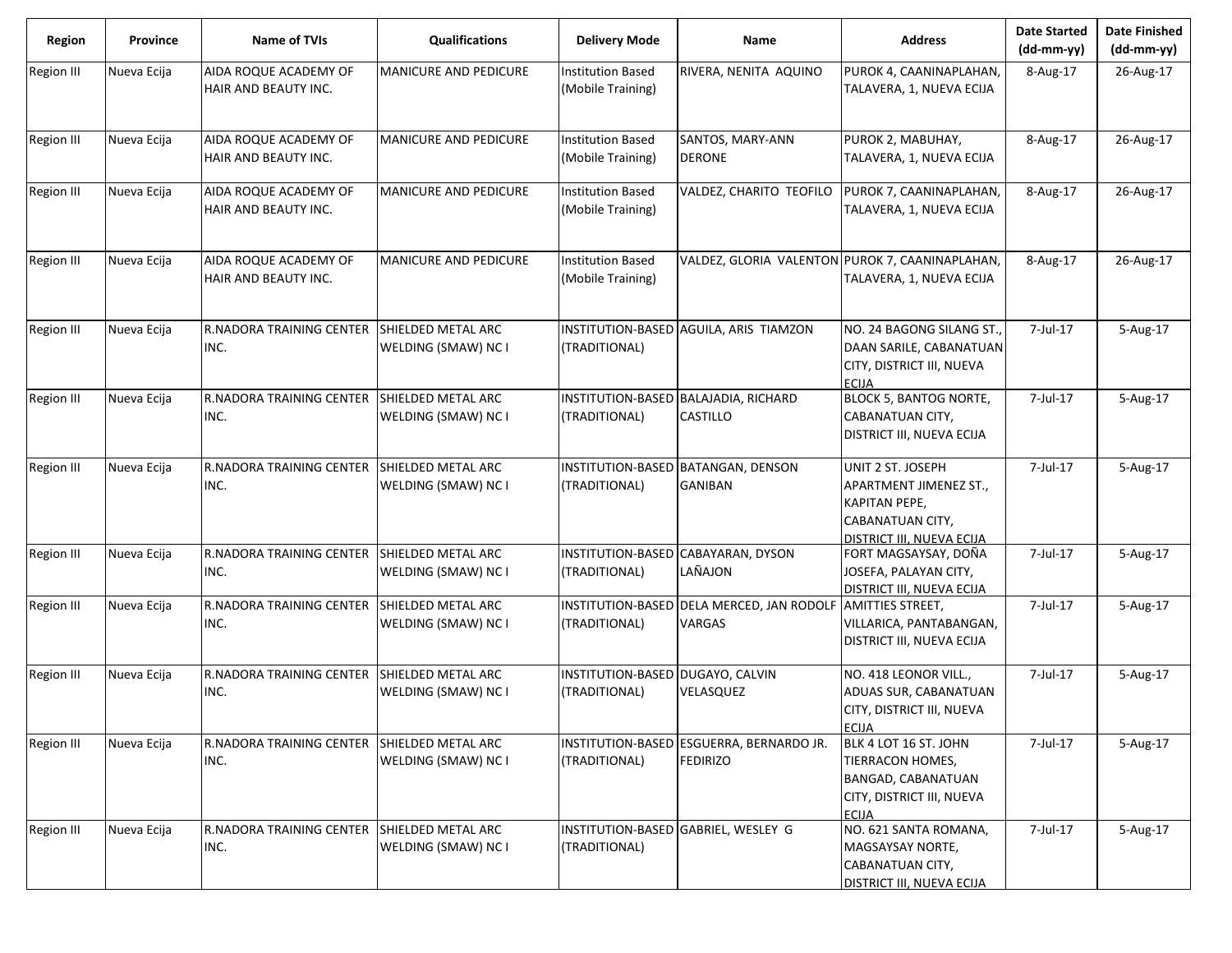| Region | Province | Name of TVIs | Qualifications | Delivery Mode | Name | Address | Date Started (dd-mm-yy) | Date Finished (dd-mm-yy) |
|---|---|---|---|---|---|---|---|---|
| Region III | Nueva Ecija | AIDA ROQUE ACADEMY OF HAIR AND BEAUTY INC. | MANICURE AND PEDICURE | Institution Based (Mobile Training) | RIVERA, NENITA AQUINO | PUROK 4, CAANINAPLAHAN, TALAVERA, 1, NUEVA ECIJA | 8-Aug-17 | 26-Aug-17 |
| Region III | Nueva Ecija | AIDA ROQUE ACADEMY OF HAIR AND BEAUTY INC. | MANICURE AND PEDICURE | Institution Based (Mobile Training) | SANTOS, MARY-ANN DERONE | PUROK 2, MABUHAY, TALAVERA, 1, NUEVA ECIJA | 8-Aug-17 | 26-Aug-17 |
| Region III | Nueva Ecija | AIDA ROQUE ACADEMY OF HAIR AND BEAUTY INC. | MANICURE AND PEDICURE | Institution Based (Mobile Training) | VALDEZ, CHARITO TEOFILO | PUROK 7, CAANINAPLAHAN, TALAVERA, 1, NUEVA ECIJA | 8-Aug-17 | 26-Aug-17 |
| Region III | Nueva Ecija | AIDA ROQUE ACADEMY OF HAIR AND BEAUTY INC. | MANICURE AND PEDICURE | Institution Based (Mobile Training) | VALDEZ, GLORIA VALENTON | PUROK 7, CAANINAPLAHAN, TALAVERA, 1, NUEVA ECIJA | 8-Aug-17 | 26-Aug-17 |
| Region III | Nueva Ecija | R.NADORA TRAINING CENTER INC. | SHIELDED METAL ARC WELDING (SMAW) NC I | INSTITUTION-BASED (TRADITIONAL) | AGUILA, ARIS TIAMZON | NO. 24 BAGONG SILANG ST., DAAN SARILE, CABANATUAN CITY, DISTRICT III, NUEVA ECIJA | 7-Jul-17 | 5-Aug-17 |
| Region III | Nueva Ecija | R.NADORA TRAINING CENTER INC. | SHIELDED METAL ARC WELDING (SMAW) NC I | INSTITUTION-BASED (TRADITIONAL) | BALAJADIA, RICHARD CASTILLO | BLOCK 5, BANTOG NORTE, CABANATUAN CITY, DISTRICT III, NUEVA ECIJA | 7-Jul-17 | 5-Aug-17 |
| Region III | Nueva Ecija | R.NADORA TRAINING CENTER INC. | SHIELDED METAL ARC WELDING (SMAW) NC I | INSTITUTION-BASED (TRADITIONAL) | BATANGAN, DENSON GANIBAN | UNIT 2 ST. JOSEPH APARTMENT JIMENEZ ST., KAPITAN PEPE, CABANATUAN CITY, DISTRICT III, NUEVA ECIJA | 7-Jul-17 | 5-Aug-17 |
| Region III | Nueva Ecija | R.NADORA TRAINING CENTER INC. | SHIELDED METAL ARC WELDING (SMAW) NC I | INSTITUTION-BASED (TRADITIONAL) | CABAYARAN, DYSON LAÑAJON | FORT MAGSAYSAY, DOÑA JOSEFA, PALAYAN CITY, DISTRICT III, NUEVA ECIJA | 7-Jul-17 | 5-Aug-17 |
| Region III | Nueva Ecija | R.NADORA TRAINING CENTER INC. | SHIELDED METAL ARC WELDING (SMAW) NC I | INSTITUTION-BASED (TRADITIONAL) | DELA MERCED, JAN RODOLF VARGAS | AMITTIES STREET, VILLARICA, PANTABANGAN, DISTRICT III, NUEVA ECIJA | 7-Jul-17 | 5-Aug-17 |
| Region III | Nueva Ecija | R.NADORA TRAINING CENTER INC. | SHIELDED METAL ARC WELDING (SMAW) NC I | INSTITUTION-BASED (TRADITIONAL) | DUGAYO, CALVIN VELASQUEZ | NO. 418 LEONOR VILL., ADUAS SUR, CABANATUAN CITY, DISTRICT III, NUEVA ECIJA | 7-Jul-17 | 5-Aug-17 |
| Region III | Nueva Ecija | R.NADORA TRAINING CENTER INC. | SHIELDED METAL ARC WELDING (SMAW) NC I | INSTITUTION-BASED (TRADITIONAL) | ESGUERRA, BERNARDO JR. FEDIRIZO | BLK 4 LOT 16 ST. JOHN TIERRACON HOMES, BANGAD, CABANATUAN CITY, DISTRICT III, NUEVA ECIJA | 7-Jul-17 | 5-Aug-17 |
| Region III | Nueva Ecija | R.NADORA TRAINING CENTER INC. | SHIELDED METAL ARC WELDING (SMAW) NC I | INSTITUTION-BASED (TRADITIONAL) | GABRIEL, WESLEY G | NO. 621 SANTA ROMANA, MAGSAYSAY NORTE, CABANATUAN CITY, DISTRICT III, NUEVA ECIJA | 7-Jul-17 | 5-Aug-17 |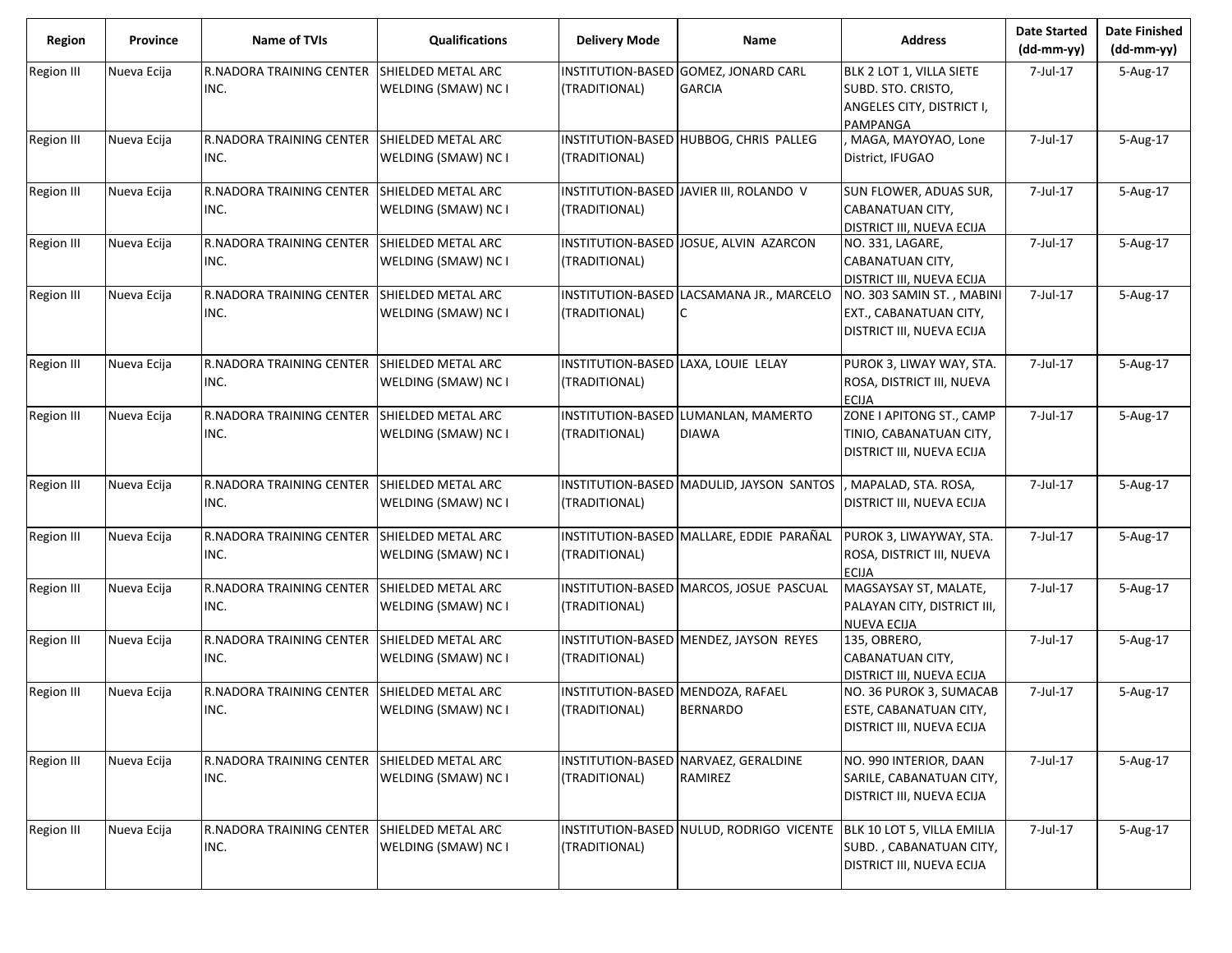| Region | Province | Name of TVIs | Qualifications | Delivery Mode | Name | Address | Date Started (dd-mm-yy) | Date Finished (dd-mm-yy) |
|---|---|---|---|---|---|---|---|---|
| Region III | Nueva Ecija | R.NADORA TRAINING CENTER INC. | SHIELDED METAL ARC WELDING (SMAW) NC I | INSTITUTION-BASED (TRADITIONAL) | GOMEZ, JONARD CARL GARCIA | BLK 2 LOT 1, VILLA SIETE SUBD. STO. CRISTO, ANGELES CITY, DISTRICT I, PAMPANGA | 7-Jul-17 | 5-Aug-17 |
| Region III | Nueva Ecija | R.NADORA TRAINING CENTER INC. | SHIELDED METAL ARC WELDING (SMAW) NC I | INSTITUTION-BASED (TRADITIONAL) | HUBBOG, CHRIS PALLEG | , MAGA, MAYOYAO, Lone District, IFUGAO | 7-Jul-17 | 5-Aug-17 |
| Region III | Nueva Ecija | R.NADORA TRAINING CENTER INC. | SHIELDED METAL ARC WELDING (SMAW) NC I | INSTITUTION-BASED (TRADITIONAL) | JAVIER III, ROLANDO V | SUN FLOWER, ADUAS SUR, CABANATUAN CITY, DISTRICT III, NUEVA ECIJA | 7-Jul-17 | 5-Aug-17 |
| Region III | Nueva Ecija | R.NADORA TRAINING CENTER INC. | SHIELDED METAL ARC WELDING (SMAW) NC I | INSTITUTION-BASED (TRADITIONAL) | JOSUE, ALVIN AZARCON | NO. 331, LAGARE, CABANATUAN CITY, DISTRICT III, NUEVA ECIJA | 7-Jul-17 | 5-Aug-17 |
| Region III | Nueva Ecija | R.NADORA TRAINING CENTER INC. | SHIELDED METAL ARC WELDING (SMAW) NC I | INSTITUTION-BASED (TRADITIONAL) | LACSAMANA JR., MARCELO C | NO. 303 SAMIN ST. , MABINI EXT., CABANATUAN CITY, DISTRICT III, NUEVA ECIJA | 7-Jul-17 | 5-Aug-17 |
| Region III | Nueva Ecija | R.NADORA TRAINING CENTER INC. | SHIELDED METAL ARC WELDING (SMAW) NC I | INSTITUTION-BASED (TRADITIONAL) | LAXA, LOUIE LELAY | PUROK 3, LIWAY WAY, STA. ROSA, DISTRICT III, NUEVA ECIJA | 7-Jul-17 | 5-Aug-17 |
| Region III | Nueva Ecija | R.NADORA TRAINING CENTER INC. | SHIELDED METAL ARC WELDING (SMAW) NC I | INSTITUTION-BASED (TRADITIONAL) | LUMANLAN, MAMERTO DIAWA | ZONE I APITONG ST., CAMP TINIO, CABANATUAN CITY, DISTRICT III, NUEVA ECIJA | 7-Jul-17 | 5-Aug-17 |
| Region III | Nueva Ecija | R.NADORA TRAINING CENTER INC. | SHIELDED METAL ARC WELDING (SMAW) NC I | INSTITUTION-BASED (TRADITIONAL) | MADULID, JAYSON SANTOS | , MAPALAD, STA. ROSA, DISTRICT III, NUEVA ECIJA | 7-Jul-17 | 5-Aug-17 |
| Region III | Nueva Ecija | R.NADORA TRAINING CENTER INC. | SHIELDED METAL ARC WELDING (SMAW) NC I | INSTITUTION-BASED (TRADITIONAL) | MALLARE, EDDIE PARAÑAL | PUROK 3, LIWAYWAY, STA. ROSA, DISTRICT III, NUEVA ECIJA | 7-Jul-17 | 5-Aug-17 |
| Region III | Nueva Ecija | R.NADORA TRAINING CENTER INC. | SHIELDED METAL ARC WELDING (SMAW) NC I | INSTITUTION-BASED (TRADITIONAL) | MARCOS, JOSUE PASCUAL | MAGSAYSAY ST, MALATE, PALAYAN CITY, DISTRICT III, NUEVA ECIJA | 7-Jul-17 | 5-Aug-17 |
| Region III | Nueva Ecija | R.NADORA TRAINING CENTER INC. | SHIELDED METAL ARC WELDING (SMAW) NC I | INSTITUTION-BASED (TRADITIONAL) | MENDEZ, JAYSON REYES | 135, OBRERO, CABANATUAN CITY, DISTRICT III, NUEVA ECIJA | 7-Jul-17 | 5-Aug-17 |
| Region III | Nueva Ecija | R.NADORA TRAINING CENTER INC. | SHIELDED METAL ARC WELDING (SMAW) NC I | INSTITUTION-BASED (TRADITIONAL) | MENDOZA, RAFAEL BERNARDO | NO. 36 PUROK 3, SUMACAB ESTE, CABANATUAN CITY, DISTRICT III, NUEVA ECIJA | 7-Jul-17 | 5-Aug-17 |
| Region III | Nueva Ecija | R.NADORA TRAINING CENTER INC. | SHIELDED METAL ARC WELDING (SMAW) NC I | INSTITUTION-BASED (TRADITIONAL) | NARVAEZ, GERALDINE RAMIREZ | NO. 990 INTERIOR, DAAN SARILE, CABANATUAN CITY, DISTRICT III, NUEVA ECIJA | 7-Jul-17 | 5-Aug-17 |
| Region III | Nueva Ecija | R.NADORA TRAINING CENTER INC. | SHIELDED METAL ARC WELDING (SMAW) NC I | INSTITUTION-BASED (TRADITIONAL) | NULUD, RODRIGO VICENTE | BLK 10 LOT 5, VILLA EMILIA SUBD. , CABANATUAN CITY, DISTRICT III, NUEVA ECIJA | 7-Jul-17 | 5-Aug-17 |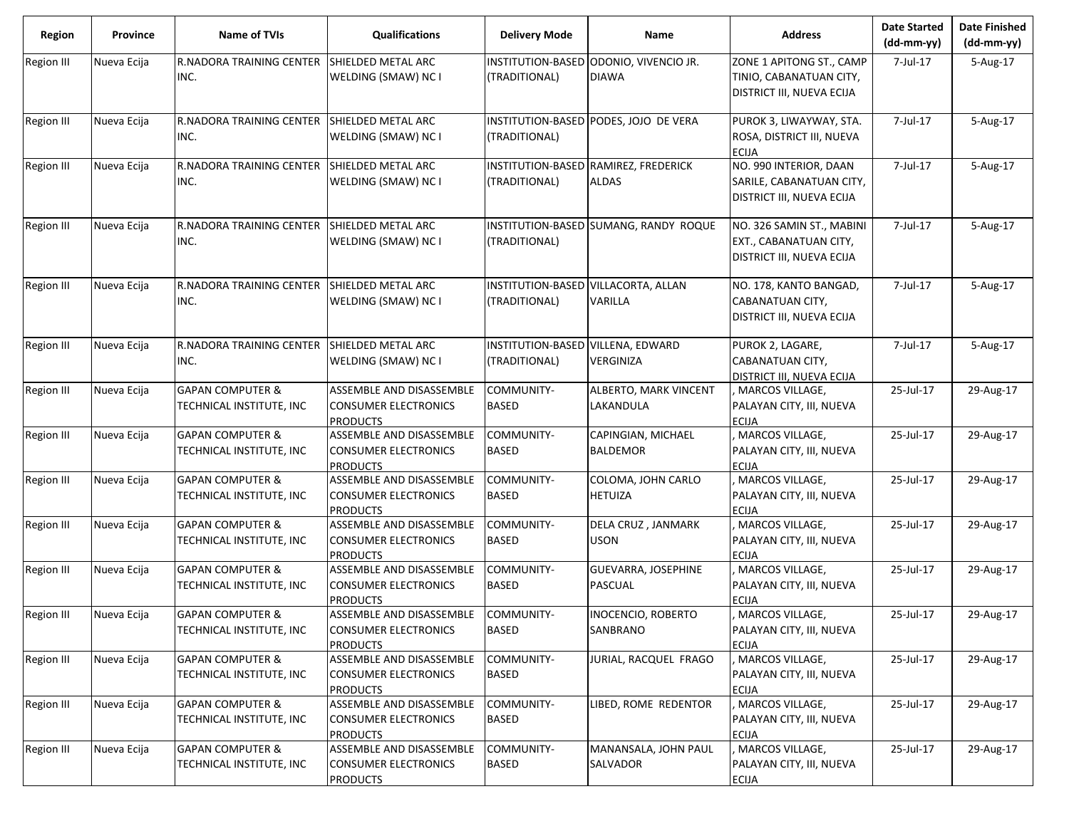| Region | Province | Name of TVIs | Qualifications | Delivery Mode | Name | Address | Date Started (dd-mm-yy) | Date Finished (dd-mm-yy) |
|---|---|---|---|---|---|---|---|---|
| Region III | Nueva Ecija | R.NADORA TRAINING CENTER INC. | SHIELDED METAL ARC WELDING (SMAW) NC I | INSTITUTION-BASED (TRADITIONAL) | ODONIO, VIVENCIO JR. DIAWA | ZONE 1 APITONG ST., CAMP TINIO, CABANATUAN CITY, DISTRICT III, NUEVA ECIJA | 7-Jul-17 | 5-Aug-17 |
| Region III | Nueva Ecija | R.NADORA TRAINING CENTER INC. | SHIELDED METAL ARC WELDING (SMAW) NC I | INSTITUTION-BASED (TRADITIONAL) | PODES, JOJO DE VERA | PUROK 3, LIWAYWAY, STA. ROSA, DISTRICT III, NUEVA ECIJA | 7-Jul-17 | 5-Aug-17 |
| Region III | Nueva Ecija | R.NADORA TRAINING CENTER INC. | SHIELDED METAL ARC WELDING (SMAW) NC I | INSTITUTION-BASED (TRADITIONAL) | RAMIREZ, FREDERICK ALDAS | NO. 990 INTERIOR, DAAN SARILE, CABANATUAN CITY, DISTRICT III, NUEVA ECIJA | 7-Jul-17 | 5-Aug-17 |
| Region III | Nueva Ecija | R.NADORA TRAINING CENTER INC. | SHIELDED METAL ARC WELDING (SMAW) NC I | INSTITUTION-BASED (TRADITIONAL) | SUMANG, RANDY ROQUE | NO. 326 SAMIN ST., MABINI EXT., CABANATUAN CITY, DISTRICT III, NUEVA ECIJA | 7-Jul-17 | 5-Aug-17 |
| Region III | Nueva Ecija | R.NADORA TRAINING CENTER INC. | SHIELDED METAL ARC WELDING (SMAW) NC I | INSTITUTION-BASED (TRADITIONAL) | VILLACORTA, ALLAN VARILLA | NO. 178, KANTO BANGAD, CABANATUAN CITY, DISTRICT III, NUEVA ECIJA | 7-Jul-17 | 5-Aug-17 |
| Region III | Nueva Ecija | R.NADORA TRAINING CENTER INC. | SHIELDED METAL ARC WELDING (SMAW) NC I | INSTITUTION-BASED (TRADITIONAL) | VILLENA, EDWARD VERGINIZA | PUROK 2, LAGARE, CABANATUAN CITY, DISTRICT III, NUEVA ECIJA | 7-Jul-17 | 5-Aug-17 |
| Region III | Nueva Ecija | GAPAN COMPUTER & TECHNICAL INSTITUTE, INC | ASSEMBLE AND DISASSEMBLE CONSUMER ELECTRONICS PRODUCTS | COMMUNITY-BASED | ALBERTO, MARK VINCENT LAKANDULA | , MARCOS VILLAGE, PALAYAN CITY, III, NUEVA ECIJA | 25-Jul-17 | 29-Aug-17 |
| Region III | Nueva Ecija | GAPAN COMPUTER & TECHNICAL INSTITUTE, INC | ASSEMBLE AND DISASSEMBLE CONSUMER ELECTRONICS PRODUCTS | COMMUNITY-BASED | CAPINGIAN, MICHAEL BALDEMOR | , MARCOS VILLAGE, PALAYAN CITY, III, NUEVA ECIJA | 25-Jul-17 | 29-Aug-17 |
| Region III | Nueva Ecija | GAPAN COMPUTER & TECHNICAL INSTITUTE, INC | ASSEMBLE AND DISASSEMBLE CONSUMER ELECTRONICS PRODUCTS | COMMUNITY-BASED | COLOMA, JOHN CARLO HETUIZA | , MARCOS VILLAGE, PALAYAN CITY, III, NUEVA ECIJA | 25-Jul-17 | 29-Aug-17 |
| Region III | Nueva Ecija | GAPAN COMPUTER & TECHNICAL INSTITUTE, INC | ASSEMBLE AND DISASSEMBLE CONSUMER ELECTRONICS PRODUCTS | COMMUNITY-BASED | DELA CRUZ , JANMARK USON | , MARCOS VILLAGE, PALAYAN CITY, III, NUEVA ECIJA | 25-Jul-17 | 29-Aug-17 |
| Region III | Nueva Ecija | GAPAN COMPUTER & TECHNICAL INSTITUTE, INC | ASSEMBLE AND DISASSEMBLE CONSUMER ELECTRONICS PRODUCTS | COMMUNITY-BASED | GUEVARRA, JOSEPHINE PASCUAL | , MARCOS VILLAGE, PALAYAN CITY, III, NUEVA ECIJA | 25-Jul-17 | 29-Aug-17 |
| Region III | Nueva Ecija | GAPAN COMPUTER & TECHNICAL INSTITUTE, INC | ASSEMBLE AND DISASSEMBLE CONSUMER ELECTRONICS PRODUCTS | COMMUNITY-BASED | INOCENCIO, ROBERTO SANBRANO | , MARCOS VILLAGE, PALAYAN CITY, III, NUEVA ECIJA | 25-Jul-17 | 29-Aug-17 |
| Region III | Nueva Ecija | GAPAN COMPUTER & TECHNICAL INSTITUTE, INC | ASSEMBLE AND DISASSEMBLE CONSUMER ELECTRONICS PRODUCTS | COMMUNITY-BASED | JURIAL, RACQUEL FRAGO | , MARCOS VILLAGE, PALAYAN CITY, III, NUEVA ECIJA | 25-Jul-17 | 29-Aug-17 |
| Region III | Nueva Ecija | GAPAN COMPUTER & TECHNICAL INSTITUTE, INC | ASSEMBLE AND DISASSEMBLE CONSUMER ELECTRONICS PRODUCTS | COMMUNITY-BASED | LIBED, ROME REDENTOR | , MARCOS VILLAGE, PALAYAN CITY, III, NUEVA ECIJA | 25-Jul-17 | 29-Aug-17 |
| Region III | Nueva Ecija | GAPAN COMPUTER & TECHNICAL INSTITUTE, INC | ASSEMBLE AND DISASSEMBLE CONSUMER ELECTRONICS PRODUCTS | COMMUNITY-BASED | MANANSALA, JOHN PAUL SALVADOR | , MARCOS VILLAGE, PALAYAN CITY, III, NUEVA ECIJA | 25-Jul-17 | 29-Aug-17 |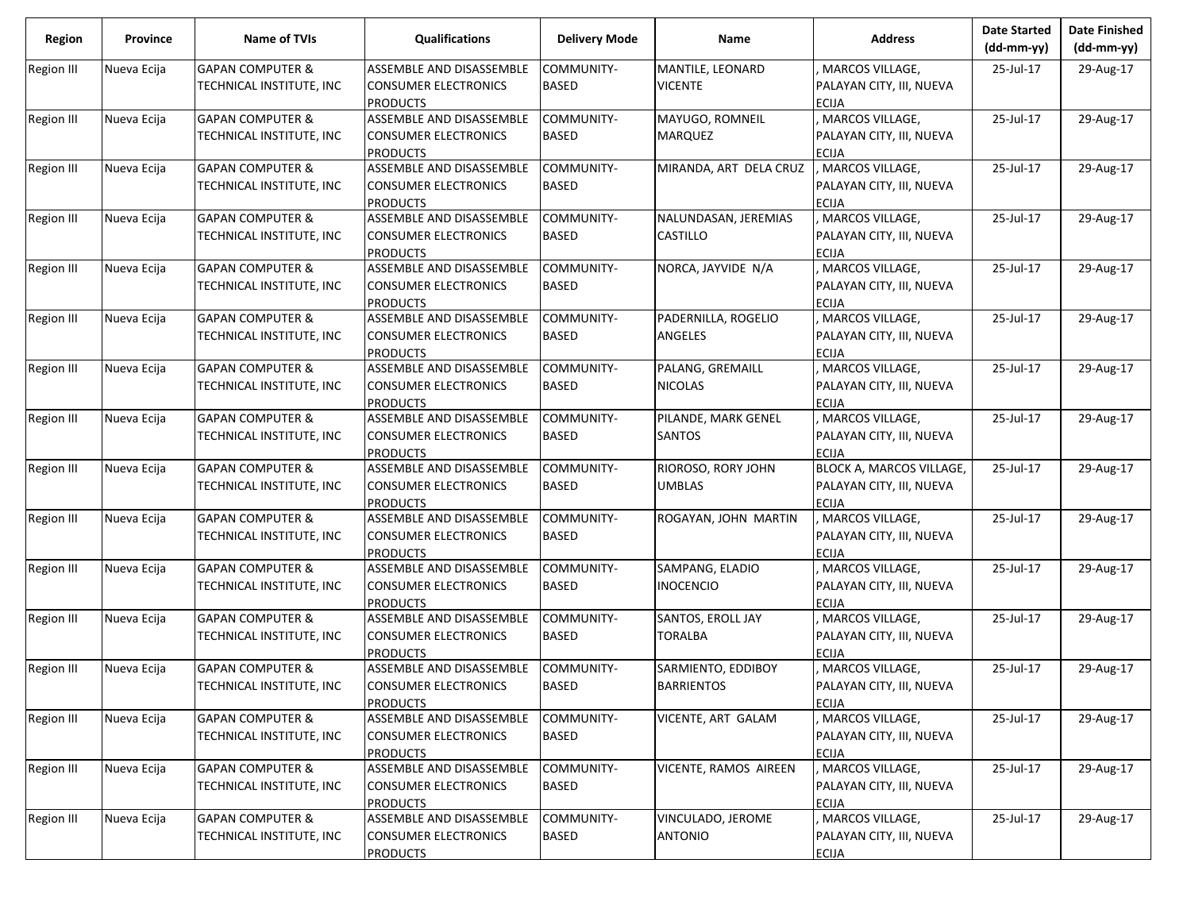| Region | Province | Name of TVIs | Qualifications | Delivery Mode | Name | Address | Date Started (dd-mm-yy) | Date Finished (dd-mm-yy) |
|---|---|---|---|---|---|---|---|---|
| Region III | Nueva Ecija | GAPAN COMPUTER & TECHNICAL INSTITUTE, INC | ASSEMBLE AND DISASSEMBLE CONSUMER ELECTRONICS PRODUCTS | COMMUNITY-BASED | MANTILE, LEONARD VICENTE | , MARCOS VILLAGE, PALAYAN CITY, III, NUEVA ECIJA | 25-Jul-17 | 29-Aug-17 |
| Region III | Nueva Ecija | GAPAN COMPUTER & TECHNICAL INSTITUTE, INC | ASSEMBLE AND DISASSEMBLE CONSUMER ELECTRONICS PRODUCTS | COMMUNITY-BASED | MAYUGO, ROMNEIL MARQUEZ | , MARCOS VILLAGE, PALAYAN CITY, III, NUEVA ECIJA | 25-Jul-17 | 29-Aug-17 |
| Region III | Nueva Ecija | GAPAN COMPUTER & TECHNICAL INSTITUTE, INC | ASSEMBLE AND DISASSEMBLE CONSUMER ELECTRONICS PRODUCTS | COMMUNITY-BASED | MIRANDA, ART DELA CRUZ | , MARCOS VILLAGE, PALAYAN CITY, III, NUEVA ECIJA | 25-Jul-17 | 29-Aug-17 |
| Region III | Nueva Ecija | GAPAN COMPUTER & TECHNICAL INSTITUTE, INC | ASSEMBLE AND DISASSEMBLE CONSUMER ELECTRONICS PRODUCTS | COMMUNITY-BASED | NALUNDASAN, JEREMIAS CASTILLO | , MARCOS VILLAGE, PALAYAN CITY, III, NUEVA ECIJA | 25-Jul-17 | 29-Aug-17 |
| Region III | Nueva Ecija | GAPAN COMPUTER & TECHNICAL INSTITUTE, INC | ASSEMBLE AND DISASSEMBLE CONSUMER ELECTRONICS PRODUCTS | COMMUNITY-BASED | NORCA, JAYVIDE N/A | , MARCOS VILLAGE, PALAYAN CITY, III, NUEVA ECIJA | 25-Jul-17 | 29-Aug-17 |
| Region III | Nueva Ecija | GAPAN COMPUTER & TECHNICAL INSTITUTE, INC | ASSEMBLE AND DISASSEMBLE CONSUMER ELECTRONICS PRODUCTS | COMMUNITY-BASED | PADERNILLA, ROGELIO ANGELES | , MARCOS VILLAGE, PALAYAN CITY, III, NUEVA ECIJA | 25-Jul-17 | 29-Aug-17 |
| Region III | Nueva Ecija | GAPAN COMPUTER & TECHNICAL INSTITUTE, INC | ASSEMBLE AND DISASSEMBLE CONSUMER ELECTRONICS PRODUCTS | COMMUNITY-BASED | PALANG, GREMAILL NICOLAS | , MARCOS VILLAGE, PALAYAN CITY, III, NUEVA ECIJA | 25-Jul-17 | 29-Aug-17 |
| Region III | Nueva Ecija | GAPAN COMPUTER & TECHNICAL INSTITUTE, INC | ASSEMBLE AND DISASSEMBLE CONSUMER ELECTRONICS PRODUCTS | COMMUNITY-BASED | PILANDE, MARK GENEL SANTOS | , MARCOS VILLAGE, PALAYAN CITY, III, NUEVA ECIJA | 25-Jul-17 | 29-Aug-17 |
| Region III | Nueva Ecija | GAPAN COMPUTER & TECHNICAL INSTITUTE, INC | ASSEMBLE AND DISASSEMBLE CONSUMER ELECTRONICS PRODUCTS | COMMUNITY-BASED | RIOROSO, RORY JOHN UMBLAS | BLOCK A, MARCOS VILLAGE, PALAYAN CITY, III, NUEVA ECIJA | 25-Jul-17 | 29-Aug-17 |
| Region III | Nueva Ecija | GAPAN COMPUTER & TECHNICAL INSTITUTE, INC | ASSEMBLE AND DISASSEMBLE CONSUMER ELECTRONICS PRODUCTS | COMMUNITY-BASED | ROGAYAN, JOHN MARTIN | , MARCOS VILLAGE, PALAYAN CITY, III, NUEVA ECIJA | 25-Jul-17 | 29-Aug-17 |
| Region III | Nueva Ecija | GAPAN COMPUTER & TECHNICAL INSTITUTE, INC | ASSEMBLE AND DISASSEMBLE CONSUMER ELECTRONICS PRODUCTS | COMMUNITY-BASED | SAMPANG, ELADIO INOCENCIO | , MARCOS VILLAGE, PALAYAN CITY, III, NUEVA ECIJA | 25-Jul-17 | 29-Aug-17 |
| Region III | Nueva Ecija | GAPAN COMPUTER & TECHNICAL INSTITUTE, INC | ASSEMBLE AND DISASSEMBLE CONSUMER ELECTRONICS PRODUCTS | COMMUNITY-BASED | SANTOS, EROLL JAY TORALBA | , MARCOS VILLAGE, PALAYAN CITY, III, NUEVA ECIJA | 25-Jul-17 | 29-Aug-17 |
| Region III | Nueva Ecija | GAPAN COMPUTER & TECHNICAL INSTITUTE, INC | ASSEMBLE AND DISASSEMBLE CONSUMER ELECTRONICS PRODUCTS | COMMUNITY-BASED | SARMIENTO, EDDIBOY BARRIENTOS | , MARCOS VILLAGE, PALAYAN CITY, III, NUEVA ECIJA | 25-Jul-17 | 29-Aug-17 |
| Region III | Nueva Ecija | GAPAN COMPUTER & TECHNICAL INSTITUTE, INC | ASSEMBLE AND DISASSEMBLE CONSUMER ELECTRONICS PRODUCTS | COMMUNITY-BASED | VICENTE, ART GALAM | , MARCOS VILLAGE, PALAYAN CITY, III, NUEVA ECIJA | 25-Jul-17 | 29-Aug-17 |
| Region III | Nueva Ecija | GAPAN COMPUTER & TECHNICAL INSTITUTE, INC | ASSEMBLE AND DISASSEMBLE CONSUMER ELECTRONICS PRODUCTS | COMMUNITY-BASED | VICENTE, RAMOS AIREEN | , MARCOS VILLAGE, PALAYAN CITY, III, NUEVA ECIJA | 25-Jul-17 | 29-Aug-17 |
| Region III | Nueva Ecija | GAPAN COMPUTER & TECHNICAL INSTITUTE, INC | ASSEMBLE AND DISASSEMBLE CONSUMER ELECTRONICS PRODUCTS | COMMUNITY-BASED | VINCULADO, JEROME ANTONIO | , MARCOS VILLAGE, PALAYAN CITY, III, NUEVA ECIJA | 25-Jul-17 | 29-Aug-17 |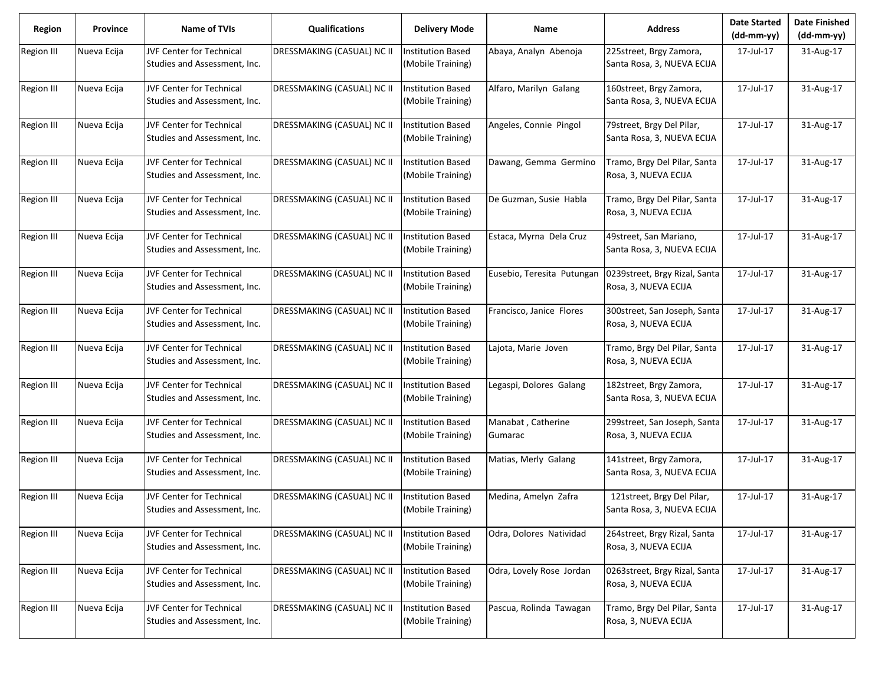| Region | Province | Name of TVIs | Qualifications | Delivery Mode | Name | Address | Date Started (dd-mm-yy) | Date Finished (dd-mm-yy) |
|---|---|---|---|---|---|---|---|---|
| Region III | Nueva Ecija | JVF Center for Technical Studies and Assessment, Inc. | DRESSMAKING (CASUAL) NC II | Institution Based (Mobile Training) | Abaya, Analyn Abenoja | 225street, Brgy Zamora, Santa Rosa, 3, NUEVA ECIJA | 17-Jul-17 | 31-Aug-17 |
| Region III | Nueva Ecija | JVF Center for Technical Studies and Assessment, Inc. | DRESSMAKING (CASUAL) NC II | Institution Based (Mobile Training) | Alfaro, Marilyn Galang | 160street, Brgy Zamora, Santa Rosa, 3, NUEVA ECIJA | 17-Jul-17 | 31-Aug-17 |
| Region III | Nueva Ecija | JVF Center for Technical Studies and Assessment, Inc. | DRESSMAKING (CASUAL) NC II | Institution Based (Mobile Training) | Angeles, Connie Pingol | 79street, Brgy Del Pilar, Santa Rosa, 3, NUEVA ECIJA | 17-Jul-17 | 31-Aug-17 |
| Region III | Nueva Ecija | JVF Center for Technical Studies and Assessment, Inc. | DRESSMAKING (CASUAL) NC II | Institution Based (Mobile Training) | Dawang, Gemma Germino | Tramo, Brgy Del Pilar, Santa Rosa, 3, NUEVA ECIJA | 17-Jul-17 | 31-Aug-17 |
| Region III | Nueva Ecija | JVF Center for Technical Studies and Assessment, Inc. | DRESSMAKING (CASUAL) NC II | Institution Based (Mobile Training) | De Guzman, Susie Habla | Tramo, Brgy Del Pilar, Santa Rosa, 3, NUEVA ECIJA | 17-Jul-17 | 31-Aug-17 |
| Region III | Nueva Ecija | JVF Center for Technical Studies and Assessment, Inc. | DRESSMAKING (CASUAL) NC II | Institution Based (Mobile Training) | Estaca, Myrna Dela Cruz | 49street, San Mariano, Santa Rosa, 3, NUEVA ECIJA | 17-Jul-17 | 31-Aug-17 |
| Region III | Nueva Ecija | JVF Center for Technical Studies and Assessment, Inc. | DRESSMAKING (CASUAL) NC II | Institution Based (Mobile Training) | Eusebio, Teresita Putungan | 0239street, Brgy Rizal, Santa Rosa, 3, NUEVA ECIJA | 17-Jul-17 | 31-Aug-17 |
| Region III | Nueva Ecija | JVF Center for Technical Studies and Assessment, Inc. | DRESSMAKING (CASUAL) NC II | Institution Based (Mobile Training) | Francisco, Janice Flores | 300street, San Joseph, Santa Rosa, 3, NUEVA ECIJA | 17-Jul-17 | 31-Aug-17 |
| Region III | Nueva Ecija | JVF Center for Technical Studies and Assessment, Inc. | DRESSMAKING (CASUAL) NC II | Institution Based (Mobile Training) | Lajota, Marie Joven | Tramo, Brgy Del Pilar, Santa Rosa, 3, NUEVA ECIJA | 17-Jul-17 | 31-Aug-17 |
| Region III | Nueva Ecija | JVF Center for Technical Studies and Assessment, Inc. | DRESSMAKING (CASUAL) NC II | Institution Based (Mobile Training) | Legaspi, Dolores Galang | 182street, Brgy Zamora, Santa Rosa, 3, NUEVA ECIJA | 17-Jul-17 | 31-Aug-17 |
| Region III | Nueva Ecija | JVF Center for Technical Studies and Assessment, Inc. | DRESSMAKING (CASUAL) NC II | Institution Based (Mobile Training) | Manabat , Catherine Gumarac | 299street, San Joseph, Santa Rosa, 3, NUEVA ECIJA | 17-Jul-17 | 31-Aug-17 |
| Region III | Nueva Ecija | JVF Center for Technical Studies and Assessment, Inc. | DRESSMAKING (CASUAL) NC II | Institution Based (Mobile Training) | Matias, Merly Galang | 141street, Brgy Zamora, Santa Rosa, 3, NUEVA ECIJA | 17-Jul-17 | 31-Aug-17 |
| Region III | Nueva Ecija | JVF Center for Technical Studies and Assessment, Inc. | DRESSMAKING (CASUAL) NC II | Institution Based (Mobile Training) | Medina, Amelyn Zafra | 121street, Brgy Del Pilar, Santa Rosa, 3, NUEVA ECIJA | 17-Jul-17 | 31-Aug-17 |
| Region III | Nueva Ecija | JVF Center for Technical Studies and Assessment, Inc. | DRESSMAKING (CASUAL) NC II | Institution Based (Mobile Training) | Odra, Dolores Natividad | 264street, Brgy Rizal, Santa Rosa, 3, NUEVA ECIJA | 17-Jul-17 | 31-Aug-17 |
| Region III | Nueva Ecija | JVF Center for Technical Studies and Assessment, Inc. | DRESSMAKING (CASUAL) NC II | Institution Based (Mobile Training) | Odra, Lovely Rose Jordan | 0263street, Brgy Rizal, Santa Rosa, 3, NUEVA ECIJA | 17-Jul-17 | 31-Aug-17 |
| Region III | Nueva Ecija | JVF Center for Technical Studies and Assessment, Inc. | DRESSMAKING (CASUAL) NC II | Institution Based (Mobile Training) | Pascua, Rolinda Tawagan | Tramo, Brgy Del Pilar, Santa Rosa, 3, NUEVA ECIJA | 17-Jul-17 | 31-Aug-17 |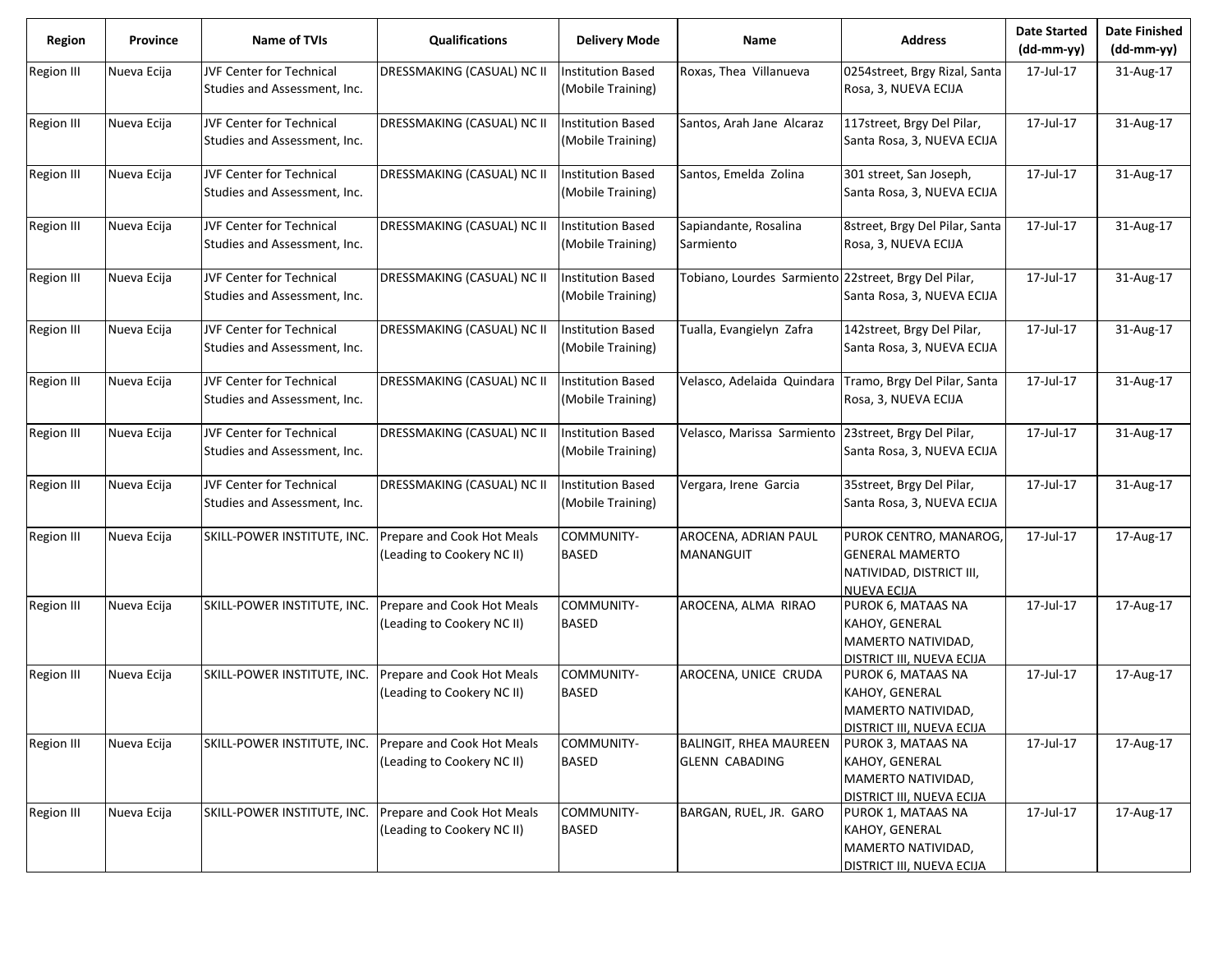| Region | Province | Name of TVIs | Qualifications | Delivery Mode | Name | Address | Date Started (dd-mm-yy) | Date Finished (dd-mm-yy) |
|---|---|---|---|---|---|---|---|---|
| Region III | Nueva Ecija | JVF Center for Technical Studies and Assessment, Inc. | DRESSMAKING (CASUAL) NC II | Institution Based (Mobile Training) | Roxas, Thea Villanueva | 0254street, Brgy Rizal, Santa Rosa, 3, NUEVA ECIJA | 17-Jul-17 | 31-Aug-17 |
| Region III | Nueva Ecija | JVF Center for Technical Studies and Assessment, Inc. | DRESSMAKING (CASUAL) NC II | Institution Based (Mobile Training) | Santos, Arah Jane Alcaraz | 117street, Brgy Del Pilar, Santa Rosa, 3, NUEVA ECIJA | 17-Jul-17 | 31-Aug-17 |
| Region III | Nueva Ecija | JVF Center for Technical Studies and Assessment, Inc. | DRESSMAKING (CASUAL) NC II | Institution Based (Mobile Training) | Santos, Emelda Zolina | 301 street, San Joseph, Santa Rosa, 3, NUEVA ECIJA | 17-Jul-17 | 31-Aug-17 |
| Region III | Nueva Ecija | JVF Center for Technical Studies and Assessment, Inc. | DRESSMAKING (CASUAL) NC II | Institution Based (Mobile Training) | Sapiandante, Rosalina Sarmiento | 8street, Brgy Del Pilar, Santa Rosa, 3, NUEVA ECIJA | 17-Jul-17 | 31-Aug-17 |
| Region III | Nueva Ecija | JVF Center for Technical Studies and Assessment, Inc. | DRESSMAKING (CASUAL) NC II | Institution Based (Mobile Training) | Tobiano, Lourdes Sarmiento | 22street, Brgy Del Pilar, Santa Rosa, 3, NUEVA ECIJA | 17-Jul-17 | 31-Aug-17 |
| Region III | Nueva Ecija | JVF Center for Technical Studies and Assessment, Inc. | DRESSMAKING (CASUAL) NC II | Institution Based (Mobile Training) | Tualla, Evangielyn Zafra | 142street, Brgy Del Pilar, Santa Rosa, 3, NUEVA ECIJA | 17-Jul-17 | 31-Aug-17 |
| Region III | Nueva Ecija | JVF Center for Technical Studies and Assessment, Inc. | DRESSMAKING (CASUAL) NC II | Institution Based (Mobile Training) | Velasco, Adelaida Quindara | Tramo, Brgy Del Pilar, Santa Rosa, 3, NUEVA ECIJA | 17-Jul-17 | 31-Aug-17 |
| Region III | Nueva Ecija | JVF Center for Technical Studies and Assessment, Inc. | DRESSMAKING (CASUAL) NC II | Institution Based (Mobile Training) | Velasco, Marissa Sarmiento | 23street, Brgy Del Pilar, Santa Rosa, 3, NUEVA ECIJA | 17-Jul-17 | 31-Aug-17 |
| Region III | Nueva Ecija | JVF Center for Technical Studies and Assessment, Inc. | DRESSMAKING (CASUAL) NC II | Institution Based (Mobile Training) | Vergara, Irene Garcia | 35street, Brgy Del Pilar, Santa Rosa, 3, NUEVA ECIJA | 17-Jul-17 | 31-Aug-17 |
| Region III | Nueva Ecija | SKILL-POWER INSTITUTE, INC. | Prepare and Cook Hot Meals (Leading to Cookery NC II) | COMMUNITY-BASED | AROCENA, ADRIAN PAUL MANANGUIT | PUROK CENTRO, MANAROG, GENERAL MAMERTO NATIVIDAD, DISTRICT III, NUEVA ECIJA | 17-Jul-17 | 17-Aug-17 |
| Region III | Nueva Ecija | SKILL-POWER INSTITUTE, INC. | Prepare and Cook Hot Meals (Leading to Cookery NC II) | COMMUNITY-BASED | AROCENA, ALMA RIRAO | PUROK 6, MATAAS NA KAHOY, GENERAL MAMERTO NATIVIDAD, DISTRICT III, NUEVA ECIJA | 17-Jul-17 | 17-Aug-17 |
| Region III | Nueva Ecija | SKILL-POWER INSTITUTE, INC. | Prepare and Cook Hot Meals (Leading to Cookery NC II) | COMMUNITY-BASED | AROCENA, UNICE CRUDA | PUROK 6, MATAAS NA KAHOY, GENERAL MAMERTO NATIVIDAD, DISTRICT III, NUEVA ECIJA | 17-Jul-17 | 17-Aug-17 |
| Region III | Nueva Ecija | SKILL-POWER INSTITUTE, INC. | Prepare and Cook Hot Meals (Leading to Cookery NC II) | COMMUNITY-BASED | BALINGIT, RHEA MAUREEN GLENN CABADING | PUROK 3, MATAAS NA KAHOY, GENERAL MAMERTO NATIVIDAD, DISTRICT III, NUEVA ECIJA | 17-Jul-17 | 17-Aug-17 |
| Region III | Nueva Ecija | SKILL-POWER INSTITUTE, INC. | Prepare and Cook Hot Meals (Leading to Cookery NC II) | COMMUNITY-BASED | BARGAN, RUEL, JR. GARO | PUROK 1, MATAAS NA KAHOY, GENERAL MAMERTO NATIVIDAD, DISTRICT III, NUEVA ECIJA | 17-Jul-17 | 17-Aug-17 |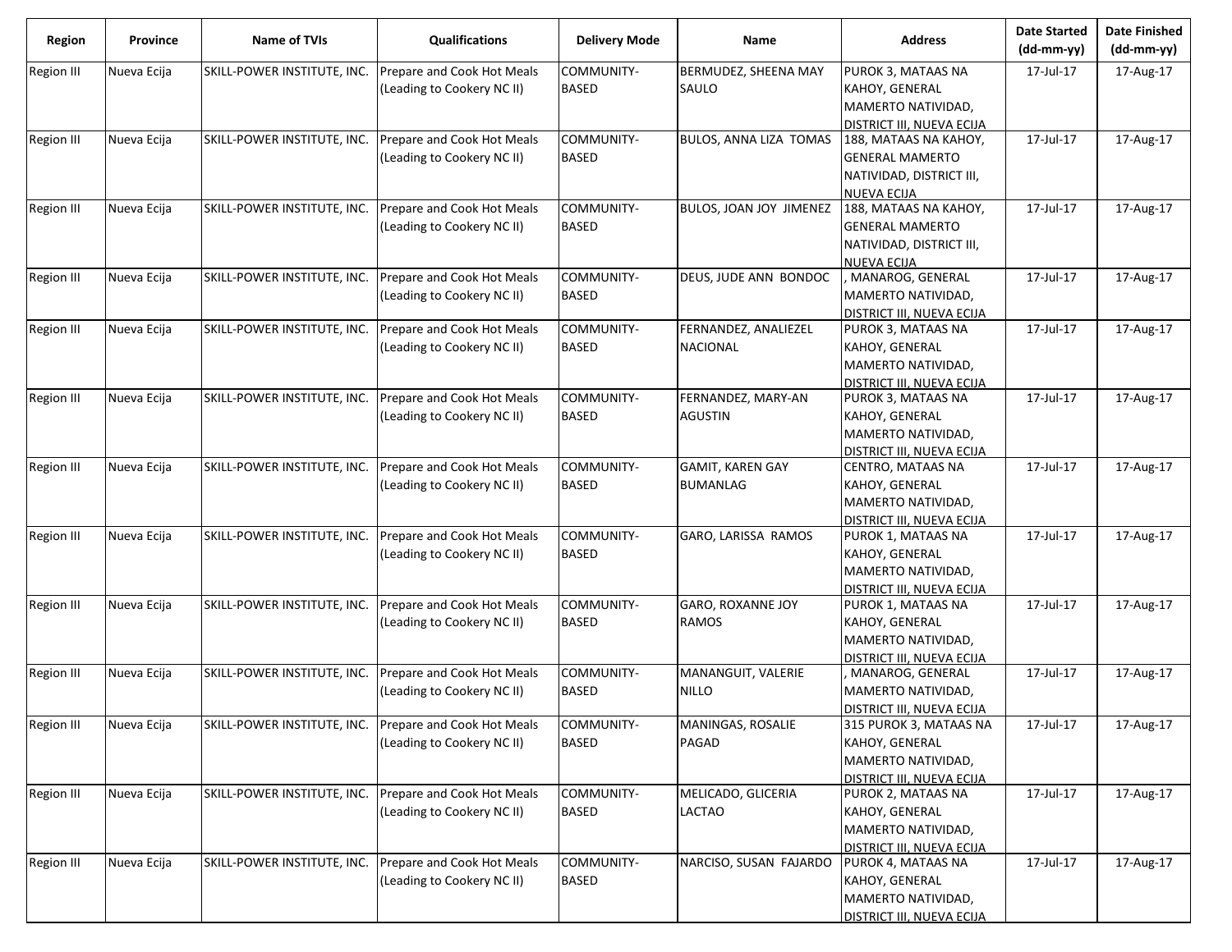| Region | Province | Name of TVIs | Qualifications | Delivery Mode | Name | Address | Date Started (dd-mm-yy) | Date Finished (dd-mm-yy) |
|---|---|---|---|---|---|---|---|---|
| Region III | Nueva Ecija | SKILL-POWER INSTITUTE, INC. | Prepare and Cook Hot Meals (Leading to Cookery NC II) | COMMUNITY-BASED | BERMUDEZ, SHEENA MAY SAULO | PUROK 3, MATAAS NA KAHOY, GENERAL MAMERTO NATIVIDAD, DISTRICT III, NUEVA ECIJA | 17-Jul-17 | 17-Aug-17 |
| Region III | Nueva Ecija | SKILL-POWER INSTITUTE, INC. | Prepare and Cook Hot Meals (Leading to Cookery NC II) | COMMUNITY-BASED | BULOS, ANNA LIZA TOMAS | 188, MATAAS NA KAHOY, GENERAL MAMERTO NATIVIDAD, DISTRICT III, NUEVA ECIJA | 17-Jul-17 | 17-Aug-17 |
| Region III | Nueva Ecija | SKILL-POWER INSTITUTE, INC. | Prepare and Cook Hot Meals (Leading to Cookery NC II) | COMMUNITY-BASED | BULOS, JOAN JOY JIMENEZ | 188, MATAAS NA KAHOY, GENERAL MAMERTO NATIVIDAD, DISTRICT III, NUEVA ECIJA | 17-Jul-17 | 17-Aug-17 |
| Region III | Nueva Ecija | SKILL-POWER INSTITUTE, INC. | Prepare and Cook Hot Meals (Leading to Cookery NC II) | COMMUNITY-BASED | DEUS, JUDE ANN BONDOC | , MANAROG, GENERAL MAMERTO NATIVIDAD, DISTRICT III, NUEVA ECIJA | 17-Jul-17 | 17-Aug-17 |
| Region III | Nueva Ecija | SKILL-POWER INSTITUTE, INC. | Prepare and Cook Hot Meals (Leading to Cookery NC II) | COMMUNITY-BASED | FERNANDEZ, ANALIEZEL NACIONAL | PUROK 3, MATAAS NA KAHOY, GENERAL MAMERTO NATIVIDAD, DISTRICT III, NUEVA ECIJA | 17-Jul-17 | 17-Aug-17 |
| Region III | Nueva Ecija | SKILL-POWER INSTITUTE, INC. | Prepare and Cook Hot Meals (Leading to Cookery NC II) | COMMUNITY-BASED | FERNANDEZ, MARY-AN AGUSTIN | PUROK 3, MATAAS NA KAHOY, GENERAL MAMERTO NATIVIDAD, DISTRICT III, NUEVA ECIJA | 17-Jul-17 | 17-Aug-17 |
| Region III | Nueva Ecija | SKILL-POWER INSTITUTE, INC. | Prepare and Cook Hot Meals (Leading to Cookery NC II) | COMMUNITY-BASED | GAMIT, KAREN GAY BUMANLAG | CENTRO, MATAAS NA KAHOY, GENERAL MAMERTO NATIVIDAD, DISTRICT III, NUEVA ECIJA | 17-Jul-17 | 17-Aug-17 |
| Region III | Nueva Ecija | SKILL-POWER INSTITUTE, INC. | Prepare and Cook Hot Meals (Leading to Cookery NC II) | COMMUNITY-BASED | GARO, LARISSA RAMOS | PUROK 1, MATAAS NA KAHOY, GENERAL MAMERTO NATIVIDAD, DISTRICT III, NUEVA ECIJA | 17-Jul-17 | 17-Aug-17 |
| Region III | Nueva Ecija | SKILL-POWER INSTITUTE, INC. | Prepare and Cook Hot Meals (Leading to Cookery NC II) | COMMUNITY-BASED | GARO, ROXANNE JOY RAMOS | PUROK 1, MATAAS NA KAHOY, GENERAL MAMERTO NATIVIDAD, DISTRICT III, NUEVA ECIJA | 17-Jul-17 | 17-Aug-17 |
| Region III | Nueva Ecija | SKILL-POWER INSTITUTE, INC. | Prepare and Cook Hot Meals (Leading to Cookery NC II) | COMMUNITY-BASED | MANANGUIT, VALERIE NILLO | , MANAROG, GENERAL MAMERTO NATIVIDAD, DISTRICT III, NUEVA ECIJA | 17-Jul-17 | 17-Aug-17 |
| Region III | Nueva Ecija | SKILL-POWER INSTITUTE, INC. | Prepare and Cook Hot Meals (Leading to Cookery NC II) | COMMUNITY-BASED | MANINGAS, ROSALIE PAGAD | 315 PUROK 3, MATAAS NA KAHOY, GENERAL MAMERTO NATIVIDAD, DISTRICT III, NUEVA ECIJA | 17-Jul-17 | 17-Aug-17 |
| Region III | Nueva Ecija | SKILL-POWER INSTITUTE, INC. | Prepare and Cook Hot Meals (Leading to Cookery NC II) | COMMUNITY-BASED | MELICADO, GLICERIA LACTAO | PUROK 2, MATAAS NA KAHOY, GENERAL MAMERTO NATIVIDAD, DISTRICT III, NUEVA ECIJA | 17-Jul-17 | 17-Aug-17 |
| Region III | Nueva Ecija | SKILL-POWER INSTITUTE, INC. | Prepare and Cook Hot Meals (Leading to Cookery NC II) | COMMUNITY-BASED | NARCISO, SUSAN FAJARDO | PUROK 4, MATAAS NA KAHOY, GENERAL MAMERTO NATIVIDAD, DISTRICT III, NUEVA ECIJA | 17-Jul-17 | 17-Aug-17 |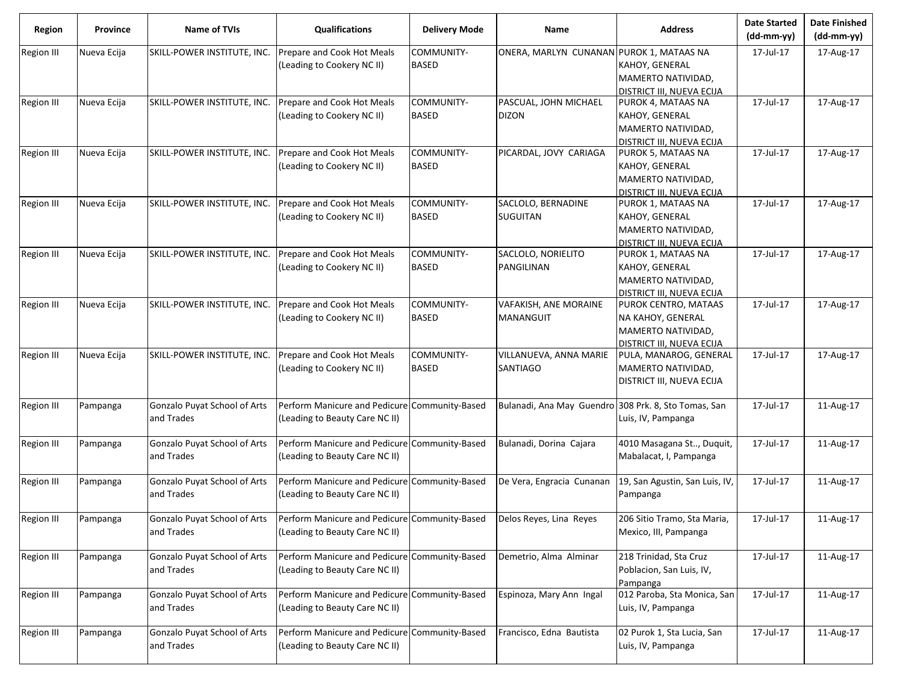| Region | Province | Name of TVIs | Qualifications | Delivery Mode | Name | Address | Date Started (dd-mm-yy) | Date Finished (dd-mm-yy) |
|---|---|---|---|---|---|---|---|---|
| Region III | Nueva Ecija | SKILL-POWER INSTITUTE, INC. | Prepare and Cook Hot Meals (Leading to Cookery NC II) | COMMUNITY-BASED | ONERA, MARLYN CUNANAN | PUROK 1, MATAAS NA KAHOY, GENERAL MAMERTO NATIVIDAD, DISTRICT III, NUEVA ECIJA | 17-Jul-17 | 17-Aug-17 |
| Region III | Nueva Ecija | SKILL-POWER INSTITUTE, INC. | Prepare and Cook Hot Meals (Leading to Cookery NC II) | COMMUNITY-BASED | PASCUAL, JOHN MICHAEL DIZON | PUROK 4, MATAAS NA KAHOY, GENERAL MAMERTO NATIVIDAD, DISTRICT III, NUEVA ECIJA | 17-Jul-17 | 17-Aug-17 |
| Region III | Nueva Ecija | SKILL-POWER INSTITUTE, INC. | Prepare and Cook Hot Meals (Leading to Cookery NC II) | COMMUNITY-BASED | PICARDAL, JOVY CARIAGA | PUROK 5, MATAAS NA KAHOY, GENERAL MAMERTO NATIVIDAD, DISTRICT III, NUEVA ECIJA | 17-Jul-17 | 17-Aug-17 |
| Region III | Nueva Ecija | SKILL-POWER INSTITUTE, INC. | Prepare and Cook Hot Meals (Leading to Cookery NC II) | COMMUNITY-BASED | SACLOLO, BERNADINE SUGUITAN | PUROK 1, MATAAS NA KAHOY, GENERAL MAMERTO NATIVIDAD, DISTRICT III, NUEVA ECIJA | 17-Jul-17 | 17-Aug-17 |
| Region III | Nueva Ecija | SKILL-POWER INSTITUTE, INC. | Prepare and Cook Hot Meals (Leading to Cookery NC II) | COMMUNITY-BASED | SACLOLO, NORIELITO PANGILINAN | PUROK 1, MATAAS NA KAHOY, GENERAL MAMERTO NATIVIDAD, DISTRICT III, NUEVA ECIJA | 17-Jul-17 | 17-Aug-17 |
| Region III | Nueva Ecija | SKILL-POWER INSTITUTE, INC. | Prepare and Cook Hot Meals (Leading to Cookery NC II) | COMMUNITY-BASED | VAFAKISH, ANE MORAINE MANANGUIT | PUROK CENTRO, MATAAS NA KAHOY, GENERAL MAMERTO NATIVIDAD, DISTRICT III, NUEVA ECIJA | 17-Jul-17 | 17-Aug-17 |
| Region III | Nueva Ecija | SKILL-POWER INSTITUTE, INC. | Prepare and Cook Hot Meals (Leading to Cookery NC II) | COMMUNITY-BASED | VILLANUEVA, ANNA MARIE SANTIAGO | PULA, MANAROG, GENERAL MAMERTO NATIVIDAD, DISTRICT III, NUEVA ECIJA | 17-Jul-17 | 17-Aug-17 |
| Region III | Pampanga | Gonzalo Puyat School of Arts and Trades | Perform Manicure and Pedicure (Leading to Beauty Care NC II) | Community-Based | Bulanadi, Ana May Guendro | 308 Prk. 8, Sto Tomas, San Luis, IV, Pampanga | 17-Jul-17 | 11-Aug-17 |
| Region III | Pampanga | Gonzalo Puyat School of Arts and Trades | Perform Manicure and Pedicure (Leading to Beauty Care NC II) | Community-Based | Bulanadi, Dorina Cajara | 4010 Masagana St.., Duquit, Mabalacat, I, Pampanga | 17-Jul-17 | 11-Aug-17 |
| Region III | Pampanga | Gonzalo Puyat School of Arts and Trades | Perform Manicure and Pedicure (Leading to Beauty Care NC II) | Community-Based | De Vera, Engracia Cunanan | 19, San Agustin, San Luis, IV, Pampanga | 17-Jul-17 | 11-Aug-17 |
| Region III | Pampanga | Gonzalo Puyat School of Arts and Trades | Perform Manicure and Pedicure (Leading to Beauty Care NC II) | Community-Based | Delos Reyes, Lina Reyes | 206 Sitio Tramo, Sta Maria, Mexico, III, Pampanga | 17-Jul-17 | 11-Aug-17 |
| Region III | Pampanga | Gonzalo Puyat School of Arts and Trades | Perform Manicure and Pedicure (Leading to Beauty Care NC II) | Community-Based | Demetrio, Alma Alminar | 218 Trinidad, Sta Cruz Poblacion, San Luis, IV, Pampanga | 17-Jul-17 | 11-Aug-17 |
| Region III | Pampanga | Gonzalo Puyat School of Arts and Trades | Perform Manicure and Pedicure (Leading to Beauty Care NC II) | Community-Based | Espinoza, Mary Ann Ingal | 012 Paroba, Sta Monica, San Luis, IV, Pampanga | 17-Jul-17 | 11-Aug-17 |
| Region III | Pampanga | Gonzalo Puyat School of Arts and Trades | Perform Manicure and Pedicure (Leading to Beauty Care NC II) | Community-Based | Francisco, Edna Bautista | 02 Purok 1, Sta Lucia, San Luis, IV, Pampanga | 17-Jul-17 | 11-Aug-17 |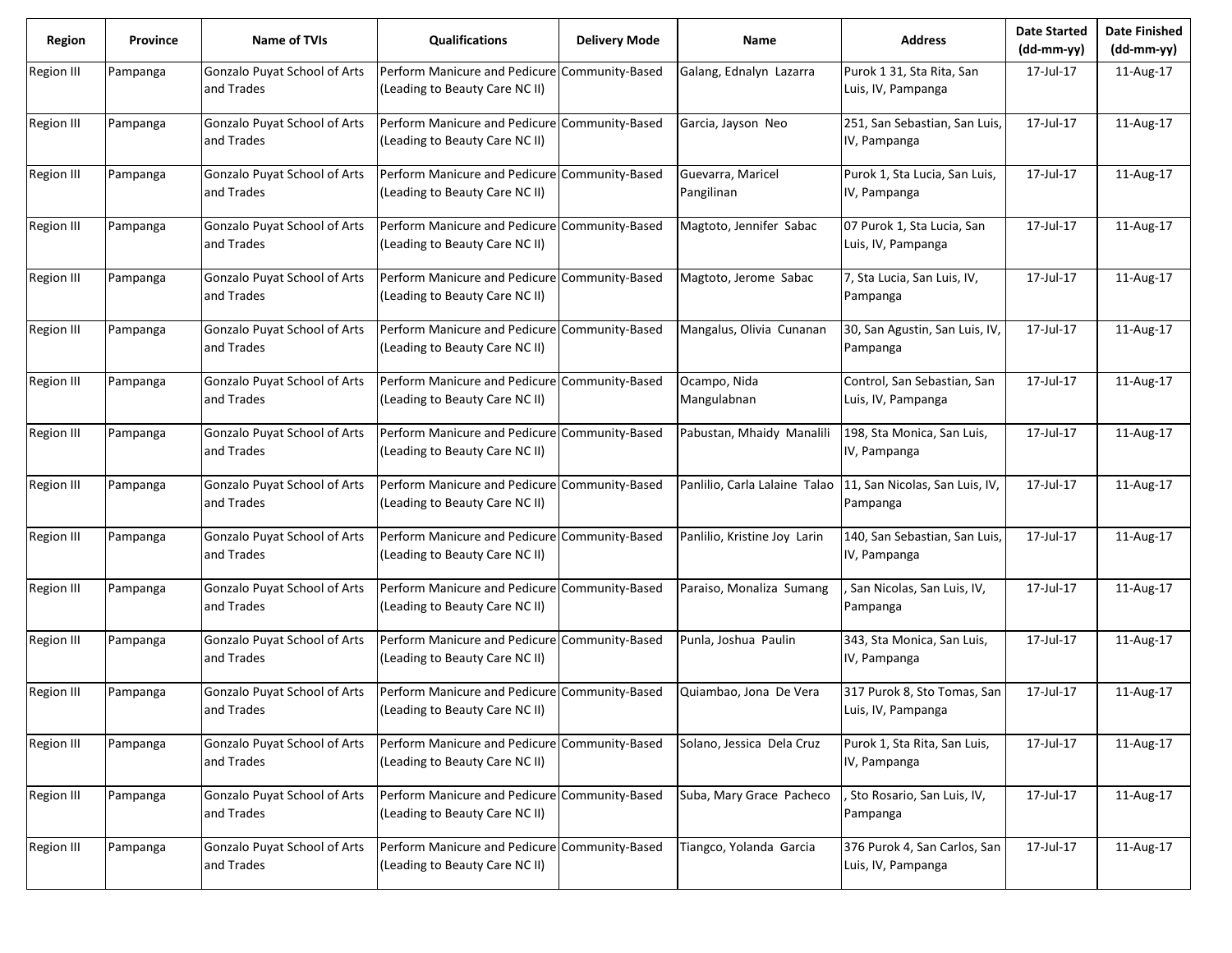| Region | Province | Name of TVIs | Qualifications | Delivery Mode | Name | Address | Date Started (dd-mm-yy) | Date Finished (dd-mm-yy) |
|---|---|---|---|---|---|---|---|---|
| Region III | Pampanga | Gonzalo Puyat School of Arts and Trades | Perform Manicure and Pedicure (Leading to Beauty Care NC II) | Community-Based | Galang, Ednalyn Lazarra | Purok 1 31, Sta Rita, San Luis, IV, Pampanga | 17-Jul-17 | 11-Aug-17 |
| Region III | Pampanga | Gonzalo Puyat School of Arts and Trades | Perform Manicure and Pedicure (Leading to Beauty Care NC II) | Community-Based | Garcia, Jayson Neo | 251, San Sebastian, San Luis, IV, Pampanga | 17-Jul-17 | 11-Aug-17 |
| Region III | Pampanga | Gonzalo Puyat School of Arts and Trades | Perform Manicure and Pedicure (Leading to Beauty Care NC II) | Community-Based | Guevarra, Maricel Pangilinan | Purok 1, Sta Lucia, San Luis, IV, Pampanga | 17-Jul-17 | 11-Aug-17 |
| Region III | Pampanga | Gonzalo Puyat School of Arts and Trades | Perform Manicure and Pedicure (Leading to Beauty Care NC II) | Community-Based | Magtoto, Jennifer Sabac | 07 Purok 1, Sta Lucia, San Luis, IV, Pampanga | 17-Jul-17 | 11-Aug-17 |
| Region III | Pampanga | Gonzalo Puyat School of Arts and Trades | Perform Manicure and Pedicure (Leading to Beauty Care NC II) | Community-Based | Magtoto, Jerome Sabac | 7, Sta Lucia, San Luis, IV, Pampanga | 17-Jul-17 | 11-Aug-17 |
| Region III | Pampanga | Gonzalo Puyat School of Arts and Trades | Perform Manicure and Pedicure (Leading to Beauty Care NC II) | Community-Based | Mangalus, Olivia Cunanan | 30, San Agustin, San Luis, IV, Pampanga | 17-Jul-17 | 11-Aug-17 |
| Region III | Pampanga | Gonzalo Puyat School of Arts and Trades | Perform Manicure and Pedicure (Leading to Beauty Care NC II) | Community-Based | Ocampo, Nida Mangulabnan | Control, San Sebastian, San Luis, IV, Pampanga | 17-Jul-17 | 11-Aug-17 |
| Region III | Pampanga | Gonzalo Puyat School of Arts and Trades | Perform Manicure and Pedicure (Leading to Beauty Care NC II) | Community-Based | Pabustan, Mhaidy Manalili | 198, Sta Monica, San Luis, IV, Pampanga | 17-Jul-17 | 11-Aug-17 |
| Region III | Pampanga | Gonzalo Puyat School of Arts and Trades | Perform Manicure and Pedicure (Leading to Beauty Care NC II) | Community-Based | Panlilio, Carla Lalaine Talao | 11, San Nicolas, San Luis, IV, Pampanga | 17-Jul-17 | 11-Aug-17 |
| Region III | Pampanga | Gonzalo Puyat School of Arts and Trades | Perform Manicure and Pedicure (Leading to Beauty Care NC II) | Community-Based | Panlilio, Kristine Joy Larin | 140, San Sebastian, San Luis, IV, Pampanga | 17-Jul-17 | 11-Aug-17 |
| Region III | Pampanga | Gonzalo Puyat School of Arts and Trades | Perform Manicure and Pedicure (Leading to Beauty Care NC II) | Community-Based | Paraiso, Monaliza Sumang | , San Nicolas, San Luis, IV, Pampanga | 17-Jul-17 | 11-Aug-17 |
| Region III | Pampanga | Gonzalo Puyat School of Arts and Trades | Perform Manicure and Pedicure (Leading to Beauty Care NC II) | Community-Based | Punla, Joshua Paulin | 343, Sta Monica, San Luis, IV, Pampanga | 17-Jul-17 | 11-Aug-17 |
| Region III | Pampanga | Gonzalo Puyat School of Arts and Trades | Perform Manicure and Pedicure (Leading to Beauty Care NC II) | Community-Based | Quiambao, Jona De Vera | 317 Purok 8, Sto Tomas, San Luis, IV, Pampanga | 17-Jul-17 | 11-Aug-17 |
| Region III | Pampanga | Gonzalo Puyat School of Arts and Trades | Perform Manicure and Pedicure (Leading to Beauty Care NC II) | Community-Based | Solano, Jessica Dela Cruz | Purok 1, Sta Rita, San Luis, IV, Pampanga | 17-Jul-17 | 11-Aug-17 |
| Region III | Pampanga | Gonzalo Puyat School of Arts and Trades | Perform Manicure and Pedicure (Leading to Beauty Care NC II) | Community-Based | Suba, Mary Grace Pacheco | , Sto Rosario, San Luis, IV, Pampanga | 17-Jul-17 | 11-Aug-17 |
| Region III | Pampanga | Gonzalo Puyat School of Arts and Trades | Perform Manicure and Pedicure (Leading to Beauty Care NC II) | Community-Based | Tiangco, Yolanda Garcia | 376 Purok 4, San Carlos, San Luis, IV, Pampanga | 17-Jul-17 | 11-Aug-17 |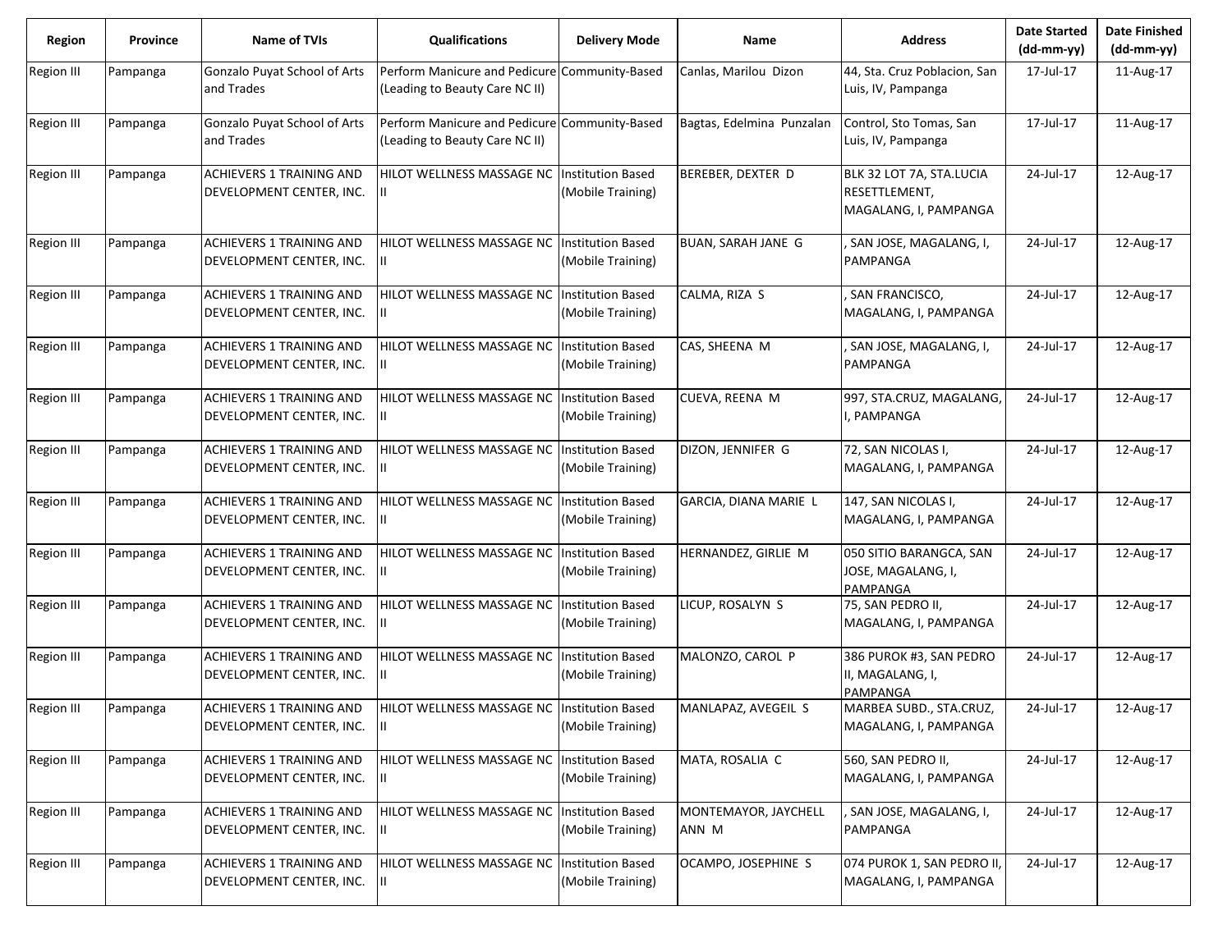| Region | Province | Name of TVIs | Qualifications | Delivery Mode | Name | Address | Date Started (dd-mm-yy) | Date Finished (dd-mm-yy) |
|---|---|---|---|---|---|---|---|---|
| Region III | Pampanga | Gonzalo Puyat School of Arts and Trades | Perform Manicure and Pedicure (Leading to Beauty Care NC II) | Community-Based | Canlas, Marilou Dizon | 44, Sta. Cruz Poblacion, San Luis, IV, Pampanga | 17-Jul-17 | 11-Aug-17 |
| Region III | Pampanga | Gonzalo Puyat School of Arts and Trades | Perform Manicure and Pedicure (Leading to Beauty Care NC II) | Community-Based | Bagtas, Edelmina Punzalan | Control, Sto Tomas, San Luis, IV, Pampanga | 17-Jul-17 | 11-Aug-17 |
| Region III | Pampanga | ACHIEVERS 1 TRAINING AND DEVELOPMENT CENTER, INC. | HILOT WELLNESS MASSAGE NC II | Institution Based (Mobile Training) | BEREBER, DEXTER D | BLK 32 LOT 7A, STA.LUCIA RESETTLEMENT, MAGALANG, I, PAMPANGA | 24-Jul-17 | 12-Aug-17 |
| Region III | Pampanga | ACHIEVERS 1 TRAINING AND DEVELOPMENT CENTER, INC. | HILOT WELLNESS MASSAGE NC II | Institution Based (Mobile Training) | BUAN, SARAH JANE G | , SAN JOSE, MAGALANG, I, PAMPANGA | 24-Jul-17 | 12-Aug-17 |
| Region III | Pampanga | ACHIEVERS 1 TRAINING AND DEVELOPMENT CENTER, INC. | HILOT WELLNESS MASSAGE NC II | Institution Based (Mobile Training) | CALMA, RIZA S | , SAN FRANCISCO, MAGALANG, I, PAMPANGA | 24-Jul-17 | 12-Aug-17 |
| Region III | Pampanga | ACHIEVERS 1 TRAINING AND DEVELOPMENT CENTER, INC. | HILOT WELLNESS MASSAGE NC II | Institution Based (Mobile Training) | CAS, SHEENA M | , SAN JOSE, MAGALANG, I, PAMPANGA | 24-Jul-17 | 12-Aug-17 |
| Region III | Pampanga | ACHIEVERS 1 TRAINING AND DEVELOPMENT CENTER, INC. | HILOT WELLNESS MASSAGE NC II | Institution Based (Mobile Training) | CUEVA, REENA M | 997, STA.CRUZ, MAGALANG, I, PAMPANGA | 24-Jul-17 | 12-Aug-17 |
| Region III | Pampanga | ACHIEVERS 1 TRAINING AND DEVELOPMENT CENTER, INC. | HILOT WELLNESS MASSAGE NC II | Institution Based (Mobile Training) | DIZON, JENNIFER G | 72, SAN NICOLAS I, MAGALANG, I, PAMPANGA | 24-Jul-17 | 12-Aug-17 |
| Region III | Pampanga | ACHIEVERS 1 TRAINING AND DEVELOPMENT CENTER, INC. | HILOT WELLNESS MASSAGE NC II | Institution Based (Mobile Training) | GARCIA, DIANA MARIE L | 147, SAN NICOLAS I, MAGALANG, I, PAMPANGA | 24-Jul-17 | 12-Aug-17 |
| Region III | Pampanga | ACHIEVERS 1 TRAINING AND DEVELOPMENT CENTER, INC. | HILOT WELLNESS MASSAGE NC II | Institution Based (Mobile Training) | HERNANDEZ, GIRLIE M | 050 SITIO BARANGCA, SAN JOSE, MAGALANG, I, PAMPANGA | 24-Jul-17 | 12-Aug-17 |
| Region III | Pampanga | ACHIEVERS 1 TRAINING AND DEVELOPMENT CENTER, INC. | HILOT WELLNESS MASSAGE NC II | Institution Based (Mobile Training) | LICUP, ROSALYN S | 75, SAN PEDRO II, MAGALANG, I, PAMPANGA | 24-Jul-17 | 12-Aug-17 |
| Region III | Pampanga | ACHIEVERS 1 TRAINING AND DEVELOPMENT CENTER, INC. | HILOT WELLNESS MASSAGE NC II | Institution Based (Mobile Training) | MALONZO, CAROL P | 386 PUROK #3, SAN PEDRO II, MAGALANG, I, PAMPANGA | 24-Jul-17 | 12-Aug-17 |
| Region III | Pampanga | ACHIEVERS 1 TRAINING AND DEVELOPMENT CENTER, INC. | HILOT WELLNESS MASSAGE NC II | Institution Based (Mobile Training) | MANLAPAZ, AVEGEIL S | MARBEA SUBD., STA.CRUZ, MAGALANG, I, PAMPANGA | 24-Jul-17 | 12-Aug-17 |
| Region III | Pampanga | ACHIEVERS 1 TRAINING AND DEVELOPMENT CENTER, INC. | HILOT WELLNESS MASSAGE NC II | Institution Based (Mobile Training) | MATA, ROSALIA C | 560, SAN PEDRO II, MAGALANG, I, PAMPANGA | 24-Jul-17 | 12-Aug-17 |
| Region III | Pampanga | ACHIEVERS 1 TRAINING AND DEVELOPMENT CENTER, INC. | HILOT WELLNESS MASSAGE NC II | Institution Based (Mobile Training) | MONTEMAYOR, JAYCHELL ANN M | , SAN JOSE, MAGALANG, I, PAMPANGA | 24-Jul-17 | 12-Aug-17 |
| Region III | Pampanga | ACHIEVERS 1 TRAINING AND DEVELOPMENT CENTER, INC. | HILOT WELLNESS MASSAGE NC II | Institution Based (Mobile Training) | OCAMPO, JOSEPHINE S | 074 PUROK 1, SAN PEDRO II, MAGALANG, I, PAMPANGA | 24-Jul-17 | 12-Aug-17 |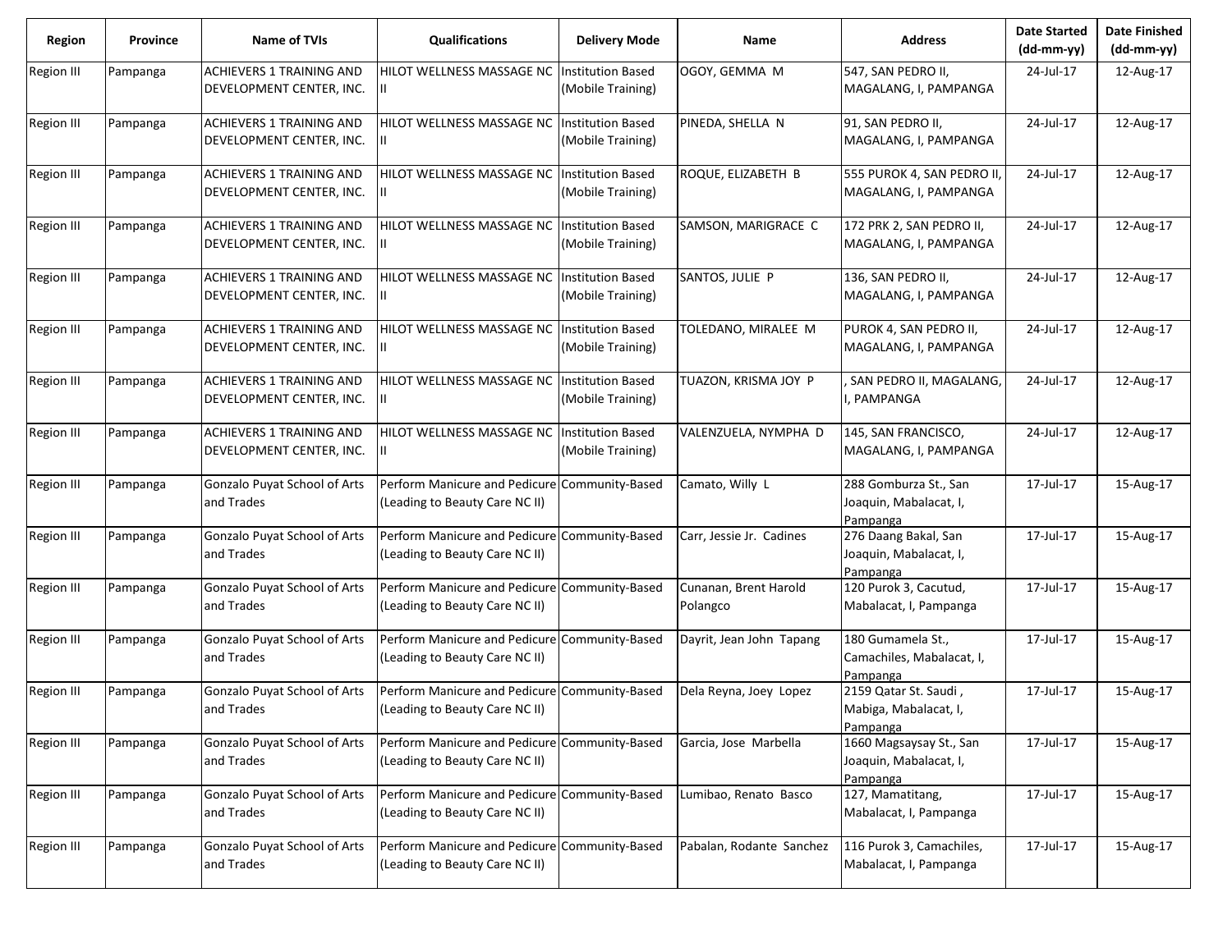| Region | Province | Name of TVIs | Qualifications | Delivery Mode | Name | Address | Date Started (dd-mm-yy) | Date Finished (dd-mm-yy) |
|---|---|---|---|---|---|---|---|---|
| Region III | Pampanga | ACHIEVERS 1 TRAINING AND DEVELOPMENT CENTER, INC. | HILOT WELLNESS MASSAGE NC II | Institution Based (Mobile Training) | OGOY, GEMMA M | 547, SAN PEDRO II, MAGALANG, I, PAMPANGA | 24-Jul-17 | 12-Aug-17 |
| Region III | Pampanga | ACHIEVERS 1 TRAINING AND DEVELOPMENT CENTER, INC. | HILOT WELLNESS MASSAGE NC II | Institution Based (Mobile Training) | PINEDA, SHELLA N | 91, SAN PEDRO II, MAGALANG, I, PAMPANGA | 24-Jul-17 | 12-Aug-17 |
| Region III | Pampanga | ACHIEVERS 1 TRAINING AND DEVELOPMENT CENTER, INC. | HILOT WELLNESS MASSAGE NC II | Institution Based (Mobile Training) | ROQUE, ELIZABETH B | 555 PUROK 4, SAN PEDRO II, MAGALANG, I, PAMPANGA | 24-Jul-17 | 12-Aug-17 |
| Region III | Pampanga | ACHIEVERS 1 TRAINING AND DEVELOPMENT CENTER, INC. | HILOT WELLNESS MASSAGE NC II | Institution Based (Mobile Training) | SAMSON, MARIGRACE C | 172 PRK 2, SAN PEDRO II, MAGALANG, I, PAMPANGA | 24-Jul-17 | 12-Aug-17 |
| Region III | Pampanga | ACHIEVERS 1 TRAINING AND DEVELOPMENT CENTER, INC. | HILOT WELLNESS MASSAGE NC II | Institution Based (Mobile Training) | SANTOS, JULIE P | 136, SAN PEDRO II, MAGALANG, I, PAMPANGA | 24-Jul-17 | 12-Aug-17 |
| Region III | Pampanga | ACHIEVERS 1 TRAINING AND DEVELOPMENT CENTER, INC. | HILOT WELLNESS MASSAGE NC II | Institution Based (Mobile Training) | TOLEDANO, MIRALEE M | PUROK 4, SAN PEDRO II, MAGALANG, I, PAMPANGA | 24-Jul-17 | 12-Aug-17 |
| Region III | Pampanga | ACHIEVERS 1 TRAINING AND DEVELOPMENT CENTER, INC. | HILOT WELLNESS MASSAGE NC II | Institution Based (Mobile Training) | TUAZON, KRISMA JOY P | , SAN PEDRO II, MAGALANG, I, PAMPANGA | 24-Jul-17 | 12-Aug-17 |
| Region III | Pampanga | ACHIEVERS 1 TRAINING AND DEVELOPMENT CENTER, INC. | HILOT WELLNESS MASSAGE NC II | Institution Based (Mobile Training) | VALENZUELA, NYMPHA D | 145, SAN FRANCISCO, MAGALANG, I, PAMPANGA | 24-Jul-17 | 12-Aug-17 |
| Region III | Pampanga | Gonzalo Puyat School of Arts and Trades | Perform Manicure and Pedicure (Leading to Beauty Care NC II) | Community-Based | Camato, Willy L | 288 Gomburza St., San Joaquin, Mabalacat, I, Pampanga | 17-Jul-17 | 15-Aug-17 |
| Region III | Pampanga | Gonzalo Puyat School of Arts and Trades | Perform Manicure and Pedicure (Leading to Beauty Care NC II) | Community-Based | Carr, Jessie Jr. Cadines | 276 Daang Bakal, San Joaquin, Mabalacat, I, Pampanga | 17-Jul-17 | 15-Aug-17 |
| Region III | Pampanga | Gonzalo Puyat School of Arts and Trades | Perform Manicure and Pedicure (Leading to Beauty Care NC II) | Community-Based | Cunanan, Brent Harold Polangco | 120 Purok 3, Cacutud, Mabalacat, I, Pampanga | 17-Jul-17 | 15-Aug-17 |
| Region III | Pampanga | Gonzalo Puyat School of Arts and Trades | Perform Manicure and Pedicure (Leading to Beauty Care NC II) | Community-Based | Dayrit, Jean John Tapang | 180 Gumamela St., Camachiles, Mabalacat, I, Pampanga | 17-Jul-17 | 15-Aug-17 |
| Region III | Pampanga | Gonzalo Puyat School of Arts and Trades | Perform Manicure and Pedicure (Leading to Beauty Care NC II) | Community-Based | Dela Reyna, Joey Lopez | 2159 Qatar St. Saudi , Mabiga, Mabalacat, I, Pampanga | 17-Jul-17 | 15-Aug-17 |
| Region III | Pampanga | Gonzalo Puyat School of Arts and Trades | Perform Manicure and Pedicure (Leading to Beauty Care NC II) | Community-Based | Garcia, Jose Marbella | 1660 Magsaysay St., San Joaquin, Mabalacat, I, Pampanga | 17-Jul-17 | 15-Aug-17 |
| Region III | Pampanga | Gonzalo Puyat School of Arts and Trades | Perform Manicure and Pedicure (Leading to Beauty Care NC II) | Community-Based | Lumibao, Renato Basco | 127, Mamatitang, Mabalacat, I, Pampanga | 17-Jul-17 | 15-Aug-17 |
| Region III | Pampanga | Gonzalo Puyat School of Arts and Trades | Perform Manicure and Pedicure (Leading to Beauty Care NC II) | Community-Based | Pabalan, Rodante Sanchez | 116 Purok 3, Camachiles, Mabalacat, I, Pampanga | 17-Jul-17 | 15-Aug-17 |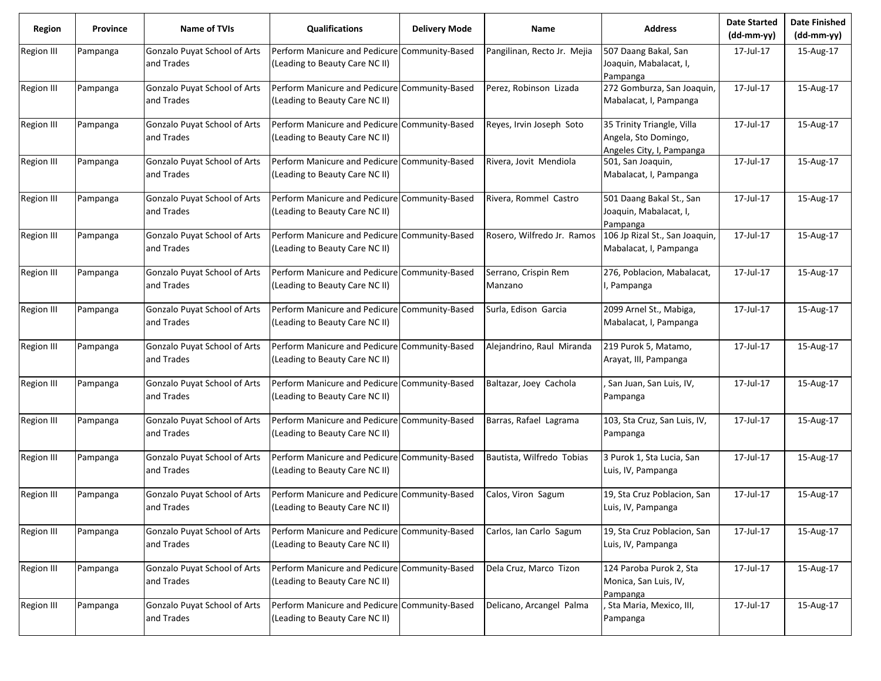| Region | Province | Name of TVIs | Qualifications | Delivery Mode | Name | Address | Date Started (dd-mm-yy) | Date Finished (dd-mm-yy) |
|---|---|---|---|---|---|---|---|---|
| Region III | Pampanga | Gonzalo Puyat School of Arts and Trades | Perform Manicure and Pedicure (Leading to Beauty Care NC II) | Community-Based | Pangilinan, Recto Jr. Mejia | 507 Daang Bakal, San Joaquin, Mabalacat, I, Pampanga | 17-Jul-17 | 15-Aug-17 |
| Region III | Pampanga | Gonzalo Puyat School of Arts and Trades | Perform Manicure and Pedicure (Leading to Beauty Care NC II) | Community-Based | Perez, Robinson Lizada | 272 Gomburza, San Joaquin, Mabalacat, I, Pampanga | 17-Jul-17 | 15-Aug-17 |
| Region III | Pampanga | Gonzalo Puyat School of Arts and Trades | Perform Manicure and Pedicure (Leading to Beauty Care NC II) | Community-Based | Reyes, Irvin Joseph Soto | 35 Trinity Triangle, Villa Angela, Sto Domingo, Angeles City, I, Pampanga | 17-Jul-17 | 15-Aug-17 |
| Region III | Pampanga | Gonzalo Puyat School of Arts and Trades | Perform Manicure and Pedicure (Leading to Beauty Care NC II) | Community-Based | Rivera, Jovit Mendiola | 501, San Joaquin, Mabalacat, I, Pampanga | 17-Jul-17 | 15-Aug-17 |
| Region III | Pampanga | Gonzalo Puyat School of Arts and Trades | Perform Manicure and Pedicure (Leading to Beauty Care NC II) | Community-Based | Rivera, Rommel Castro | 501 Daang Bakal St., San Joaquin, Mabalacat, I, Pampanga | 17-Jul-17 | 15-Aug-17 |
| Region III | Pampanga | Gonzalo Puyat School of Arts and Trades | Perform Manicure and Pedicure (Leading to Beauty Care NC II) | Community-Based | Rosero, Wilfredo Jr. Ramos | 106 Jp Rizal St., San Joaquin, Mabalacat, I, Pampanga | 17-Jul-17 | 15-Aug-17 |
| Region III | Pampanga | Gonzalo Puyat School of Arts and Trades | Perform Manicure and Pedicure (Leading to Beauty Care NC II) | Community-Based | Serrano, Crispin Rem Manzano | 276, Poblacion, Mabalacat, I, Pampanga | 17-Jul-17 | 15-Aug-17 |
| Region III | Pampanga | Gonzalo Puyat School of Arts and Trades | Perform Manicure and Pedicure (Leading to Beauty Care NC II) | Community-Based | Surla, Edison Garcia | 2099 Arnel St., Mabiga, Mabalacat, I, Pampanga | 17-Jul-17 | 15-Aug-17 |
| Region III | Pampanga | Gonzalo Puyat School of Arts and Trades | Perform Manicure and Pedicure (Leading to Beauty Care NC II) | Community-Based | Alejandrino, Raul Miranda | 219 Purok 5, Matamo, Arayat, III, Pampanga | 17-Jul-17 | 15-Aug-17 |
| Region III | Pampanga | Gonzalo Puyat School of Arts and Trades | Perform Manicure and Pedicure (Leading to Beauty Care NC II) | Community-Based | Baltazar, Joey Cachola | , San Juan, San Luis, IV, Pampanga | 17-Jul-17 | 15-Aug-17 |
| Region III | Pampanga | Gonzalo Puyat School of Arts and Trades | Perform Manicure and Pedicure (Leading to Beauty Care NC II) | Community-Based | Barras, Rafael Lagrama | 103, Sta Cruz, San Luis, IV, Pampanga | 17-Jul-17 | 15-Aug-17 |
| Region III | Pampanga | Gonzalo Puyat School of Arts and Trades | Perform Manicure and Pedicure (Leading to Beauty Care NC II) | Community-Based | Bautista, Wilfredo Tobias | 3 Purok 1, Sta Lucia, San Luis, IV, Pampanga | 17-Jul-17 | 15-Aug-17 |
| Region III | Pampanga | Gonzalo Puyat School of Arts and Trades | Perform Manicure and Pedicure (Leading to Beauty Care NC II) | Community-Based | Calos, Viron Sagum | 19, Sta Cruz Poblacion, San Luis, IV, Pampanga | 17-Jul-17 | 15-Aug-17 |
| Region III | Pampanga | Gonzalo Puyat School of Arts and Trades | Perform Manicure and Pedicure (Leading to Beauty Care NC II) | Community-Based | Carlos, Ian Carlo Sagum | 19, Sta Cruz Poblacion, San Luis, IV, Pampanga | 17-Jul-17 | 15-Aug-17 |
| Region III | Pampanga | Gonzalo Puyat School of Arts and Trades | Perform Manicure and Pedicure (Leading to Beauty Care NC II) | Community-Based | Dela Cruz, Marco Tizon | 124 Paroba Purok 2, Sta Monica, San Luis, IV, Pampanga | 17-Jul-17 | 15-Aug-17 |
| Region III | Pampanga | Gonzalo Puyat School of Arts and Trades | Perform Manicure and Pedicure (Leading to Beauty Care NC II) | Community-Based | Delicano, Arcangel Palma | , Sta Maria, Mexico, III, Pampanga | 17-Jul-17 | 15-Aug-17 |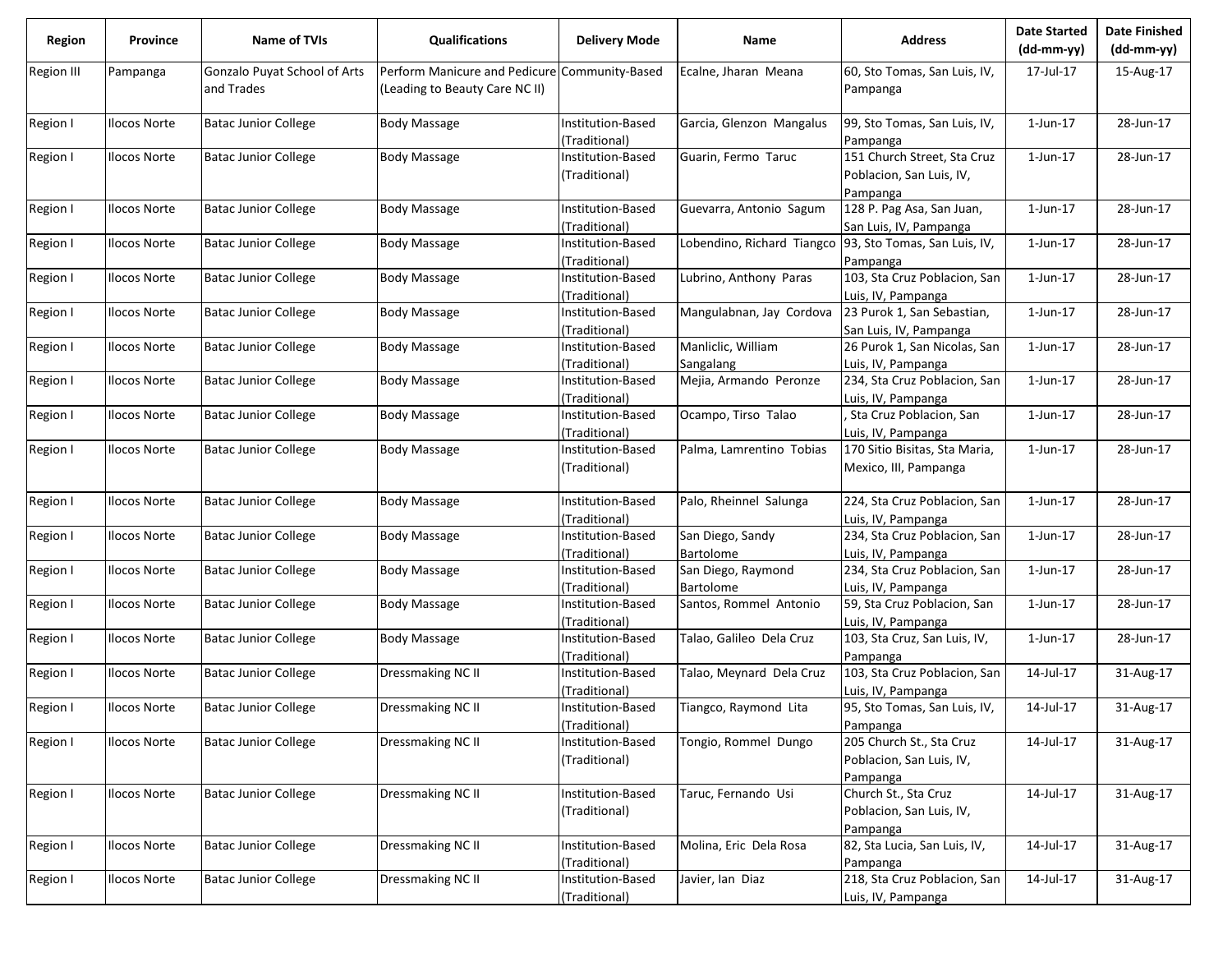| Region | Province | Name of TVIs | Qualifications | Delivery Mode | Name | Address | Date Started (dd-mm-yy) | Date Finished (dd-mm-yy) |
|---|---|---|---|---|---|---|---|---|
| Region III | Pampanga | Gonzalo Puyat School of Arts and Trades | Perform Manicure and Pedicure (Leading to Beauty Care NC II) | Community-Based | Ecalne, Jharan Meana | 60, Sto Tomas, San Luis, IV, Pampanga | 17-Jul-17 | 15-Aug-17 |
| Region I | Ilocos Norte | Batac Junior College | Body Massage | Institution-Based (Traditional) | Garcia, Glenzon Mangalus | 99, Sto Tomas, San Luis, IV, Pampanga | 1-Jun-17 | 28-Jun-17 |
| Region I | Ilocos Norte | Batac Junior College | Body Massage | Institution-Based (Traditional) | Guarin, Fermo Taruc | 151 Church Street, Sta Cruz Poblacion, San Luis, IV, Pampanga | 1-Jun-17 | 28-Jun-17 |
| Region I | Ilocos Norte | Batac Junior College | Body Massage | Institution-Based (Traditional) | Guevarra, Antonio Sagum | 128 P. Pag Asa, San Juan, San Luis, IV, Pampanga | 1-Jun-17 | 28-Jun-17 |
| Region I | Ilocos Norte | Batac Junior College | Body Massage | Institution-Based (Traditional) | Lobendino, Richard Tiangco | 93, Sto Tomas, San Luis, IV, Pampanga | 1-Jun-17 | 28-Jun-17 |
| Region I | Ilocos Norte | Batac Junior College | Body Massage | Institution-Based (Traditional) | Lubrino, Anthony Paras | 103, Sta Cruz Poblacion, San Luis, IV, Pampanga | 1-Jun-17 | 28-Jun-17 |
| Region I | Ilocos Norte | Batac Junior College | Body Massage | Institution-Based (Traditional) | Mangulabnan, Jay Cordova | 23 Purok 1, San Sebastian, San Luis, IV, Pampanga | 1-Jun-17 | 28-Jun-17 |
| Region I | Ilocos Norte | Batac Junior College | Body Massage | Institution-Based (Traditional) | Manliclic, William Sangalang | 26 Purok 1, San Nicolas, San Luis, IV, Pampanga | 1-Jun-17 | 28-Jun-17 |
| Region I | Ilocos Norte | Batac Junior College | Body Massage | Institution-Based (Traditional) | Mejia, Armando Peronze | 234, Sta Cruz Poblacion, San Luis, IV, Pampanga | 1-Jun-17 | 28-Jun-17 |
| Region I | Ilocos Norte | Batac Junior College | Body Massage | Institution-Based (Traditional) | Ocampo, Tirso Talao | , Sta Cruz Poblacion, San Luis, IV, Pampanga | 1-Jun-17 | 28-Jun-17 |
| Region I | Ilocos Norte | Batac Junior College | Body Massage | Institution-Based (Traditional) | Palma, Lamrentino Tobias | 170 Sitio Bisitas, Sta Maria, Mexico, III, Pampanga | 1-Jun-17 | 28-Jun-17 |
| Region I | Ilocos Norte | Batac Junior College | Body Massage | Institution-Based (Traditional) | Palo, Rheinnel Salunga | 224, Sta Cruz Poblacion, San Luis, IV, Pampanga | 1-Jun-17 | 28-Jun-17 |
| Region I | Ilocos Norte | Batac Junior College | Body Massage | Institution-Based (Traditional) | San Diego, Sandy Bartolome | 234, Sta Cruz Poblacion, San Luis, IV, Pampanga | 1-Jun-17 | 28-Jun-17 |
| Region I | Ilocos Norte | Batac Junior College | Body Massage | Institution-Based (Traditional) | San Diego, Raymond Bartolome | 234, Sta Cruz Poblacion, San Luis, IV, Pampanga | 1-Jun-17 | 28-Jun-17 |
| Region I | Ilocos Norte | Batac Junior College | Body Massage | Institution-Based (Traditional) | Santos, Rommel Antonio | 59, Sta Cruz Poblacion, San Luis, IV, Pampanga | 1-Jun-17 | 28-Jun-17 |
| Region I | Ilocos Norte | Batac Junior College | Body Massage | Institution-Based (Traditional) | Talao, Galileo Dela Cruz | 103, Sta Cruz, San Luis, IV, Pampanga | 1-Jun-17 | 28-Jun-17 |
| Region I | Ilocos Norte | Batac Junior College | Dressmaking NC II | Institution-Based (Traditional) | Talao, Meynard Dela Cruz | 103, Sta Cruz Poblacion, San Luis, IV, Pampanga | 14-Jul-17 | 31-Aug-17 |
| Region I | Ilocos Norte | Batac Junior College | Dressmaking NC II | Institution-Based (Traditional) | Tiangco, Raymond Lita | 95, Sto Tomas, San Luis, IV, Pampanga | 14-Jul-17 | 31-Aug-17 |
| Region I | Ilocos Norte | Batac Junior College | Dressmaking NC II | Institution-Based (Traditional) | Tongio, Rommel Dungo | 205 Church St., Sta Cruz Poblacion, San Luis, IV, Pampanga | 14-Jul-17 | 31-Aug-17 |
| Region I | Ilocos Norte | Batac Junior College | Dressmaking NC II | Institution-Based (Traditional) | Taruc, Fernando Usi | Church St., Sta Cruz Poblacion, San Luis, IV, Pampanga | 14-Jul-17 | 31-Aug-17 |
| Region I | Ilocos Norte | Batac Junior College | Dressmaking NC II | Institution-Based (Traditional) | Molina, Eric Dela Rosa | 82, Sta Lucia, San Luis, IV, Pampanga | 14-Jul-17 | 31-Aug-17 |
| Region I | Ilocos Norte | Batac Junior College | Dressmaking NC II | Institution-Based (Traditional) | Javier, Ian Diaz | 218, Sta Cruz Poblacion, San Luis, IV, Pampanga | 14-Jul-17 | 31-Aug-17 |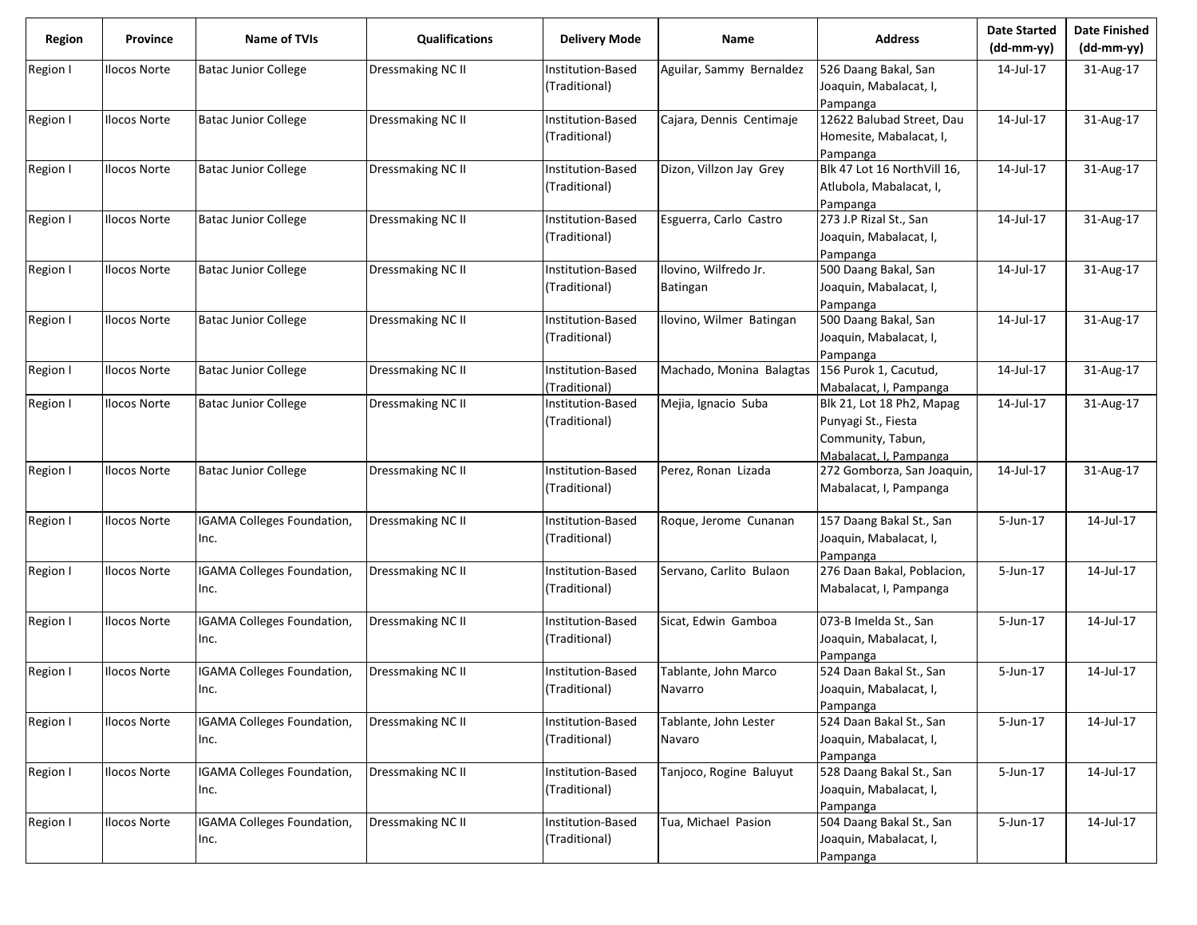| Region | Province | Name of TVIs | Qualifications | Delivery Mode | Name | Address | Date Started (dd-mm-yy) | Date Finished (dd-mm-yy) |
|---|---|---|---|---|---|---|---|---|
| Region I | Ilocos Norte | Batac Junior College | Dressmaking NC II | Institution-Based (Traditional) | Aguilar, Sammy Bernaldez | 526 Daang Bakal, San Joaquin, Mabalacat, I, Pampanga | 14-Jul-17 | 31-Aug-17 |
| Region I | Ilocos Norte | Batac Junior College | Dressmaking NC II | Institution-Based (Traditional) | Cajara, Dennis Centimaje | 12622 Balubad Street, Dau Homesite, Mabalacat, I, Pampanga | 14-Jul-17 | 31-Aug-17 |
| Region I | Ilocos Norte | Batac Junior College | Dressmaking NC II | Institution-Based (Traditional) | Dizon, Villzon Jay Grey | Blk 47 Lot 16 NorthVill 16, Atlubola, Mabalacat, I, Pampanga | 14-Jul-17 | 31-Aug-17 |
| Region I | Ilocos Norte | Batac Junior College | Dressmaking NC II | Institution-Based (Traditional) | Esguerra, Carlo Castro | 273 J.P Rizal St., San Joaquin, Mabalacat, I, Pampanga | 14-Jul-17 | 31-Aug-17 |
| Region I | Ilocos Norte | Batac Junior College | Dressmaking NC II | Institution-Based (Traditional) | Ilovino, Wilfredo Jr. Batingan | 500 Daang Bakal, San Joaquin, Mabalacat, I, Pampanga | 14-Jul-17 | 31-Aug-17 |
| Region I | Ilocos Norte | Batac Junior College | Dressmaking NC II | Institution-Based (Traditional) | Ilovino, Wilmer Batingan | 500 Daang Bakal, San Joaquin, Mabalacat, I, Pampanga | 14-Jul-17 | 31-Aug-17 |
| Region I | Ilocos Norte | Batac Junior College | Dressmaking NC II | Institution-Based (Traditional) | Machado, Monina Balagtas | 156 Purok 1, Cacutud, Mabalacat, I, Pampanga | 14-Jul-17 | 31-Aug-17 |
| Region I | Ilocos Norte | Batac Junior College | Dressmaking NC II | Institution-Based (Traditional) | Mejia, Ignacio Suba | Blk 21, Lot 18 Ph2, Mapag Punyagi St., Fiesta Community, Tabun, Mabalacat, I, Pampanga | 14-Jul-17 | 31-Aug-17 |
| Region I | Ilocos Norte | Batac Junior College | Dressmaking NC II | Institution-Based (Traditional) | Perez, Ronan Lizada | 272 Gomborza, San Joaquin, Mabalacat, I, Pampanga | 14-Jul-17 | 31-Aug-17 |
| Region I | Ilocos Norte | IGAMA Colleges Foundation, Inc. | Dressmaking NC II | Institution-Based (Traditional) | Roque, Jerome Cunanan | 157 Daang Bakal St., San Joaquin, Mabalacat, I, Pampanga | 5-Jun-17 | 14-Jul-17 |
| Region I | Ilocos Norte | IGAMA Colleges Foundation, Inc. | Dressmaking NC II | Institution-Based (Traditional) | Servano, Carlito Bulaon | 276 Daan Bakal, Poblacion, Mabalacat, I, Pampanga | 5-Jun-17 | 14-Jul-17 |
| Region I | Ilocos Norte | IGAMA Colleges Foundation, Inc. | Dressmaking NC II | Institution-Based (Traditional) | Sicat, Edwin Gamboa | 073-B Imelda St., San Joaquin, Mabalacat, I, Pampanga | 5-Jun-17 | 14-Jul-17 |
| Region I | Ilocos Norte | IGAMA Colleges Foundation, Inc. | Dressmaking NC II | Institution-Based (Traditional) | Tablante, John Marco Navarro | 524 Daan Bakal St., San Joaquin, Mabalacat, I, Pampanga | 5-Jun-17 | 14-Jul-17 |
| Region I | Ilocos Norte | IGAMA Colleges Foundation, Inc. | Dressmaking NC II | Institution-Based (Traditional) | Tablante, John Lester Navaro | 524 Daan Bakal St., San Joaquin, Mabalacat, I, Pampanga | 5-Jun-17 | 14-Jul-17 |
| Region I | Ilocos Norte | IGAMA Colleges Foundation, Inc. | Dressmaking NC II | Institution-Based (Traditional) | Tanjoco, Rogine Baluyut | 528 Daang Bakal St., San Joaquin, Mabalacat, I, Pampanga | 5-Jun-17 | 14-Jul-17 |
| Region I | Ilocos Norte | IGAMA Colleges Foundation, Inc. | Dressmaking NC II | Institution-Based (Traditional) | Tua, Michael Pasion | 504 Daang Bakal St., San Joaquin, Mabalacat, I, Pampanga | 5-Jun-17 | 14-Jul-17 |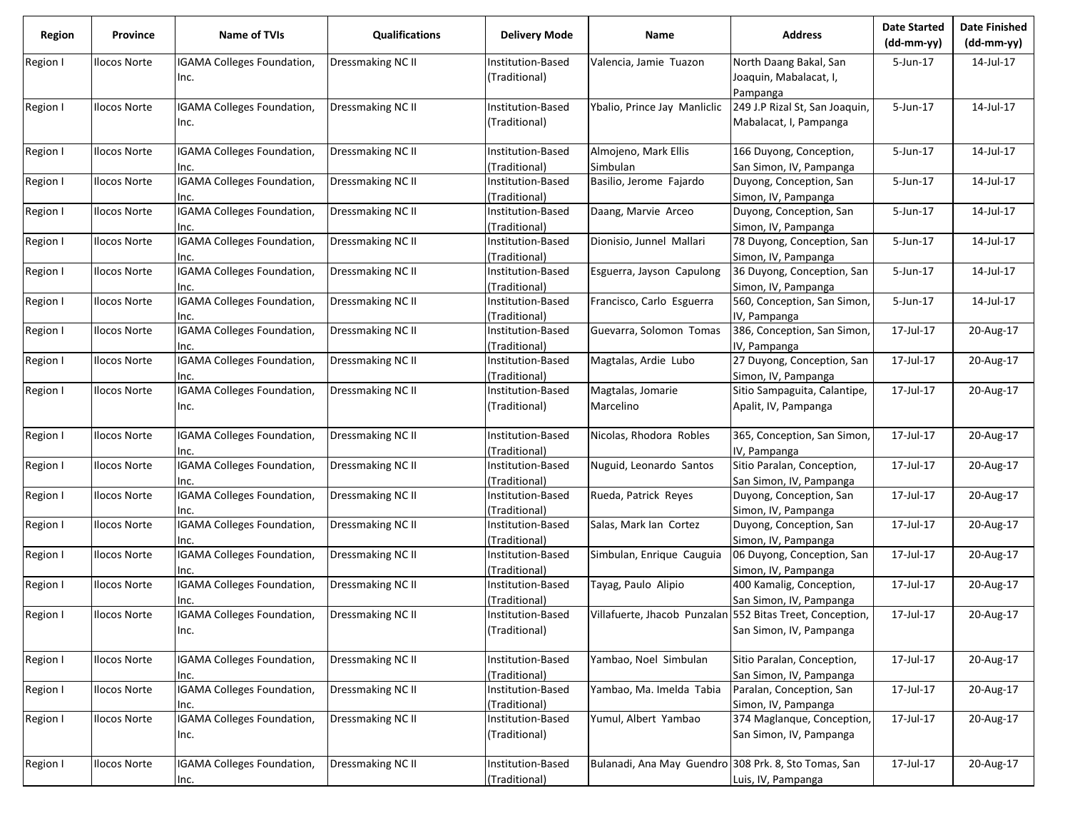| Region | Province | Name of TVIs | Qualifications | Delivery Mode | Name | Address | Date Started (dd-mm-yy) | Date Finished (dd-mm-yy) |
|---|---|---|---|---|---|---|---|---|
| Region I | Ilocos Norte | IGAMA Colleges Foundation, Inc. | Dressmaking NC II | Institution-Based (Traditional) | Valencia, Jamie Tuazon | North Daang Bakal, San Joaquin, Mabalacat, I, Pampanga | 5-Jun-17 | 14-Jul-17 |
| Region I | Ilocos Norte | IGAMA Colleges Foundation, Inc. | Dressmaking NC II | Institution-Based (Traditional) | Ybalio, Prince Jay Manliclic | 249 J.P Rizal St, San Joaquin, Mabalacat, I, Pampanga | 5-Jun-17 | 14-Jul-17 |
| Region I | Ilocos Norte | IGAMA Colleges Foundation, Inc. | Dressmaking NC II | Institution-Based (Traditional) | Almojeno, Mark Ellis Simbulan | 166 Duyong, Conception, San Simon, IV, Pampanga | 5-Jun-17 | 14-Jul-17 |
| Region I | Ilocos Norte | IGAMA Colleges Foundation, Inc. | Dressmaking NC II | Institution-Based (Traditional) | Basilio, Jerome Fajardo | Duyong, Conception, San Simon, IV, Pampanga | 5-Jun-17 | 14-Jul-17 |
| Region I | Ilocos Norte | IGAMA Colleges Foundation, Inc. | Dressmaking NC II | Institution-Based (Traditional) | Daang, Marvie Arceo | Duyong, Conception, San Simon, IV, Pampanga | 5-Jun-17 | 14-Jul-17 |
| Region I | Ilocos Norte | IGAMA Colleges Foundation, Inc. | Dressmaking NC II | Institution-Based (Traditional) | Dionisio, Junnel Mallari | 78 Duyong, Conception, San Simon, IV, Pampanga | 5-Jun-17 | 14-Jul-17 |
| Region I | Ilocos Norte | IGAMA Colleges Foundation, Inc. | Dressmaking NC II | Institution-Based (Traditional) | Esguerra, Jayson Capulong | 36 Duyong, Conception, San Simon, IV, Pampanga | 5-Jun-17 | 14-Jul-17 |
| Region I | Ilocos Norte | IGAMA Colleges Foundation, Inc. | Dressmaking NC II | Institution-Based (Traditional) | Francisco, Carlo Esguerra | 560, Conception, San Simon, IV, Pampanga | 5-Jun-17 | 14-Jul-17 |
| Region I | Ilocos Norte | IGAMA Colleges Foundation, Inc. | Dressmaking NC II | Institution-Based (Traditional) | Guevarra, Solomon Tomas | 386, Conception, San Simon, IV, Pampanga | 17-Jul-17 | 20-Aug-17 |
| Region I | Ilocos Norte | IGAMA Colleges Foundation, Inc. | Dressmaking NC II | Institution-Based (Traditional) | Magtalas, Ardie Lubo | 27 Duyong, Conception, San Simon, IV, Pampanga | 17-Jul-17 | 20-Aug-17 |
| Region I | Ilocos Norte | IGAMA Colleges Foundation, Inc. | Dressmaking NC II | Institution-Based (Traditional) | Magtalas, Jomarie Marcelino | Sitio Sampaguita, Calantipe, Apalit, IV, Pampanga | 17-Jul-17 | 20-Aug-17 |
| Region I | Ilocos Norte | IGAMA Colleges Foundation, Inc. | Dressmaking NC II | Institution-Based (Traditional) | Nicolas, Rhodora Robles | 365, Conception, San Simon, IV, Pampanga | 17-Jul-17 | 20-Aug-17 |
| Region I | Ilocos Norte | IGAMA Colleges Foundation, Inc. | Dressmaking NC II | Institution-Based (Traditional) | Nuguid, Leonardo Santos | Sitio Paralan, Conception, San Simon, IV, Pampanga | 17-Jul-17 | 20-Aug-17 |
| Region I | Ilocos Norte | IGAMA Colleges Foundation, Inc. | Dressmaking NC II | Institution-Based (Traditional) | Rueda, Patrick Reyes | Duyong, Conception, San Simon, IV, Pampanga | 17-Jul-17 | 20-Aug-17 |
| Region I | Ilocos Norte | IGAMA Colleges Foundation, Inc. | Dressmaking NC II | Institution-Based (Traditional) | Salas, Mark Ian Cortez | Duyong, Conception, San Simon, IV, Pampanga | 17-Jul-17 | 20-Aug-17 |
| Region I | Ilocos Norte | IGAMA Colleges Foundation, Inc. | Dressmaking NC II | Institution-Based (Traditional) | Simbulan, Enrique Cauguia | 06 Duyong, Conception, San Simon, IV, Pampanga | 17-Jul-17 | 20-Aug-17 |
| Region I | Ilocos Norte | IGAMA Colleges Foundation, Inc. | Dressmaking NC II | Institution-Based (Traditional) | Tayag, Paulo Alipio | 400 Kamalig, Conception, San Simon, IV, Pampanga | 17-Jul-17 | 20-Aug-17 |
| Region I | Ilocos Norte | IGAMA Colleges Foundation, Inc. | Dressmaking NC II | Institution-Based (Traditional) | Villafuerte, Jhacob Punzalan | 552 Bitas Treet, Conception, San Simon, IV, Pampanga | 17-Jul-17 | 20-Aug-17 |
| Region I | Ilocos Norte | IGAMA Colleges Foundation, Inc. | Dressmaking NC II | Institution-Based (Traditional) | Yambao, Noel Simbulan | Sitio Paralan, Conception, San Simon, IV, Pampanga | 17-Jul-17 | 20-Aug-17 |
| Region I | Ilocos Norte | IGAMA Colleges Foundation, Inc. | Dressmaking NC II | Institution-Based (Traditional) | Yambao, Ma. Imelda Tabia | Paralan, Conception, San Simon, IV, Pampanga | 17-Jul-17 | 20-Aug-17 |
| Region I | Ilocos Norte | IGAMA Colleges Foundation, Inc. | Dressmaking NC II | Institution-Based (Traditional) | Yumul, Albert Yambao | 374 Maglanque, Conception, San Simon, IV, Pampanga | 17-Jul-17 | 20-Aug-17 |
| Region I | Ilocos Norte | IGAMA Colleges Foundation, Inc. | Dressmaking NC II | Institution-Based (Traditional) | Bulanadi, Ana May Guendro | 308 Prk. 8, Sto Tomas, San Luis, IV, Pampanga | 17-Jul-17 | 20-Aug-17 |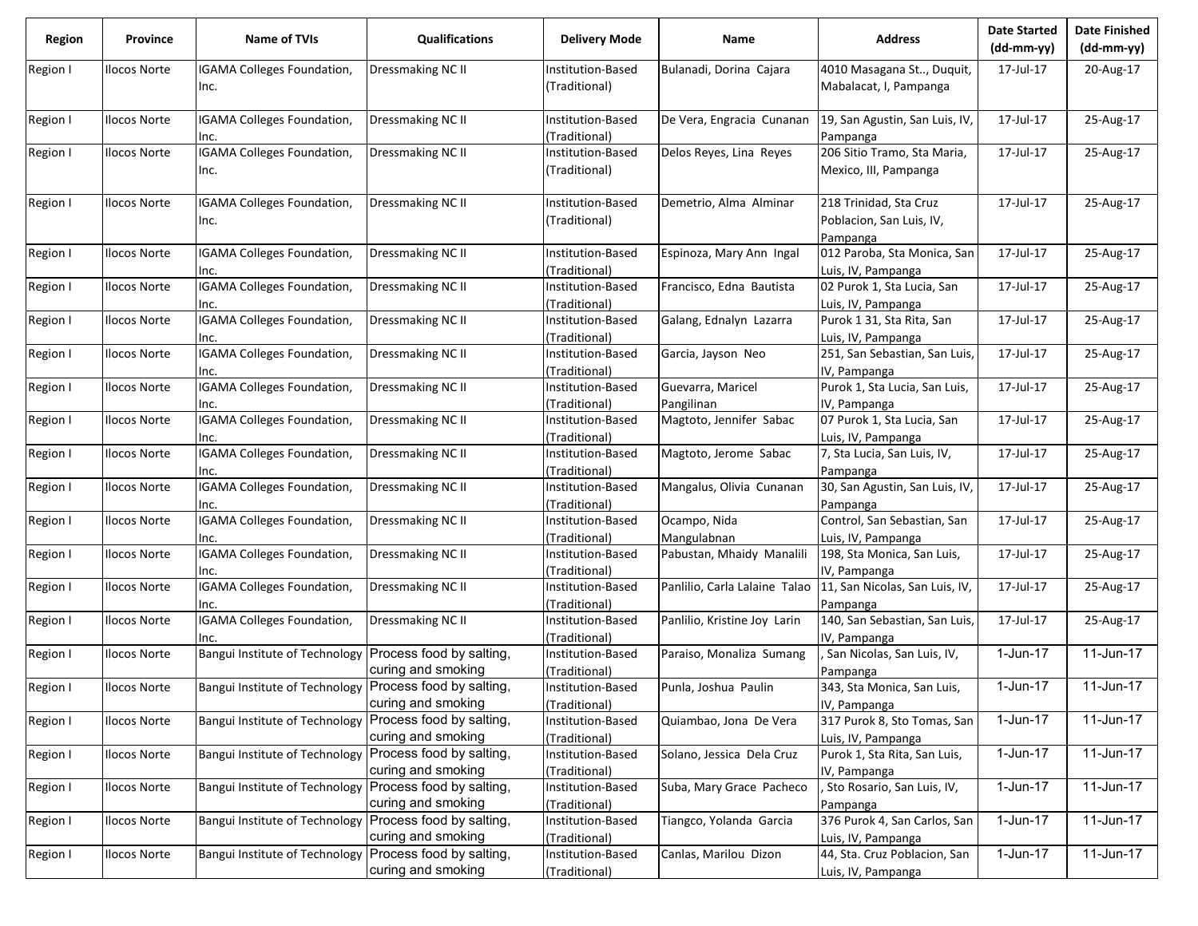| Region | Province | Name of TVIs | Qualifications | Delivery Mode | Name | Address | Date Started (dd-mm-yy) | Date Finished (dd-mm-yy) |
|---|---|---|---|---|---|---|---|---|
| Region I | Ilocos Norte | IGAMA Colleges Foundation, Inc. | Dressmaking NC II | Institution-Based (Traditional) | Bulanadi, Dorina Cajara | 4010 Masagana St.., Duquit, Mabalacat, I, Pampanga | 17-Jul-17 | 20-Aug-17 |
| Region I | Ilocos Norte | IGAMA Colleges Foundation, Inc. | Dressmaking NC II | Institution-Based (Traditional) | De Vera, Engracia Cunanan | 19, San Agustin, San Luis, IV, Pampanga | 17-Jul-17 | 25-Aug-17 |
| Region I | Ilocos Norte | IGAMA Colleges Foundation, Inc. | Dressmaking NC II | Institution-Based (Traditional) | Delos Reyes, Lina Reyes | 206 Sitio Tramo, Sta Maria, Mexico, III, Pampanga | 17-Jul-17 | 25-Aug-17 |
| Region I | Ilocos Norte | IGAMA Colleges Foundation, Inc. | Dressmaking NC II | Institution-Based (Traditional) | Demetrio, Alma Alminar | 218 Trinidad, Sta Cruz Poblacion, San Luis, IV, Pampanga | 17-Jul-17 | 25-Aug-17 |
| Region I | Ilocos Norte | IGAMA Colleges Foundation, Inc. | Dressmaking NC II | Institution-Based (Traditional) | Espinoza, Mary Ann Ingal | 012 Paroba, Sta Monica, San Luis, IV, Pampanga | 17-Jul-17 | 25-Aug-17 |
| Region I | Ilocos Norte | IGAMA Colleges Foundation, Inc. | Dressmaking NC II | Institution-Based (Traditional) | Francisco, Edna Bautista | 02 Purok 1, Sta Lucia, San Luis, IV, Pampanga | 17-Jul-17 | 25-Aug-17 |
| Region I | Ilocos Norte | IGAMA Colleges Foundation, Inc. | Dressmaking NC II | Institution-Based (Traditional) | Galang, Ednalyn Lazarra | Purok 1 31, Sta Rita, San Luis, IV, Pampanga | 17-Jul-17 | 25-Aug-17 |
| Region I | Ilocos Norte | IGAMA Colleges Foundation, Inc. | Dressmaking NC II | Institution-Based (Traditional) | Garcia, Jayson Neo | 251, San Sebastian, San Luis, IV, Pampanga | 17-Jul-17 | 25-Aug-17 |
| Region I | Ilocos Norte | IGAMA Colleges Foundation, Inc. | Dressmaking NC II | Institution-Based (Traditional) | Guevarra, Maricel Pangilinan | Purok 1, Sta Lucia, San Luis, IV, Pampanga | 17-Jul-17 | 25-Aug-17 |
| Region I | Ilocos Norte | IGAMA Colleges Foundation, Inc. | Dressmaking NC II | Institution-Based (Traditional) | Magtoto, Jennifer Sabac | 07 Purok 1, Sta Lucia, San Luis, IV, Pampanga | 17-Jul-17 | 25-Aug-17 |
| Region I | Ilocos Norte | IGAMA Colleges Foundation, Inc. | Dressmaking NC II | Institution-Based (Traditional) | Magtoto, Jerome Sabac | 7, Sta Lucia, San Luis, IV, Pampanga | 17-Jul-17 | 25-Aug-17 |
| Region I | Ilocos Norte | IGAMA Colleges Foundation, Inc. | Dressmaking NC II | Institution-Based (Traditional) | Mangalus, Olivia Cunanan | 30, San Agustin, San Luis, IV, Pampanga | 17-Jul-17 | 25-Aug-17 |
| Region I | Ilocos Norte | IGAMA Colleges Foundation, Inc. | Dressmaking NC II | Institution-Based (Traditional) | Ocampo, Nida Mangulabnan | Control, San Sebastian, San Luis, IV, Pampanga | 17-Jul-17 | 25-Aug-17 |
| Region I | Ilocos Norte | IGAMA Colleges Foundation, Inc. | Dressmaking NC II | Institution-Based (Traditional) | Pabustan, Mhaidy Manalili | 198, Sta Monica, San Luis, IV, Pampanga | 17-Jul-17 | 25-Aug-17 |
| Region I | Ilocos Norte | IGAMA Colleges Foundation, Inc. | Dressmaking NC II | Institution-Based (Traditional) | Panlilio, Carla Lalaine Talao | 11, San Nicolas, San Luis, IV, Pampanga | 17-Jul-17 | 25-Aug-17 |
| Region I | Ilocos Norte | IGAMA Colleges Foundation, Inc. | Dressmaking NC II | Institution-Based (Traditional) | Panlilio, Kristine Joy Larin | 140, San Sebastian, San Luis, IV, Pampanga | 17-Jul-17 | 25-Aug-17 |
| Region I | Ilocos Norte | Bangui Institute of Technology | Process food by salting, curing and smoking | Institution-Based (Traditional) | Paraiso, Monaliza Sumang | , San Nicolas, San Luis, IV, Pampanga | 1-Jun-17 | 11-Jun-17 |
| Region I | Ilocos Norte | Bangui Institute of Technology | Process food by salting, curing and smoking | Institution-Based (Traditional) | Punla, Joshua Paulin | 343, Sta Monica, San Luis, IV, Pampanga | 1-Jun-17 | 11-Jun-17 |
| Region I | Ilocos Norte | Bangui Institute of Technology | Process food by salting, curing and smoking | Institution-Based (Traditional) | Quiambao, Jona De Vera | 317 Purok 8, Sto Tomas, San Luis, IV, Pampanga | 1-Jun-17 | 11-Jun-17 |
| Region I | Ilocos Norte | Bangui Institute of Technology | Process food by salting, curing and smoking | Institution-Based (Traditional) | Solano, Jessica Dela Cruz | Purok 1, Sta Rita, San Luis, IV, Pampanga | 1-Jun-17 | 11-Jun-17 |
| Region I | Ilocos Norte | Bangui Institute of Technology | Process food by salting, curing and smoking | Institution-Based (Traditional) | Suba, Mary Grace Pacheco | , Sto Rosario, San Luis, IV, Pampanga | 1-Jun-17 | 11-Jun-17 |
| Region I | Ilocos Norte | Bangui Institute of Technology | Process food by salting, curing and smoking | Institution-Based (Traditional) | Tiangco, Yolanda Garcia | 376 Purok 4, San Carlos, San Luis, IV, Pampanga | 1-Jun-17 | 11-Jun-17 |
| Region I | Ilocos Norte | Bangui Institute of Technology | Process food by salting, curing and smoking | Institution-Based (Traditional) | Canlas, Marilou Dizon | 44, Sta. Cruz Poblacion, San Luis, IV, Pampanga | 1-Jun-17 | 11-Jun-17 |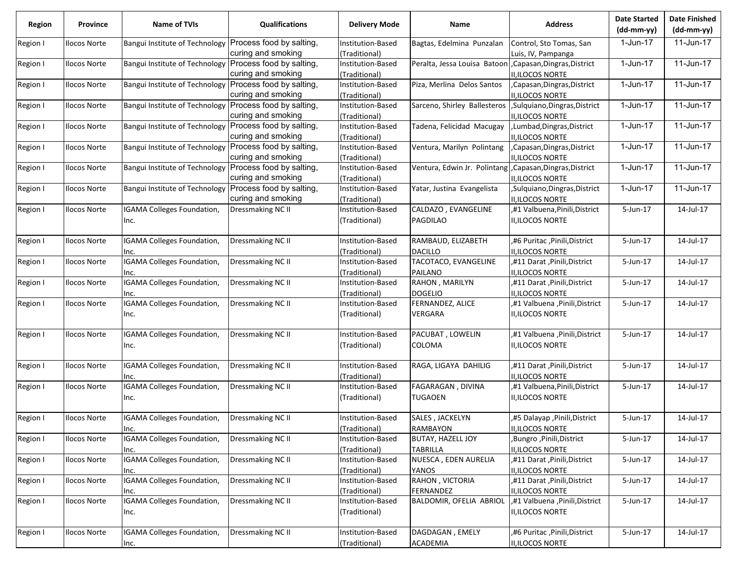| Region | Province | Name of TVIs | Qualifications | Delivery Mode | Name | Address | Date Started (dd-mm-yy) | Date Finished (dd-mm-yy) |
|---|---|---|---|---|---|---|---|---|
| Region I | Ilocos Norte | Bangui Institute of Technology | Process food by salting, curing and smoking | Institution-Based (Traditional) | Bagtas, Edelmina Punzalan | Control, Sto Tomas, San Luis, IV, Pampanga | 1-Jun-17 | 11-Jun-17 |
| Region I | Ilocos Norte | Bangui Institute of Technology | Process food by salting, curing and smoking | Institution-Based (Traditional) | Peralta, Jessa Louisa Batoon | ,Capasan,Dingras,District II,ILOCOS NORTE | 1-Jun-17 | 11-Jun-17 |
| Region I | Ilocos Norte | Bangui Institute of Technology | Process food by salting, curing and smoking | Institution-Based (Traditional) | Piza, Merlina Delos Santos | ,Capasan,Dingras,District II,ILOCOS NORTE | 1-Jun-17 | 11-Jun-17 |
| Region I | Ilocos Norte | Bangui Institute of Technology | Process food by salting, curing and smoking | Institution-Based (Traditional) | Sarceno, Shirley Ballesteros | ,Sulquiano,Dingras,District II,ILOCOS NORTE | 1-Jun-17 | 11-Jun-17 |
| Region I | Ilocos Norte | Bangui Institute of Technology | Process food by salting, curing and smoking | Institution-Based (Traditional) | Tadena, Felicidad Macugay | ,Lumbad,Dingras,District II,ILOCOS NORTE | 1-Jun-17 | 11-Jun-17 |
| Region I | Ilocos Norte | Bangui Institute of Technology | Process food by salting, curing and smoking | Institution-Based (Traditional) | Ventura, Marilyn Polintang | ,Capasan,Dingras,District II,ILOCOS NORTE | 1-Jun-17 | 11-Jun-17 |
| Region I | Ilocos Norte | Bangui Institute of Technology | Process food by salting, curing and smoking | Institution-Based (Traditional) | Ventura, Edwin Jr. Polintang | ,Capasan,Dingras,District II,ILOCOS NORTE | 1-Jun-17 | 11-Jun-17 |
| Region I | Ilocos Norte | Bangui Institute of Technology | Process food by salting, curing and smoking | Institution-Based (Traditional) | Yatar, Justina Evangelista | ,Sulquiano,Dingras,District II,ILOCOS NORTE | 1-Jun-17 | 11-Jun-17 |
| Region I | Ilocos Norte | IGAMA Colleges Foundation, Inc. | Dressmaking NC II | Institution-Based (Traditional) | CALDAZO , EVANGELINE PAGDILAO | ,#1 Valbuena,Pinili,District II,ILOCOS NORTE | 5-Jun-17 | 14-Jul-17 |
| Region I | Ilocos Norte | IGAMA Colleges Foundation, Inc. | Dressmaking NC II | Institution-Based (Traditional) | RAMBAUD, ELIZABETH DACILLO | ,#6 Puritac ,Pinili,District II,ILOCOS NORTE | 5-Jun-17 | 14-Jul-17 |
| Region I | Ilocos Norte | IGAMA Colleges Foundation, Inc. | Dressmaking NC II | Institution-Based (Traditional) | TACOTACO, EVANGELINE PAILANO | ,#11 Darat ,Pinili,District II,ILOCOS NORTE | 5-Jun-17 | 14-Jul-17 |
| Region I | Ilocos Norte | IGAMA Colleges Foundation, Inc. | Dressmaking NC II | Institution-Based (Traditional) | RAHON , MARILYN DOGELIO | ,#11 Darat ,Pinili,District II,ILOCOS NORTE | 5-Jun-17 | 14-Jul-17 |
| Region I | Ilocos Norte | IGAMA Colleges Foundation, Inc. | Dressmaking NC II | Institution-Based (Traditional) | FERNANDEZ, ALICE VERGARA | ,#1 Valbuena ,Pinili,District II,ILOCOS NORTE | 5-Jun-17 | 14-Jul-17 |
| Region I | Ilocos Norte | IGAMA Colleges Foundation, Inc. | Dressmaking NC II | Institution-Based (Traditional) | PACUBAT , LOWELIN COLOMA | ,#1 Valbuena ,Pinili,District II,ILOCOS NORTE | 5-Jun-17 | 14-Jul-17 |
| Region I | Ilocos Norte | IGAMA Colleges Foundation, Inc. | Dressmaking NC II | Institution-Based (Traditional) | RAGA, LIGAYA DAHILIG | ,#11 Darat ,Pinili,District II,ILOCOS NORTE | 5-Jun-17 | 14-Jul-17 |
| Region I | Ilocos Norte | IGAMA Colleges Foundation, Inc. | Dressmaking NC II | Institution-Based (Traditional) | FAGARAGAN , DIVINA TUGAOEN | ,#1 Valbuena,Pinili,District II,ILOCOS NORTE | 5-Jun-17 | 14-Jul-17 |
| Region I | Ilocos Norte | IGAMA Colleges Foundation, Inc. | Dressmaking NC II | Institution-Based (Traditional) | SALES , JACKELYN RAMBAYON | ,#5 Dalayap ,Pinili,District II,ILOCOS NORTE | 5-Jun-17 | 14-Jul-17 |
| Region I | Ilocos Norte | IGAMA Colleges Foundation, Inc. | Dressmaking NC II | Institution-Based (Traditional) | BUTAY, HAZELL JOY TABRILLA | ,Bungro ,Pinili,District II,ILOCOS NORTE | 5-Jun-17 | 14-Jul-17 |
| Region I | Ilocos Norte | IGAMA Colleges Foundation, Inc. | Dressmaking NC II | Institution-Based (Traditional) | NUESCA , EDEN AURELIA YANOS | ,#11 Darat ,Pinili,District II,ILOCOS NORTE | 5-Jun-17 | 14-Jul-17 |
| Region I | Ilocos Norte | IGAMA Colleges Foundation, Inc. | Dressmaking NC II | Institution-Based (Traditional) | RAHON , VICTORIA FERNANDEZ | ,#11 Darat ,Pinili,District II,ILOCOS NORTE | 5-Jun-17 | 14-Jul-17 |
| Region I | Ilocos Norte | IGAMA Colleges Foundation, Inc. | Dressmaking NC II | Institution-Based (Traditional) | BALDOMIR, OFELIA ABRIOL | ,#1 Valbuena ,Pinili,District II,ILOCOS NORTE | 5-Jun-17 | 14-Jul-17 |
| Region I | Ilocos Norte | IGAMA Colleges Foundation, Inc. | Dressmaking NC II | Institution-Based (Traditional) | DAGDAGAN , EMELY ACADEMIA | ,#6 Puritac ,Pinili,District II,ILOCOS NORTE | 5-Jun-17 | 14-Jul-17 |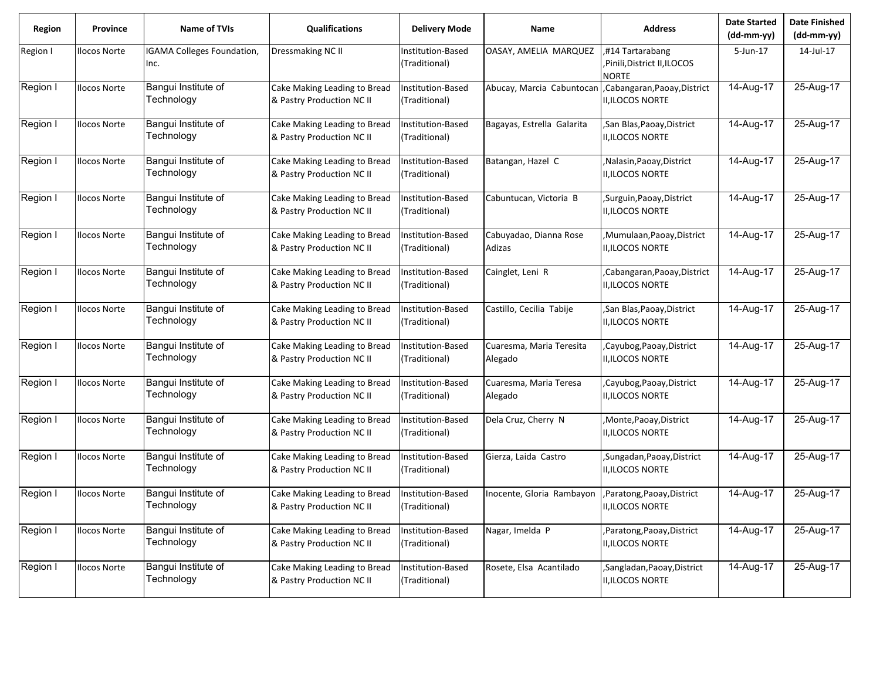| Region | Province | Name of TVIs | Qualifications | Delivery Mode | Name | Address | Date Started (dd-mm-yy) | Date Finished (dd-mm-yy) |
|---|---|---|---|---|---|---|---|---|
| Region I | Ilocos Norte | IGAMA Colleges Foundation, Inc. | Dressmaking NC II | Institution-Based (Traditional) | OASAY, AMELIA MARQUEZ | ,#14 Tartarabang ,Pinili,District II,ILOCOS NORTE | 5-Jun-17 | 14-Jul-17 |
| Region I | Ilocos Norte | Bangui Institute of Technology | Cake Making Leading to Bread & Pastry Production NC II | Institution-Based (Traditional) | Abucay, Marcia Cabuntocan | ,Cabangaran,Paoay,District II,ILOCOS NORTE | 14-Aug-17 | 25-Aug-17 |
| Region I | Ilocos Norte | Bangui Institute of Technology | Cake Making Leading to Bread & Pastry Production NC II | Institution-Based (Traditional) | Bagayas, Estrella Galarita | ,San Blas,Paoay,District II,ILOCOS NORTE | 14-Aug-17 | 25-Aug-17 |
| Region I | Ilocos Norte | Bangui Institute of Technology | Cake Making Leading to Bread & Pastry Production NC II | Institution-Based (Traditional) | Batangan, Hazel C | ,Nalasin,Paoay,District II,ILOCOS NORTE | 14-Aug-17 | 25-Aug-17 |
| Region I | Ilocos Norte | Bangui Institute of Technology | Cake Making Leading to Bread & Pastry Production NC II | Institution-Based (Traditional) | Cabuntucan, Victoria B | ,Surguin,Paoay,District II,ILOCOS NORTE | 14-Aug-17 | 25-Aug-17 |
| Region I | Ilocos Norte | Bangui Institute of Technology | Cake Making Leading to Bread & Pastry Production NC II | Institution-Based (Traditional) | Cabuyadao, Dianna Rose Adizas | ,Mumulaan,Paoay,District II,ILOCOS NORTE | 14-Aug-17 | 25-Aug-17 |
| Region I | Ilocos Norte | Bangui Institute of Technology | Cake Making Leading to Bread & Pastry Production NC II | Institution-Based (Traditional) | Cainglet, Leni R | ,Cabangaran,Paoay,District II,ILOCOS NORTE | 14-Aug-17 | 25-Aug-17 |
| Region I | Ilocos Norte | Bangui Institute of Technology | Cake Making Leading to Bread & Pastry Production NC II | Institution-Based (Traditional) | Castillo, Cecilia Tabije | ,San Blas,Paoay,District II,ILOCOS NORTE | 14-Aug-17 | 25-Aug-17 |
| Region I | Ilocos Norte | Bangui Institute of Technology | Cake Making Leading to Bread & Pastry Production NC II | Institution-Based (Traditional) | Cuaresma, Maria Teresita Alegado | ,Cayubog,Paoay,District II,ILOCOS NORTE | 14-Aug-17 | 25-Aug-17 |
| Region I | Ilocos Norte | Bangui Institute of Technology | Cake Making Leading to Bread & Pastry Production NC II | Institution-Based (Traditional) | Cuaresma, Maria Teresa Alegado | ,Cayubog,Paoay,District II,ILOCOS NORTE | 14-Aug-17 | 25-Aug-17 |
| Region I | Ilocos Norte | Bangui Institute of Technology | Cake Making Leading to Bread & Pastry Production NC II | Institution-Based (Traditional) | Dela Cruz, Cherry N | ,Monte,Paoay,District II,ILOCOS NORTE | 14-Aug-17 | 25-Aug-17 |
| Region I | Ilocos Norte | Bangui Institute of Technology | Cake Making Leading to Bread & Pastry Production NC II | Institution-Based (Traditional) | Gierza, Laida Castro | ,Sungadan,Paoay,District II,ILOCOS NORTE | 14-Aug-17 | 25-Aug-17 |
| Region I | Ilocos Norte | Bangui Institute of Technology | Cake Making Leading to Bread & Pastry Production NC II | Institution-Based (Traditional) | Inocente, Gloria Rambayon | ,Paratong,Paoay,District II,ILOCOS NORTE | 14-Aug-17 | 25-Aug-17 |
| Region I | Ilocos Norte | Bangui Institute of Technology | Cake Making Leading to Bread & Pastry Production NC II | Institution-Based (Traditional) | Nagar, Imelda P | ,Paratong,Paoay,District II,ILOCOS NORTE | 14-Aug-17 | 25-Aug-17 |
| Region I | Ilocos Norte | Bangui Institute of Technology | Cake Making Leading to Bread & Pastry Production NC II | Institution-Based (Traditional) | Rosete, Elsa Acantilado | ,Sangladan,Paoay,District II,ILOCOS NORTE | 14-Aug-17 | 25-Aug-17 |